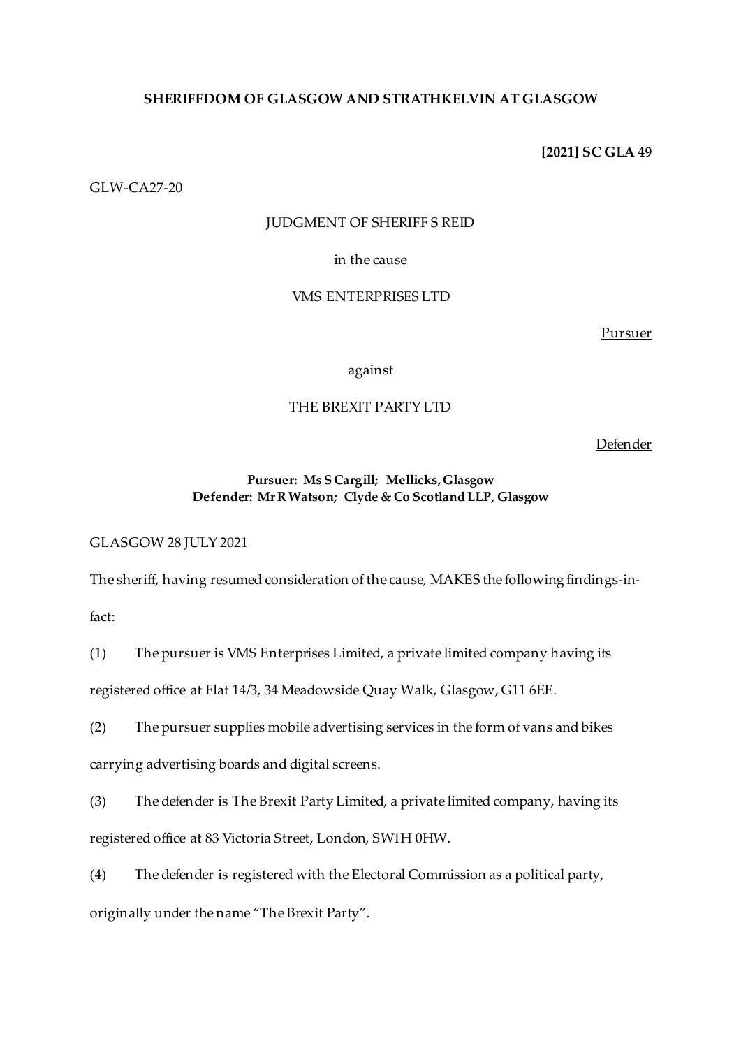**SHERIFFDOM OF GLASGOW AND STRATHKELVIN AT GLASGOW**

**[2021] SC GLA 49**

GLW-CA27-20

JUDGMENT OF SHERIFF S REID

in the cause

VMS ENTERPRISES LTD

Pursuer

against

THE BREXIT PARTY LTD

Defender

**Pursuer: Ms S Cargill; Mellicks, Glasgow**
**Defender: Mr R Watson; Clyde & Co Scotland LLP, Glasgow**

GLASGOW 28 JULY 2021

The sheriff, having resumed consideration of the cause, MAKES the following findings-in-fact:

(1) The pursuer is VMS Enterprises Limited, a private limited company having its registered office at Flat 14/3, 34 Meadowside Quay Walk, Glasgow, G11 6EE.

(2) The pursuer supplies mobile advertising services in the form of vans and bikes carrying advertising boards and digital screens.

(3) The defender is The Brexit Party Limited, a private limited company, having its registered office at 83 Victoria Street, London, SW1H 0HW.

(4) The defender is registered with the Electoral Commission as a political party, originally under the name "The Brexit Party".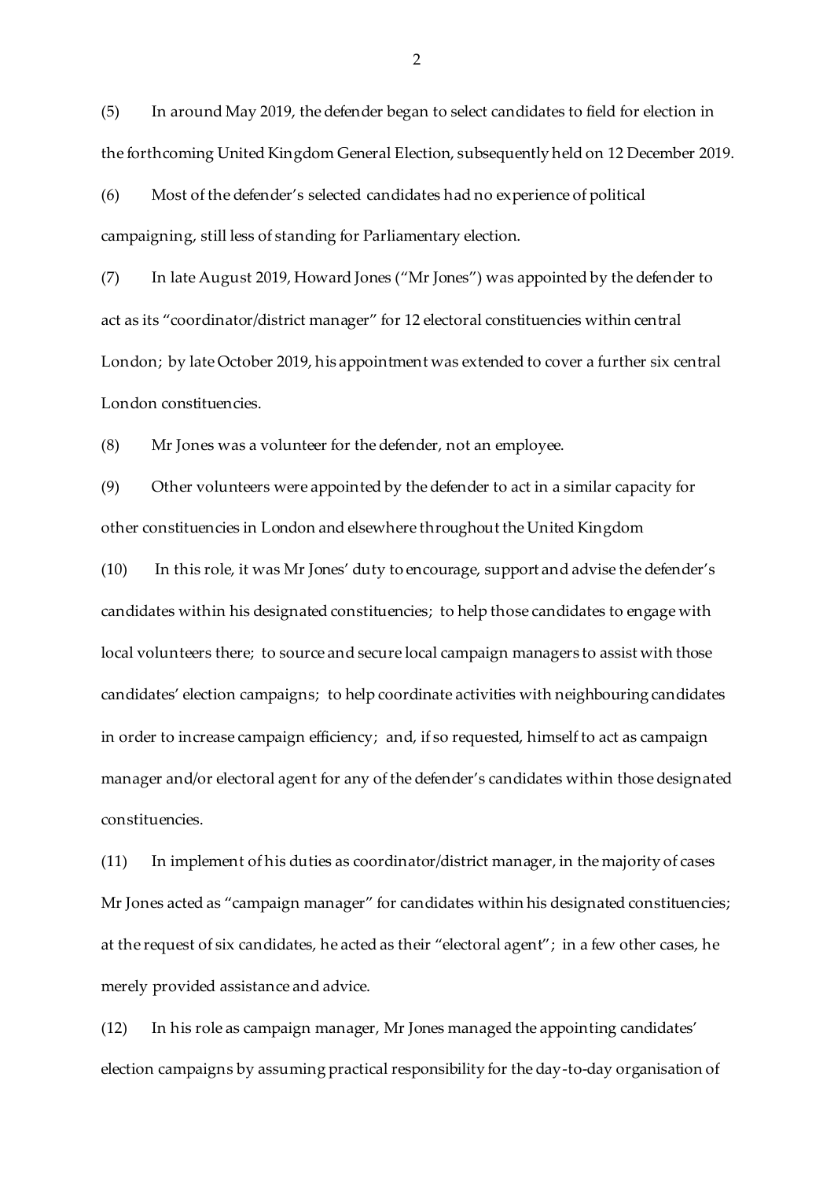(5) In around May 2019, the defender began to select candidates to field for election in the forthcoming United Kingdom General Election, subsequently held on 12 December 2019.

(6) Most of the defender's selected candidates had no experience of political campaigning, still less of standing for Parliamentary election.

(7) In late August 2019, Howard Jones ("Mr Jones") was appointed by the defender to act as its "coordinator/district manager" for 12 electoral constituencies within central London; by late October 2019, his appointment was extended to cover a further six central London constituencies.

(8) Mr Jones was a volunteer for the defender, not an employee.

(9) Other volunteers were appointed by the defender to act in a similar capacity for other constituencies in London and elsewhere throughout the United Kingdom

(10) In this role, it was Mr Jones' duty to encourage, support and advise the defender's candidates within his designated constituencies; to help those candidates to engage with local volunteers there; to source and secure local campaign managers to assist with those candidates' election campaigns; to help coordinate activities with neighbouring candidates in order to increase campaign efficiency; and, if so requested, himself to act as campaign manager and/or electoral agent for any of the defender's candidates within those designated constituencies.

(11) In implement of his duties as coordinator/district manager, in the majority of cases Mr Jones acted as "campaign manager" for candidates within his designated constituencies; at the request of six candidates, he acted as their "electoral agent"; in a few other cases, he merely provided assistance and advice.

(12) In his role as campaign manager, Mr Jones managed the appointing candidates' election campaigns by assuming practical responsibility for the day-to-day organisation of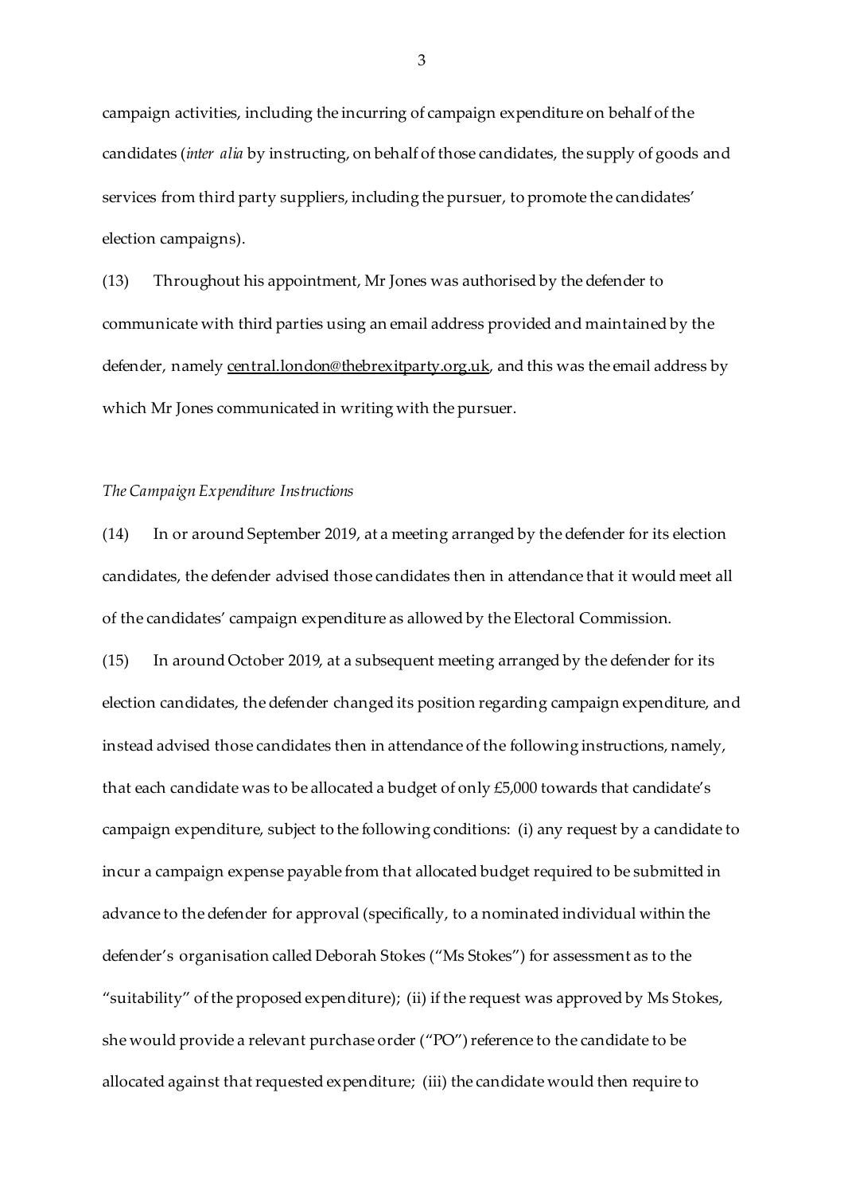campaign activities, including the incurring of campaign expenditure on behalf of the candidates (*inter alia* by instructing, on behalf of those candidates, the supply of goods and services from third party suppliers, including the pursuer, to promote the candidates' election campaigns).

(13) Throughout his appointment, Mr Jones was authorised by the defender to communicate with third parties using an email address provided and maintained by the defender, namely central.london@thebrexitparty.org.uk, and this was the email address by which Mr Jones communicated in writing with the pursuer.

*The Campaign Expenditure Instructions*

(14) In or around September 2019, at a meeting arranged by the defender for its election candidates, the defender advised those candidates then in attendance that it would meet all of the candidates' campaign expenditure as allowed by the Electoral Commission.

(15) In around October 2019, at a subsequent meeting arranged by the defender for its election candidates, the defender changed its position regarding campaign expenditure, and instead advised those candidates then in attendance of the following instructions, namely, that each candidate was to be allocated a budget of only £5,000 towards that candidate's campaign expenditure, subject to the following conditions: (i) any request by a candidate to incur a campaign expense payable from that allocated budget required to be submitted in advance to the defender for approval (specifically, to a nominated individual within the defender's organisation called Deborah Stokes ("Ms Stokes") for assessment as to the "suitability" of the proposed expenditure); (ii) if the request was approved by Ms Stokes, she would provide a relevant purchase order ("PO") reference to the candidate to be allocated against that requested expenditure; (iii) the candidate would then require to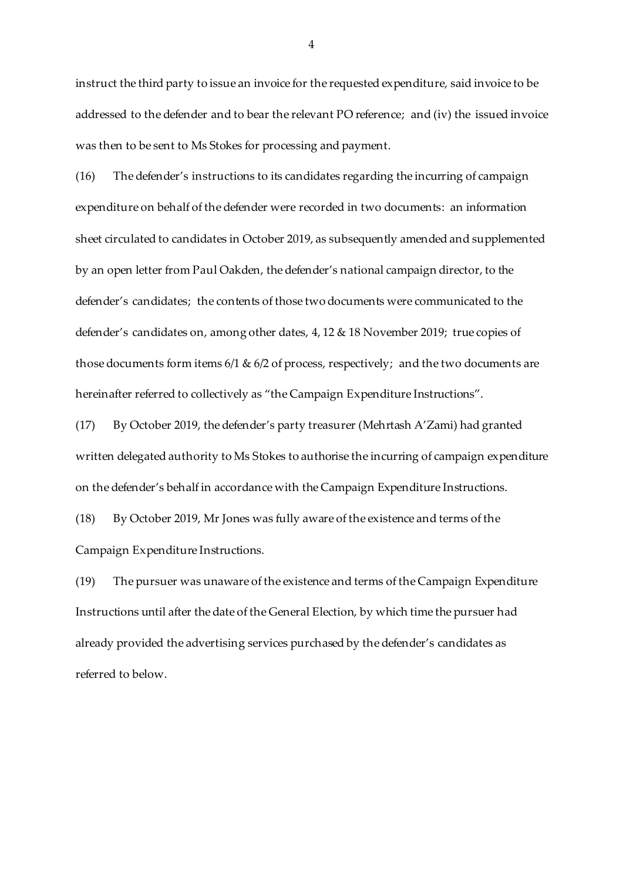instruct the third party to issue an invoice for the requested expenditure, said invoice to be addressed to the defender and to bear the relevant PO reference; and (iv) the issued invoice was then to be sent to Ms Stokes for processing and payment.

(16) The defender's instructions to its candidates regarding the incurring of campaign expenditure on behalf of the defender were recorded in two documents: an information sheet circulated to candidates in October 2019, as subsequently amended and supplemented by an open letter from Paul Oakden, the defender's national campaign director, to the defender's candidates; the contents of those two documents were communicated to the defender's candidates on, among other dates, 4, 12 & 18 November 2019; true copies of those documents form items 6/1 & 6/2 of process, respectively; and the two documents are hereinafter referred to collectively as "the Campaign Expenditure Instructions".

(17) By October 2019, the defender's party treasurer (Mehrtash A'Zami) had granted written delegated authority to Ms Stokes to authorise the incurring of campaign expenditure on the defender's behalf in accordance with the Campaign Expenditure Instructions.

(18) By October 2019, Mr Jones was fully aware of the existence and terms of the Campaign Expenditure Instructions.

(19) The pursuer was unaware of the existence and terms of the Campaign Expenditure Instructions until after the date of the General Election, by which time the pursuer had already provided the advertising services purchased by the defender's candidates as referred to below.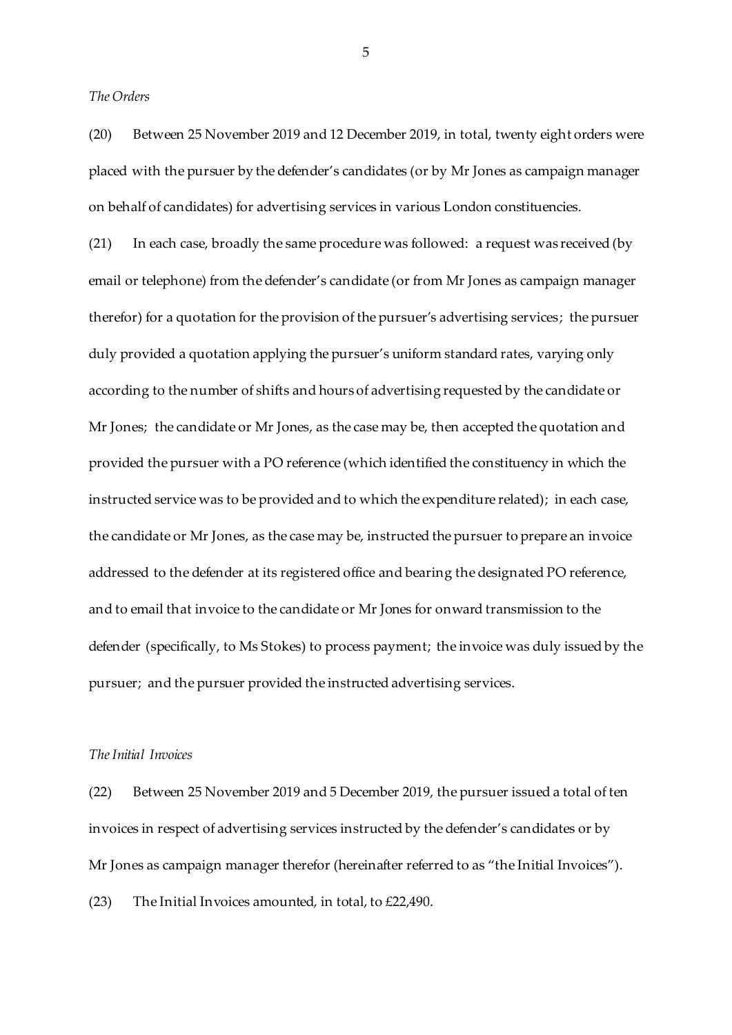*The Orders*

(20) Between 25 November 2019 and 12 December 2019, in total, twenty eight orders were placed with the pursuer by the defender's candidates (or by Mr Jones as campaign manager on behalf of candidates) for advertising services in various London constituencies.

(21) In each case, broadly the same procedure was followed: a request was received (by email or telephone) from the defender's candidate (or from Mr Jones as campaign manager therefor) for a quotation for the provision of the pursuer's advertising services; the pursuer duly provided a quotation applying the pursuer's uniform standard rates, varying only according to the number of shifts and hours of advertising requested by the candidate or Mr Jones; the candidate or Mr Jones, as the case may be, then accepted the quotation and provided the pursuer with a PO reference (which identified the constituency in which the instructed service was to be provided and to which the expenditure related); in each case, the candidate or Mr Jones, as the case may be, instructed the pursuer to prepare an invoice addressed to the defender at its registered office and bearing the designated PO reference, and to email that invoice to the candidate or Mr Jones for onward transmission to the defender (specifically, to Ms Stokes) to process payment; the invoice was duly issued by the pursuer; and the pursuer provided the instructed advertising services.

*The Initial Invoices*

(22) Between 25 November 2019 and 5 December 2019, the pursuer issued a total of ten invoices in respect of advertising services instructed by the defender's candidates or by Mr Jones as campaign manager therefor (hereinafter referred to as "the Initial Invoices").

(23) The Initial Invoices amounted, in total, to £22,490.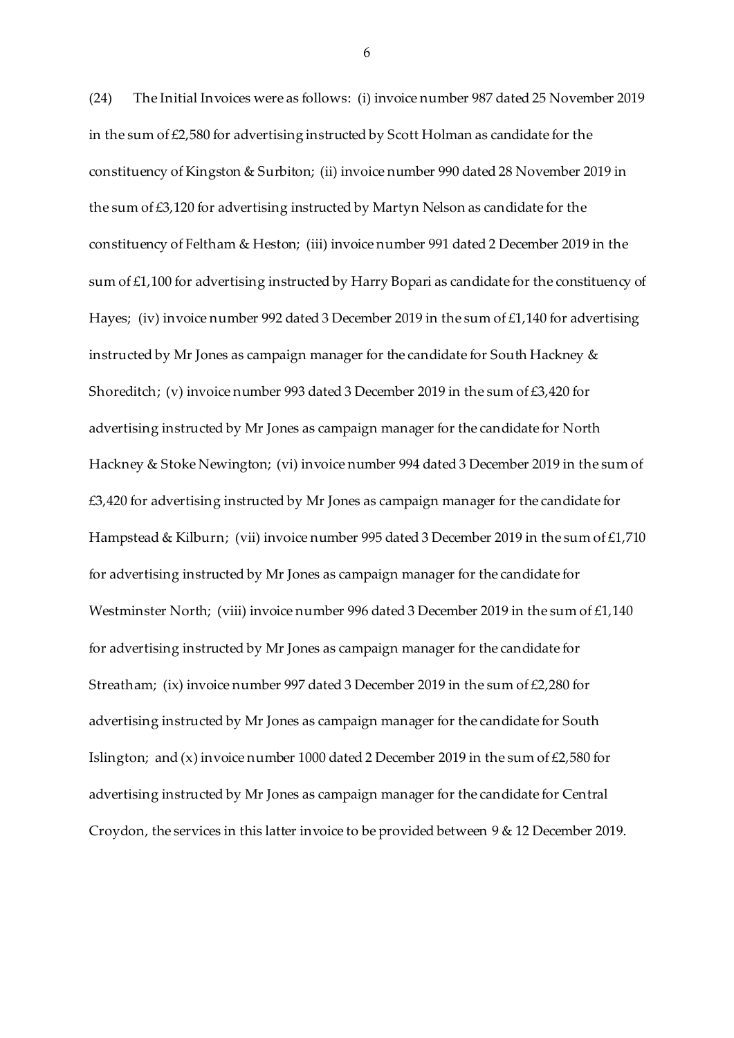(24) The Initial Invoices were as follows: (i) invoice number 987 dated 25 November 2019 in the sum of £2,580 for advertising instructed by Scott Holman as candidate for the constituency of Kingston & Surbiton; (ii) invoice number 990 dated 28 November 2019 in the sum of £3,120 for advertising instructed by Martyn Nelson as candidate for the constituency of Feltham & Heston; (iii) invoice number 991 dated 2 December 2019 in the sum of £1,100 for advertising instructed by Harry Bopari as candidate for the constituency of Hayes; (iv) invoice number 992 dated 3 December 2019 in the sum of £1,140 for advertising instructed by Mr Jones as campaign manager for the candidate for South Hackney & Shoreditch; (v) invoice number 993 dated 3 December 2019 in the sum of £3,420 for advertising instructed by Mr Jones as campaign manager for the candidate for North Hackney & Stoke Newington; (vi) invoice number 994 dated 3 December 2019 in the sum of £3,420 for advertising instructed by Mr Jones as campaign manager for the candidate for Hampstead & Kilburn; (vii) invoice number 995 dated 3 December 2019 in the sum of £1,710 for advertising instructed by Mr Jones as campaign manager for the candidate for Westminster North; (viii) invoice number 996 dated 3 December 2019 in the sum of £1,140 for advertising instructed by Mr Jones as campaign manager for the candidate for Streatham; (ix) invoice number 997 dated 3 December 2019 in the sum of £2,280 for advertising instructed by Mr Jones as campaign manager for the candidate for South Islington; and (x) invoice number 1000 dated 2 December 2019 in the sum of £2,580 for advertising instructed by Mr Jones as campaign manager for the candidate for Central Croydon, the services in this latter invoice to be provided between 9 & 12 December 2019.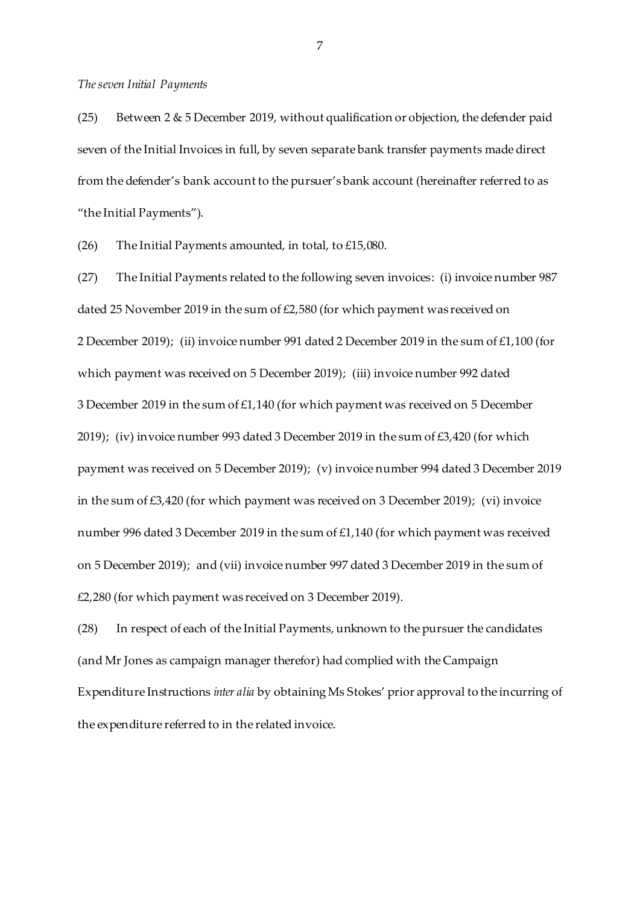*The seven Initial Payments*

(25) Between 2 & 5 December 2019, without qualification or objection, the defender paid seven of the Initial Invoices in full, by seven separate bank transfer payments made direct from the defender's bank account to the pursuer's bank account (hereinafter referred to as "the Initial Payments").

(26) The Initial Payments amounted, in total, to £15,080.

(27) The Initial Payments related to the following seven invoices: (i) invoice number 987 dated 25 November 2019 in the sum of £2,580 (for which payment was received on 2 December 2019); (ii) invoice number 991 dated 2 December 2019 in the sum of £1,100 (for which payment was received on 5 December 2019); (iii) invoice number 992 dated 3 December 2019 in the sum of £1,140 (for which payment was received on 5 December 2019); (iv) invoice number 993 dated 3 December 2019 in the sum of £3,420 (for which payment was received on 5 December 2019); (v) invoice number 994 dated 3 December 2019 in the sum of £3,420 (for which payment was received on 3 December 2019); (vi) invoice number 996 dated 3 December 2019 in the sum of £1,140 (for which payment was received on 5 December 2019); and (vii) invoice number 997 dated 3 December 2019 in the sum of £2,280 (for which payment was received on 3 December 2019).

(28) In respect of each of the Initial Payments, unknown to the pursuer the candidates (and Mr Jones as campaign manager therefor) had complied with the Campaign Expenditure Instructions *inter alia* by obtaining Ms Stokes' prior approval to the incurring of the expenditure referred to in the related invoice.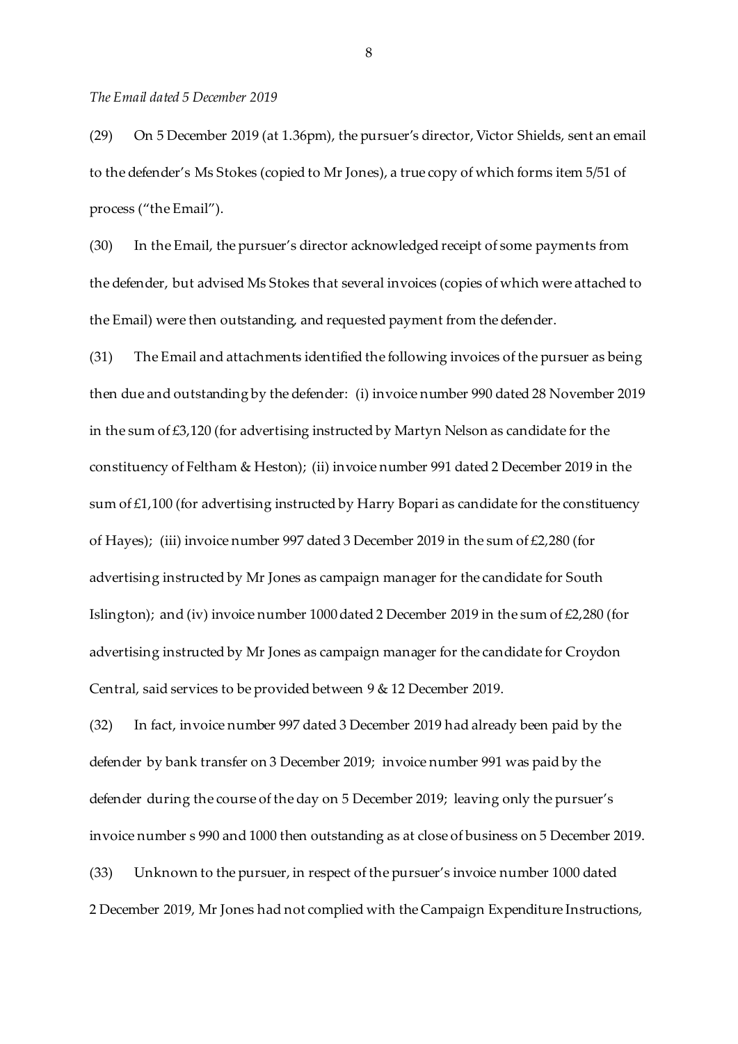*The Email dated 5 December 2019*

(29) On 5 December 2019 (at 1.36pm), the pursuer's director, Victor Shields, sent an email to the defender's Ms Stokes (copied to Mr Jones), a true copy of which forms item 5/51 of process ("the Email").

(30) In the Email, the pursuer's director acknowledged receipt of some payments from the defender, but advised Ms Stokes that several invoices (copies of which were attached to the Email) were then outstanding, and requested payment from the defender.

(31) The Email and attachments identified the following invoices of the pursuer as being then due and outstanding by the defender: (i) invoice number 990 dated 28 November 2019 in the sum of £3,120 (for advertising instructed by Martyn Nelson as candidate for the constituency of Feltham & Heston); (ii) invoice number 991 dated 2 December 2019 in the sum of £1,100 (for advertising instructed by Harry Bopari as candidate for the constituency of Hayes); (iii) invoice number 997 dated 3 December 2019 in the sum of £2,280 (for advertising instructed by Mr Jones as campaign manager for the candidate for South Islington); and (iv) invoice number 1000 dated 2 December 2019 in the sum of £2,280 (for advertising instructed by Mr Jones as campaign manager for the candidate for Croydon Central, said services to be provided between 9 & 12 December 2019.

(32) In fact, invoice number 997 dated 3 December 2019 had already been paid by the defender by bank transfer on 3 December 2019; invoice number 991 was paid by the defender during the course of the day on 5 December 2019; leaving only the pursuer's invoice number s 990 and 1000 then outstanding as at close of business on 5 December 2019.

(33) Unknown to the pursuer, in respect of the pursuer's invoice number 1000 dated 2 December 2019, Mr Jones had not complied with the Campaign Expenditure Instructions,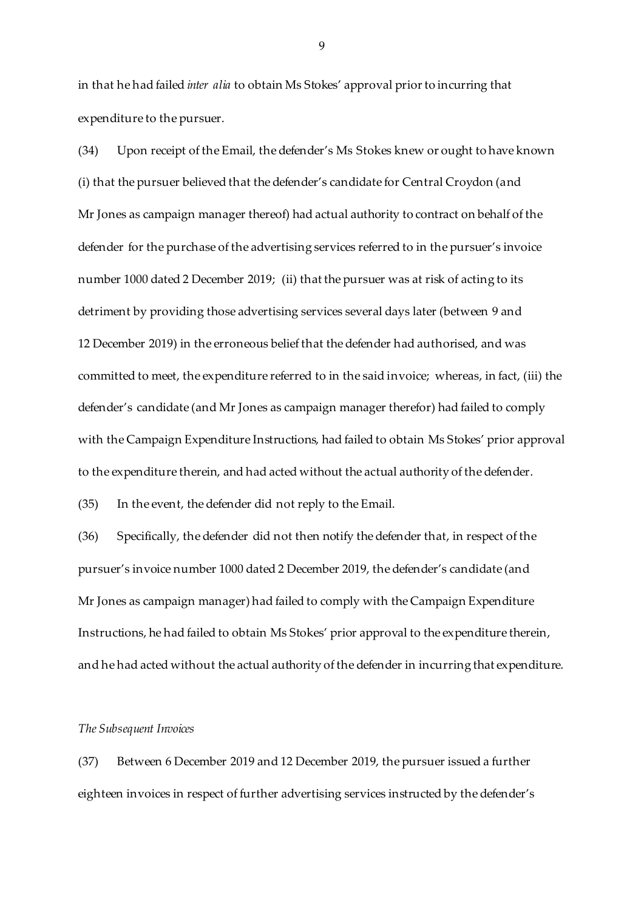in that he had failed *inter alia* to obtain Ms Stokes' approval prior to incurring that expenditure to the pursuer.

(34) Upon receipt of the Email, the defender's Ms Stokes knew or ought to have known (i) that the pursuer believed that the defender's candidate for Central Croydon (and Mr Jones as campaign manager thereof) had actual authority to contract on behalf of the defender for the purchase of the advertising services referred to in the pursuer's invoice number 1000 dated 2 December 2019; (ii) that the pursuer was at risk of acting to its detriment by providing those advertising services several days later (between 9 and 12 December 2019) in the erroneous belief that the defender had authorised, and was committed to meet, the expenditure referred to in the said invoice; whereas, in fact, (iii) the defender's candidate (and Mr Jones as campaign manager therefor) had failed to comply with the Campaign Expenditure Instructions, had failed to obtain Ms Stokes' prior approval to the expenditure therein, and had acted without the actual authority of the defender.

(35) In the event, the defender did not reply to the Email.

(36) Specifically, the defender did not then notify the defender that, in respect of the pursuer's invoice number 1000 dated 2 December 2019, the defender's candidate (and Mr Jones as campaign manager) had failed to comply with the Campaign Expenditure Instructions, he had failed to obtain Ms Stokes' prior approval to the expenditure therein, and he had acted without the actual authority of the defender in incurring that expenditure.

*The Subsequent Invoices*

(37) Between 6 December 2019 and 12 December 2019, the pursuer issued a further eighteen invoices in respect of further advertising services instructed by the defender's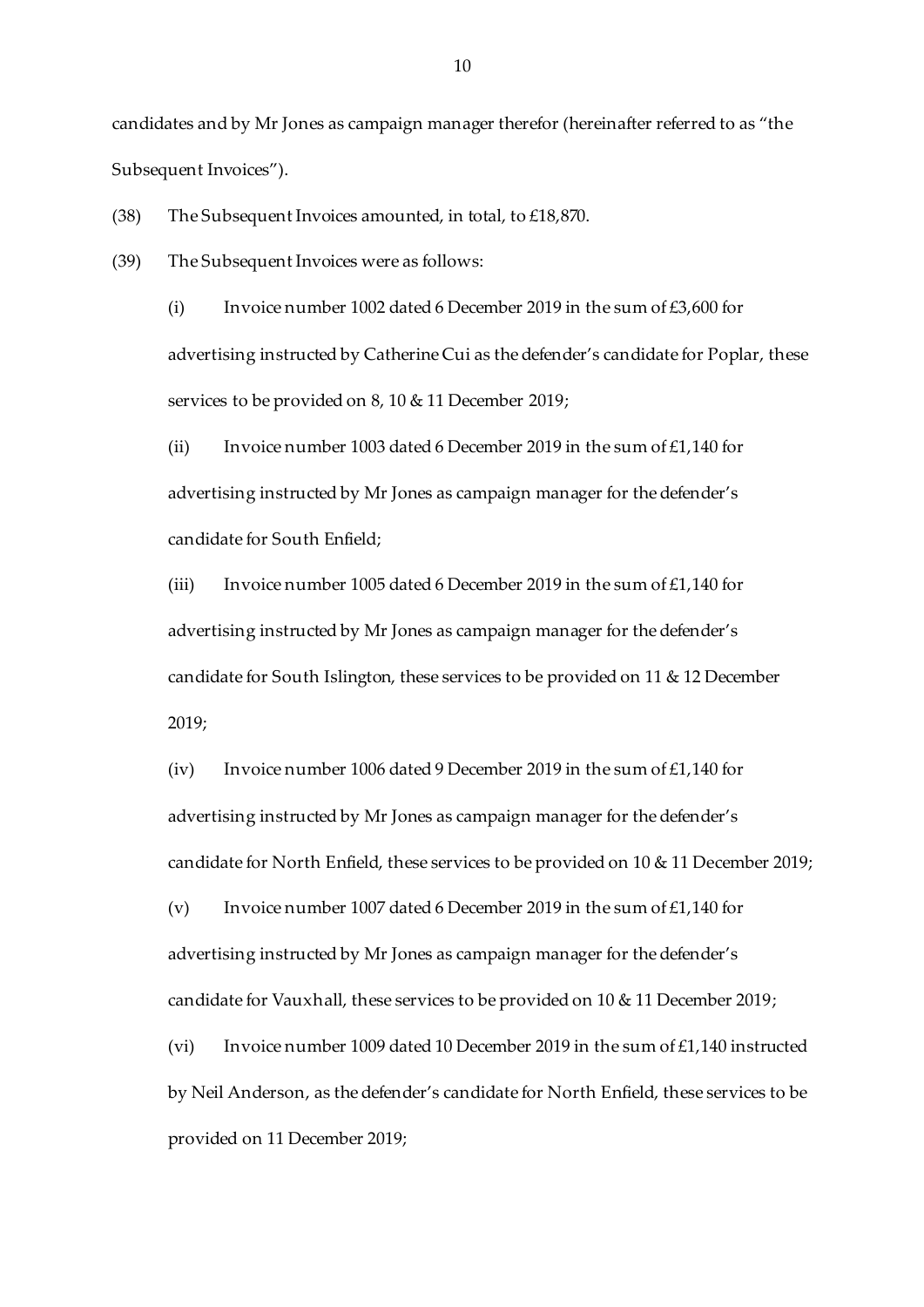candidates and by Mr Jones as campaign manager therefor (hereinafter referred to as "the Subsequent Invoices").

(38) The Subsequent Invoices amounted, in total, to £18,870.

(39) The Subsequent Invoices were as follows:

(i) Invoice number 1002 dated 6 December 2019 in the sum of £3,600 for advertising instructed by Catherine Cui as the defender's candidate for Poplar, these services to be provided on 8, 10 & 11 December 2019;

(ii) Invoice number 1003 dated 6 December 2019 in the sum of £1,140 for advertising instructed by Mr Jones as campaign manager for the defender's candidate for South Enfield;

(iii) Invoice number 1005 dated 6 December 2019 in the sum of £1,140 for advertising instructed by Mr Jones as campaign manager for the defender's candidate for South Islington, these services to be provided on 11 & 12 December 2019;

(iv) Invoice number 1006 dated 9 December 2019 in the sum of £1,140 for advertising instructed by Mr Jones as campaign manager for the defender's candidate for North Enfield, these services to be provided on 10 & 11 December 2019;

(v) Invoice number 1007 dated 6 December 2019 in the sum of £1,140 for advertising instructed by Mr Jones as campaign manager for the defender's candidate for Vauxhall, these services to be provided on 10 & 11 December 2019;

(vi) Invoice number 1009 dated 10 December 2019 in the sum of £1,140 instructed by Neil Anderson, as the defender's candidate for North Enfield, these services to be provided on 11 December 2019;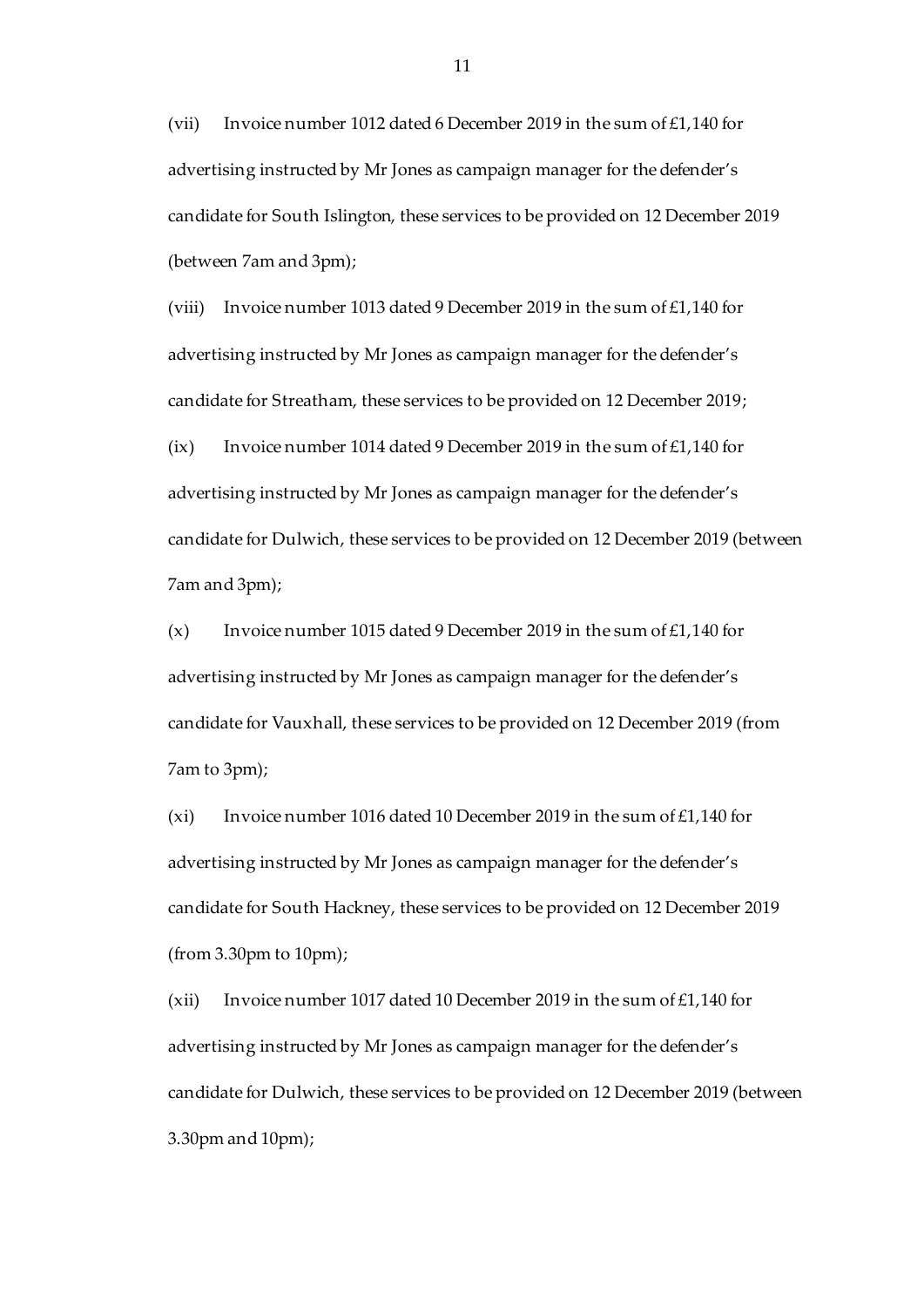(vii) Invoice number 1012 dated 6 December 2019 in the sum of £1,140 for advertising instructed by Mr Jones as campaign manager for the defender's candidate for South Islington, these services to be provided on 12 December 2019 (between 7am and 3pm);

(viii) Invoice number 1013 dated 9 December 2019 in the sum of £1,140 for advertising instructed by Mr Jones as campaign manager for the defender's candidate for Streatham, these services to be provided on 12 December 2019;

(ix) Invoice number 1014 dated 9 December 2019 in the sum of £1,140 for advertising instructed by Mr Jones as campaign manager for the defender's candidate for Dulwich, these services to be provided on 12 December 2019 (between 7am and 3pm);

(x) Invoice number 1015 dated 9 December 2019 in the sum of £1,140 for advertising instructed by Mr Jones as campaign manager for the defender's candidate for Vauxhall, these services to be provided on 12 December 2019 (from 7am to 3pm);

(xi) Invoice number 1016 dated 10 December 2019 in the sum of £1,140 for advertising instructed by Mr Jones as campaign manager for the defender's candidate for South Hackney, these services to be provided on 12 December 2019 (from 3.30pm to 10pm);

(xii) Invoice number 1017 dated 10 December 2019 in the sum of £1,140 for advertising instructed by Mr Jones as campaign manager for the defender's candidate for Dulwich, these services to be provided on 12 December 2019 (between 3.30pm and 10pm);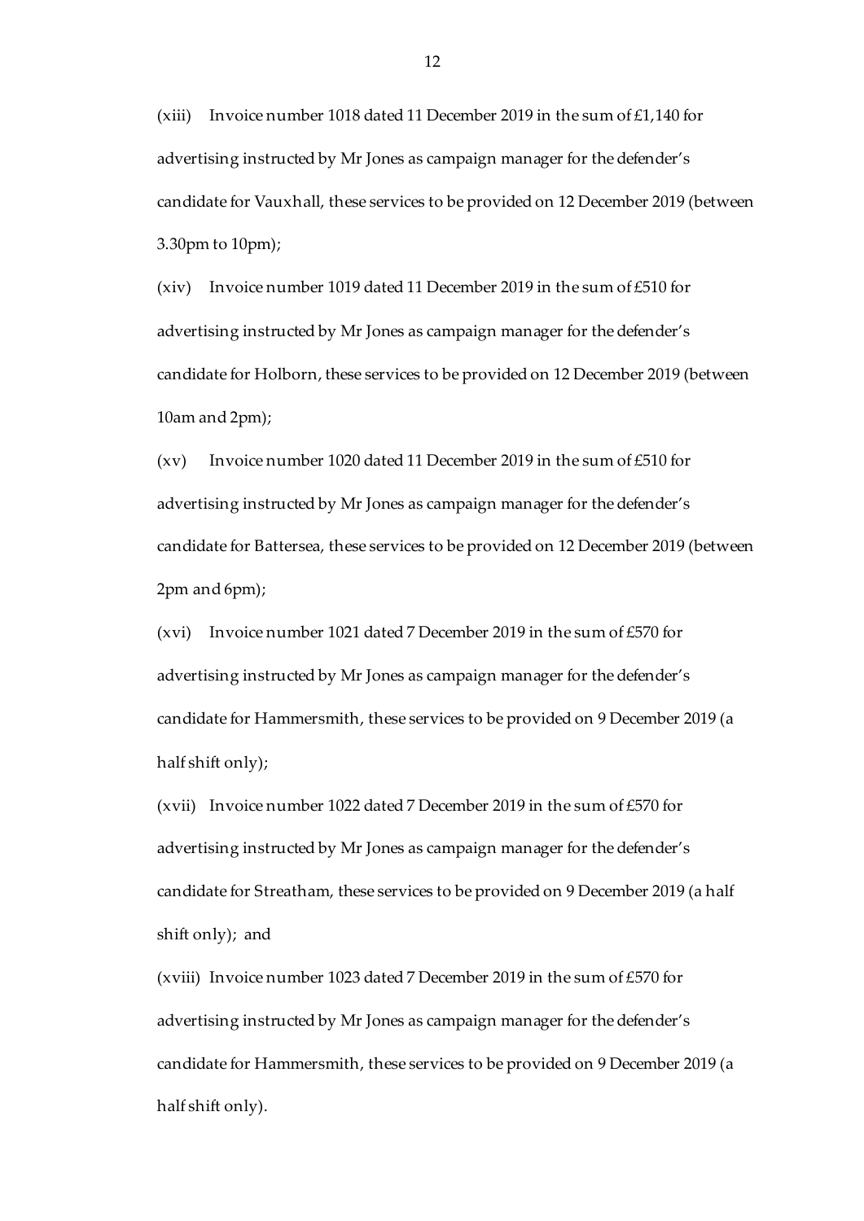(xiii) Invoice number 1018 dated 11 December 2019 in the sum of £1,140 for advertising instructed by Mr Jones as campaign manager for the defender's candidate for Vauxhall, these services to be provided on 12 December 2019 (between 3.30pm to 10pm);

(xiv) Invoice number 1019 dated 11 December 2019 in the sum of £510 for advertising instructed by Mr Jones as campaign manager for the defender's candidate for Holborn, these services to be provided on 12 December 2019 (between 10am and 2pm);

(xv) Invoice number 1020 dated 11 December 2019 in the sum of £510 for advertising instructed by Mr Jones as campaign manager for the defender's candidate for Battersea, these services to be provided on 12 December 2019 (between 2pm and 6pm);

(xvi) Invoice number 1021 dated 7 December 2019 in the sum of £570 for advertising instructed by Mr Jones as campaign manager for the defender's candidate for Hammersmith, these services to be provided on 9 December 2019 (a half shift only);

(xvii) Invoice number 1022 dated 7 December 2019 in the sum of £570 for advertising instructed by Mr Jones as campaign manager for the defender's candidate for Streatham, these services to be provided on 9 December 2019 (a half shift only); and

(xviii) Invoice number 1023 dated 7 December 2019 in the sum of £570 for advertising instructed by Mr Jones as campaign manager for the defender's candidate for Hammersmith, these services to be provided on 9 December 2019 (a half shift only).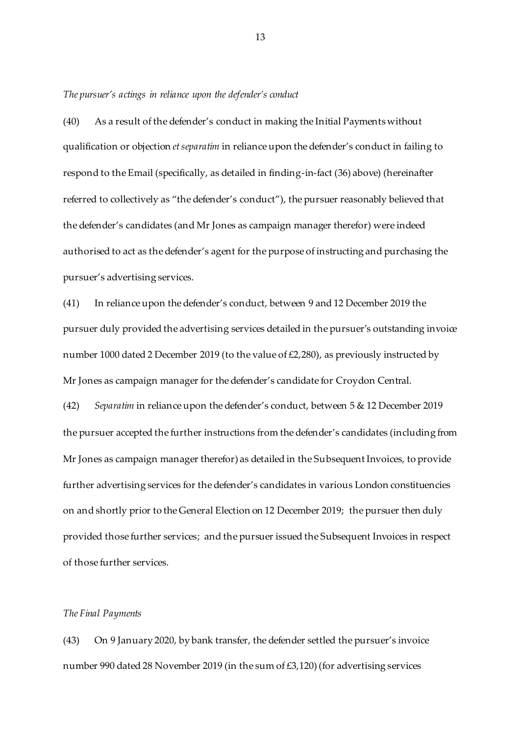*The pursuer's actings in reliance upon the defender's conduct*

(40) As a result of the defender's conduct in making the Initial Payments without qualification or objection *et separatim* in reliance upon the defender's conduct in failing to respond to the Email (specifically, as detailed in finding-in-fact (36) above) (hereinafter referred to collectively as "the defender's conduct"), the pursuer reasonably believed that the defender's candidates (and Mr Jones as campaign manager therefor) were indeed authorised to act as the defender's agent for the purpose of instructing and purchasing the pursuer's advertising services.

(41) In reliance upon the defender's conduct, between 9 and 12 December 2019 the pursuer duly provided the advertising services detailed in the pursuer's outstanding invoice number 1000 dated 2 December 2019 (to the value of £2,280), as previously instructed by Mr Jones as campaign manager for the defender's candidate for Croydon Central.

(42) *Separatim* in reliance upon the defender's conduct, between 5 & 12 December 2019 the pursuer accepted the further instructions from the defender's candidates (including from Mr Jones as campaign manager therefor) as detailed in the Subsequent Invoices, to provide further advertising services for the defender's candidates in various London constituencies on and shortly prior to the General Election on 12 December 2019; the pursuer then duly provided those further services; and the pursuer issued the Subsequent Invoices in respect of those further services.

*The Final Payments*

(43) On 9 January 2020, by bank transfer, the defender settled the pursuer's invoice number 990 dated 28 November 2019 (in the sum of £3,120) (for advertising services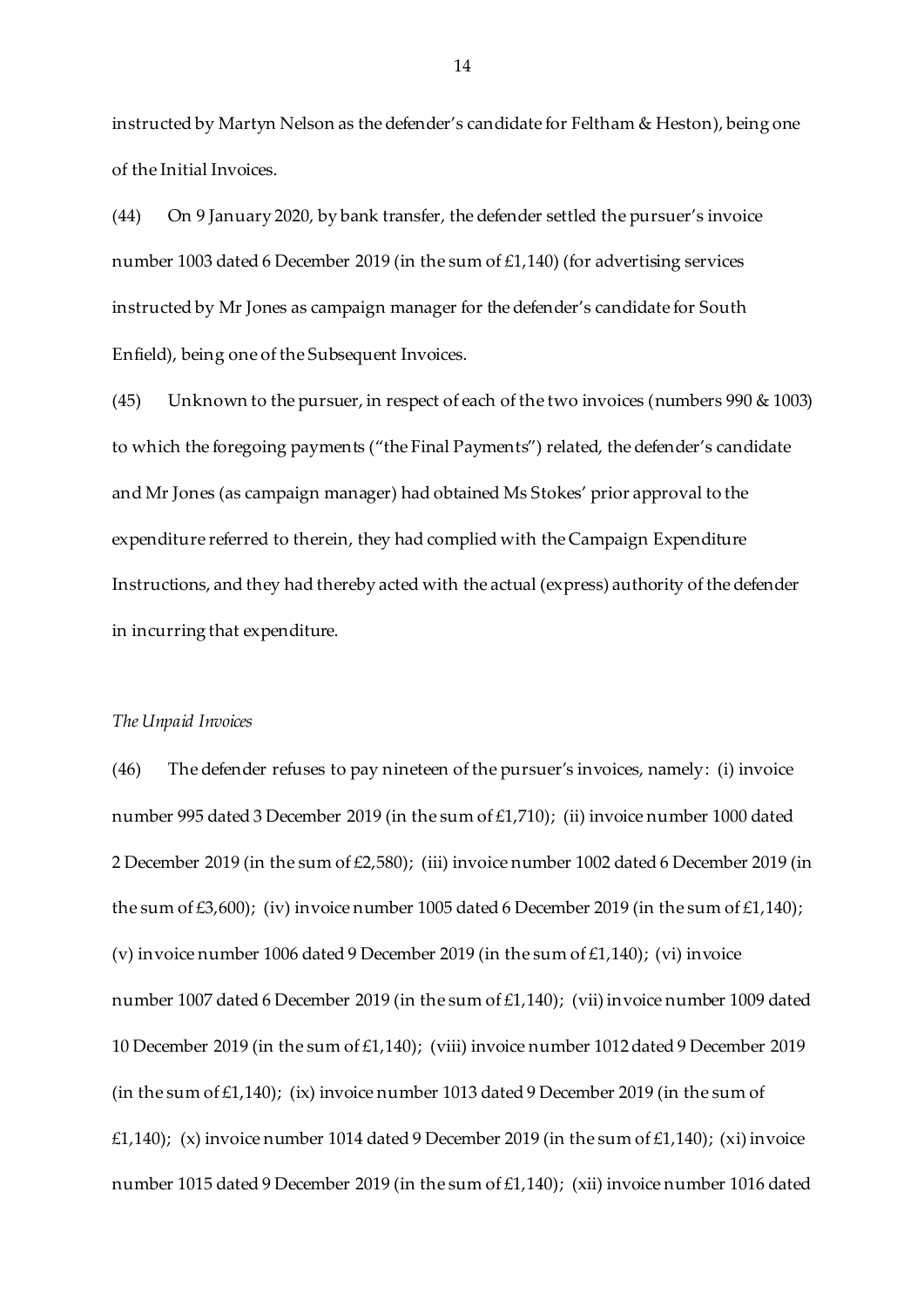instructed by Martyn Nelson as the defender's candidate for Feltham & Heston), being one of the Initial Invoices.

(44) On 9 January 2020, by bank transfer, the defender settled the pursuer's invoice number 1003 dated 6 December 2019 (in the sum of £1,140) (for advertising services instructed by Mr Jones as campaign manager for the defender's candidate for South Enfield), being one of the Subsequent Invoices.

(45) Unknown to the pursuer, in respect of each of the two invoices (numbers 990 & 1003) to which the foregoing payments ("the Final Payments") related, the defender's candidate and Mr Jones (as campaign manager) had obtained Ms Stokes' prior approval to the expenditure referred to therein, they had complied with the Campaign Expenditure Instructions, and they had thereby acted with the actual (express) authority of the defender in incurring that expenditure.

*The Unpaid Invoices*

(46) The defender refuses to pay nineteen of the pursuer's invoices, namely: (i) invoice number 995 dated 3 December 2019 (in the sum of £1,710); (ii) invoice number 1000 dated 2 December 2019 (in the sum of £2,580); (iii) invoice number 1002 dated 6 December 2019 (in the sum of £3,600); (iv) invoice number 1005 dated 6 December 2019 (in the sum of £1,140); (v) invoice number 1006 dated 9 December 2019 (in the sum of £1,140); (vi) invoice number 1007 dated 6 December 2019 (in the sum of £1,140); (vii) invoice number 1009 dated 10 December 2019 (in the sum of £1,140); (viii) invoice number 1012 dated 9 December 2019 (in the sum of £1,140); (ix) invoice number 1013 dated 9 December 2019 (in the sum of £1,140); (x) invoice number 1014 dated 9 December 2019 (in the sum of £1,140); (xi) invoice number 1015 dated 9 December 2019 (in the sum of £1,140); (xii) invoice number 1016 dated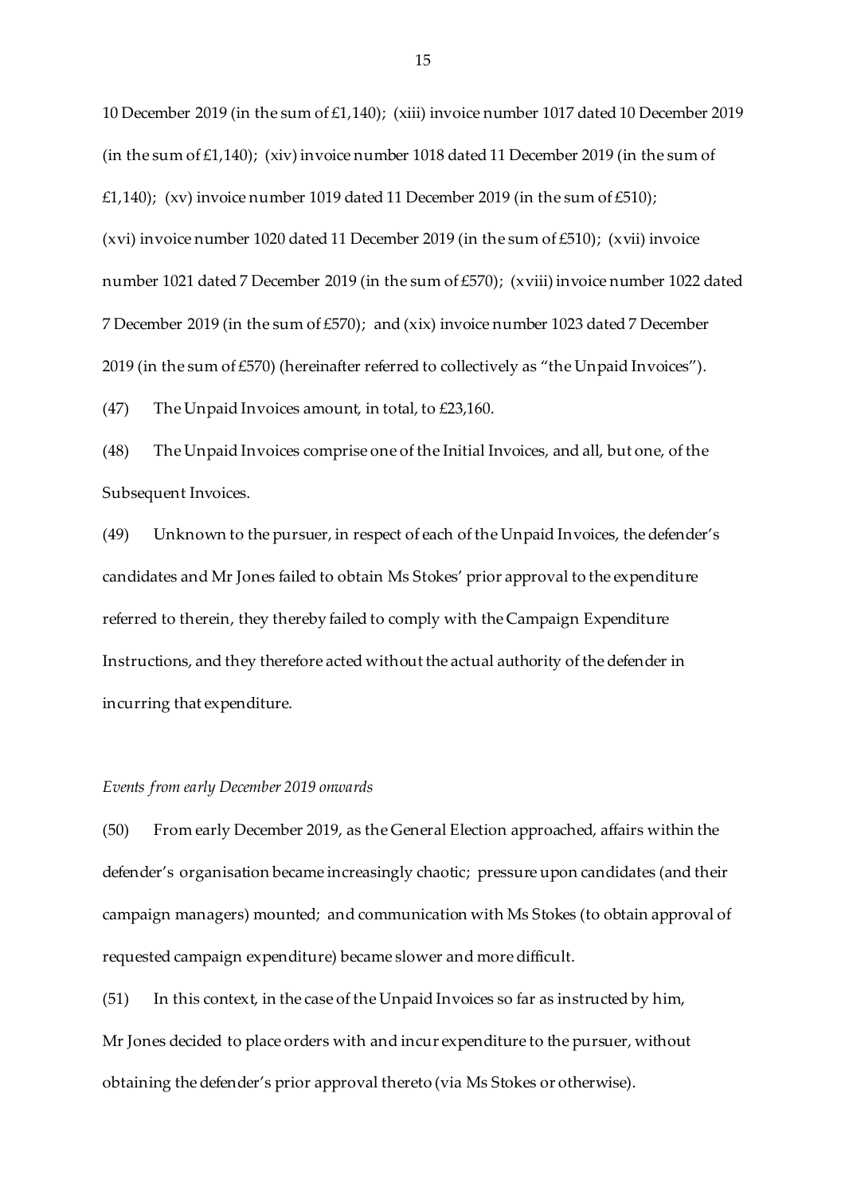10 December 2019 (in the sum of £1,140); (xiii) invoice number 1017 dated 10 December 2019 (in the sum of £1,140); (xiv) invoice number 1018 dated 11 December 2019 (in the sum of £1,140); (xv) invoice number 1019 dated 11 December 2019 (in the sum of £510); (xvi) invoice number 1020 dated 11 December 2019 (in the sum of £510); (xvii) invoice number 1021 dated 7 December 2019 (in the sum of £570); (xviii) invoice number 1022 dated 7 December 2019 (in the sum of £570); and (xix) invoice number 1023 dated 7 December 2019 (in the sum of £570) (hereinafter referred to collectively as "the Unpaid Invoices").

(47) The Unpaid Invoices amount, in total, to £23,160.

(48) The Unpaid Invoices comprise one of the Initial Invoices, and all, but one, of the Subsequent Invoices.

(49) Unknown to the pursuer, in respect of each of the Unpaid Invoices, the defender's candidates and Mr Jones failed to obtain Ms Stokes' prior approval to the expenditure referred to therein, they thereby failed to comply with the Campaign Expenditure Instructions, and they therefore acted without the actual authority of the defender in incurring that expenditure.

*Events from early December 2019 onwards*

(50) From early December 2019, as the General Election approached, affairs within the defender's organisation became increasingly chaotic; pressure upon candidates (and their campaign managers) mounted; and communication with Ms Stokes (to obtain approval of requested campaign expenditure) became slower and more difficult.

(51) In this context, in the case of the Unpaid Invoices so far as instructed by him, Mr Jones decided to place orders with and incur expenditure to the pursuer, without obtaining the defender's prior approval thereto (via Ms Stokes or otherwise).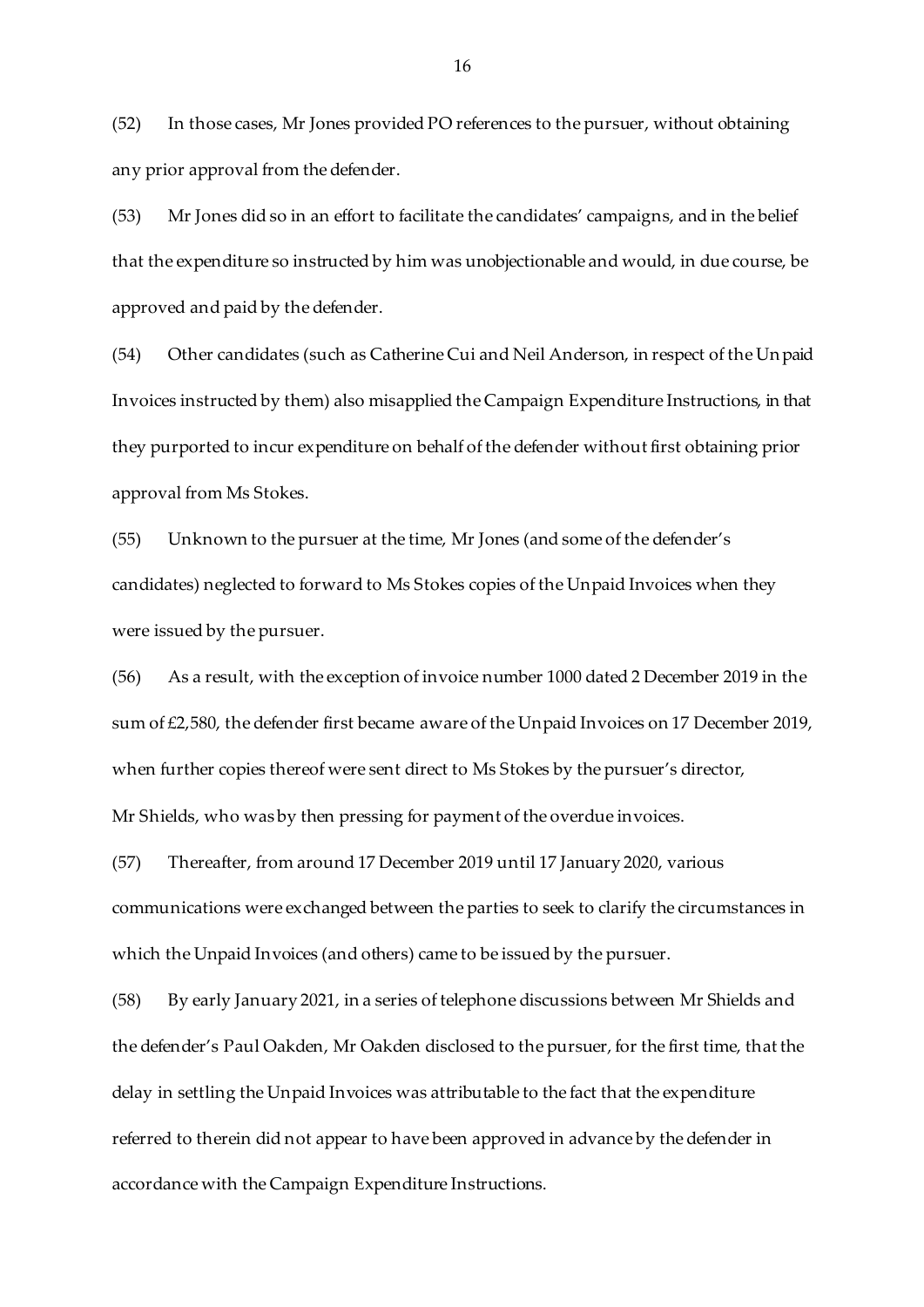(52) In those cases, Mr Jones provided PO references to the pursuer, without obtaining any prior approval from the defender.

(53) Mr Jones did so in an effort to facilitate the candidates' campaigns, and in the belief that the expenditure so instructed by him was unobjectionable and would, in due course, be approved and paid by the defender.

(54) Other candidates (such as Catherine Cui and Neil Anderson, in respect of the Unpaid Invoices instructed by them) also misapplied the Campaign Expenditure Instructions, in that they purported to incur expenditure on behalf of the defender without first obtaining prior approval from Ms Stokes.

(55) Unknown to the pursuer at the time, Mr Jones (and some of the defender's candidates) neglected to forward to Ms Stokes copies of the Unpaid Invoices when they were issued by the pursuer.

(56) As a result, with the exception of invoice number 1000 dated 2 December 2019 in the sum of £2,580, the defender first became aware of the Unpaid Invoices on 17 December 2019, when further copies thereof were sent direct to Ms Stokes by the pursuer's director, Mr Shields, who was by then pressing for payment of the overdue invoices.

(57) Thereafter, from around 17 December 2019 until 17 January 2020, various communications were exchanged between the parties to seek to clarify the circumstances in which the Unpaid Invoices (and others) came to be issued by the pursuer.

(58) By early January 2021, in a series of telephone discussions between Mr Shields and the defender's Paul Oakden, Mr Oakden disclosed to the pursuer, for the first time, that the delay in settling the Unpaid Invoices was attributable to the fact that the expenditure referred to therein did not appear to have been approved in advance by the defender in accordance with the Campaign Expenditure Instructions.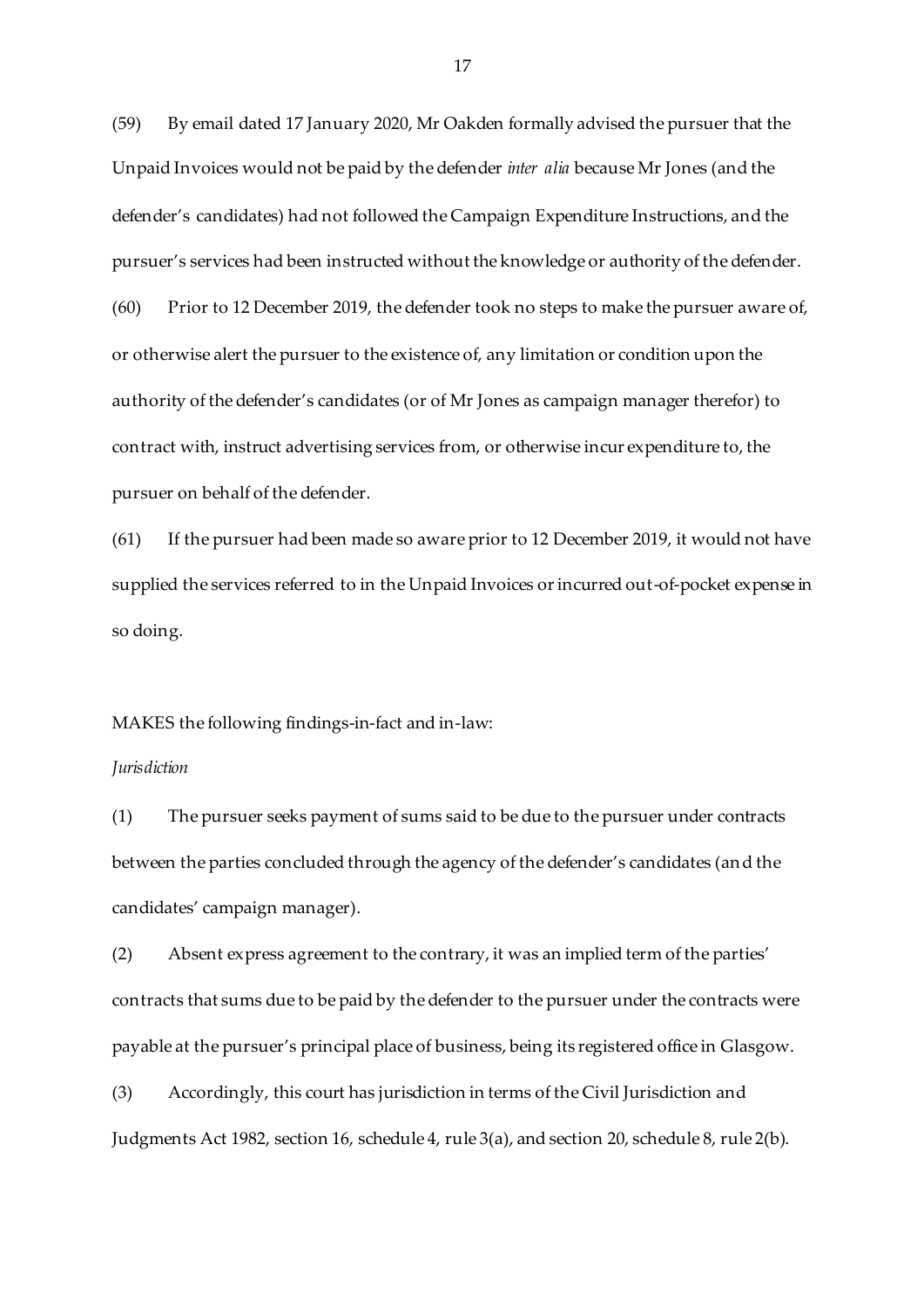(59) By email dated 17 January 2020, Mr Oakden formally advised the pursuer that the Unpaid Invoices would not be paid by the defender *inter alia* because Mr Jones (and the defender's candidates) had not followed the Campaign Expenditure Instructions, and the pursuer's services had been instructed without the knowledge or authority of the defender.

(60) Prior to 12 December 2019, the defender took no steps to make the pursuer aware of, or otherwise alert the pursuer to the existence of, any limitation or condition upon the authority of the defender's candidates (or of Mr Jones as campaign manager therefor) to contract with, instruct advertising services from, or otherwise incur expenditure to, the pursuer on behalf of the defender.

(61) If the pursuer had been made so aware prior to 12 December 2019, it would not have supplied the services referred to in the Unpaid Invoices or incurred out-of-pocket expense in so doing.

MAKES the following findings-in-fact and in-law:

*Jurisdiction*

(1) The pursuer seeks payment of sums said to be due to the pursuer under contracts between the parties concluded through the agency of the defender's candidates (and the candidates' campaign manager).

(2) Absent express agreement to the contrary, it was an implied term of the parties' contracts that sums due to be paid by the defender to the pursuer under the contracts were payable at the pursuer's principal place of business, being its registered office in Glasgow.

(3) Accordingly, this court has jurisdiction in terms of the Civil Jurisdiction and Judgments Act 1982, section 16, schedule 4, rule 3(a), and section 20, schedule 8, rule 2(b).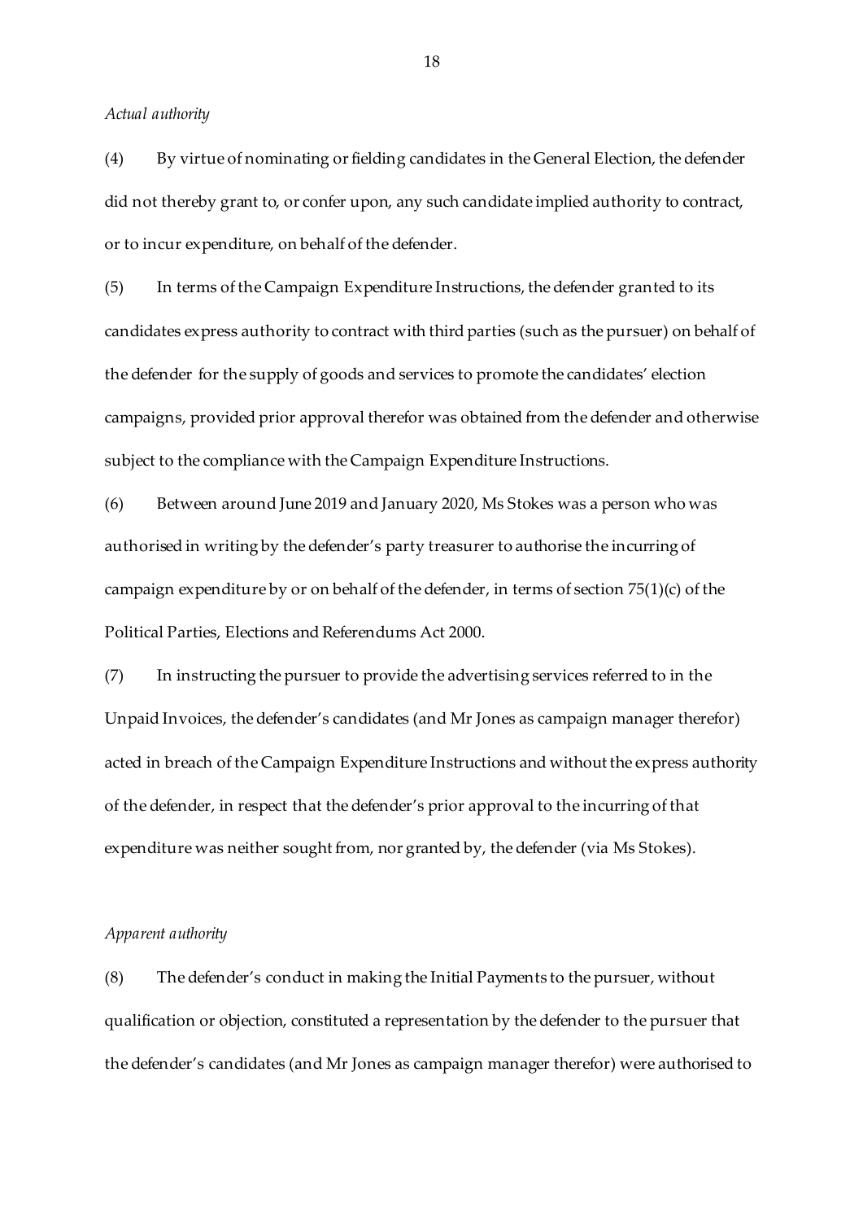*Actual authority*

(4) By virtue of nominating or fielding candidates in the General Election, the defender did not thereby grant to, or confer upon, any such candidate implied authority to contract, or to incur expenditure, on behalf of the defender.

(5) In terms of the Campaign Expenditure Instructions, the defender granted to its candidates express authority to contract with third parties (such as the pursuer) on behalf of the defender for the supply of goods and services to promote the candidates' election campaigns, provided prior approval therefor was obtained from the defender and otherwise subject to the compliance with the Campaign Expenditure Instructions.

(6) Between around June 2019 and January 2020, Ms Stokes was a person who was authorised in writing by the defender's party treasurer to authorise the incurring of campaign expenditure by or on behalf of the defender, in terms of section 75(1)(c) of the Political Parties, Elections and Referendums Act 2000.

(7) In instructing the pursuer to provide the advertising services referred to in the Unpaid Invoices, the defender's candidates (and Mr Jones as campaign manager therefor) acted in breach of the Campaign Expenditure Instructions and without the express authority of the defender, in respect that the defender's prior approval to the incurring of that expenditure was neither sought from, nor granted by, the defender (via Ms Stokes).

*Apparent authority*

(8) The defender's conduct in making the Initial Payments to the pursuer, without qualification or objection, constituted a representation by the defender to the pursuer that the defender's candidates (and Mr Jones as campaign manager therefor) were authorised to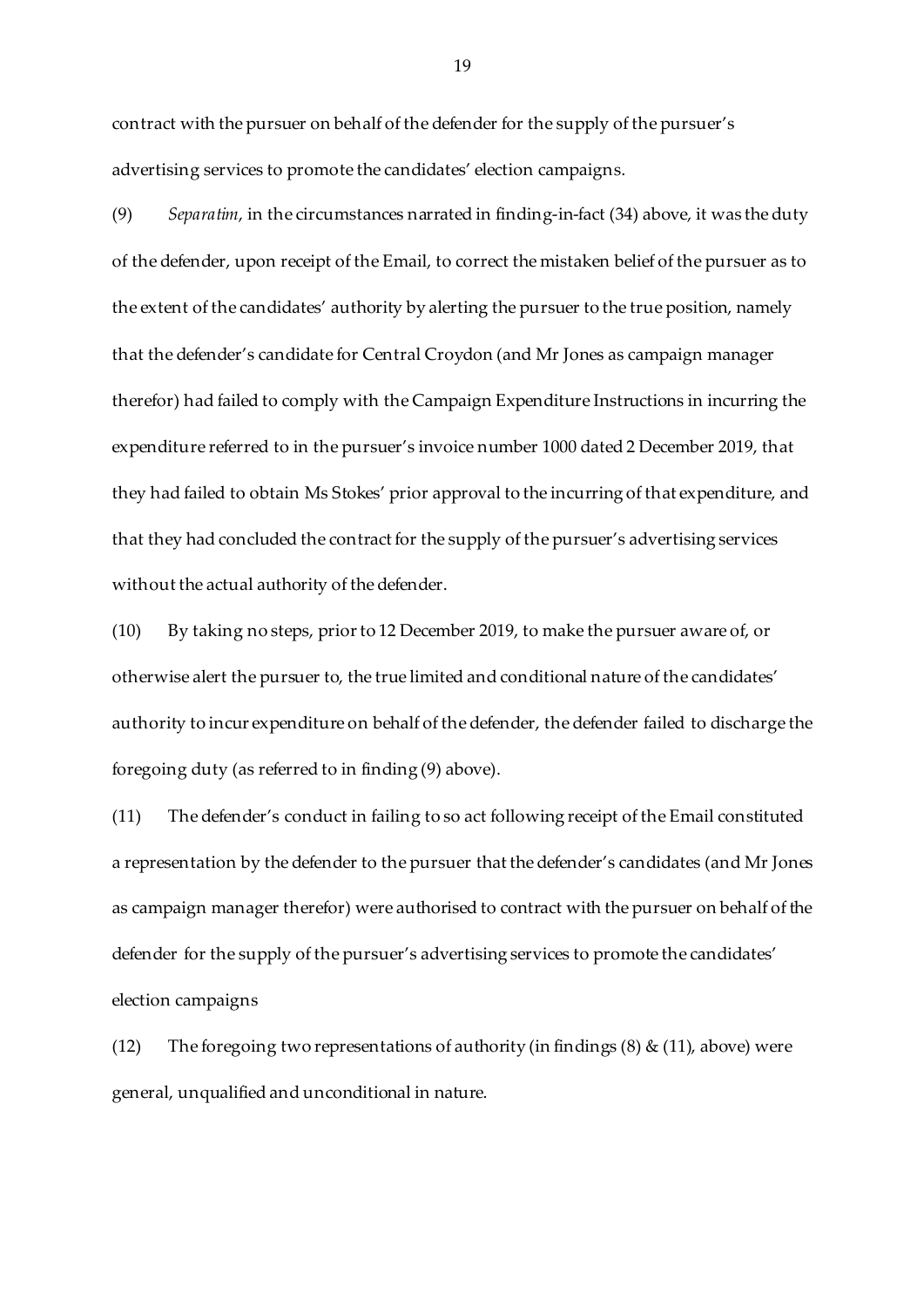contract with the pursuer on behalf of the defender for the supply of the pursuer's advertising services to promote the candidates' election campaigns.

(9) *Separatim*, in the circumstances narrated in finding-in-fact (34) above, it was the duty of the defender, upon receipt of the Email, to correct the mistaken belief of the pursuer as to the extent of the candidates' authority by alerting the pursuer to the true position, namely that the defender's candidate for Central Croydon (and Mr Jones as campaign manager therefor) had failed to comply with the Campaign Expenditure Instructions in incurring the expenditure referred to in the pursuer's invoice number 1000 dated 2 December 2019, that they had failed to obtain Ms Stokes' prior approval to the incurring of that expenditure, and that they had concluded the contract for the supply of the pursuer's advertising services without the actual authority of the defender.

(10) By taking no steps, prior to 12 December 2019, to make the pursuer aware of, or otherwise alert the pursuer to, the true limited and conditional nature of the candidates' authority to incur expenditure on behalf of the defender, the defender failed to discharge the foregoing duty (as referred to in finding (9) above).

(11) The defender's conduct in failing to so act following receipt of the Email constituted a representation by the defender to the pursuer that the defender's candidates (and Mr Jones as campaign manager therefor) were authorised to contract with the pursuer on behalf of the defender for the supply of the pursuer's advertising services to promote the candidates' election campaigns

(12) The foregoing two representations of authority (in findings (8) & (11), above) were general, unqualified and unconditional in nature.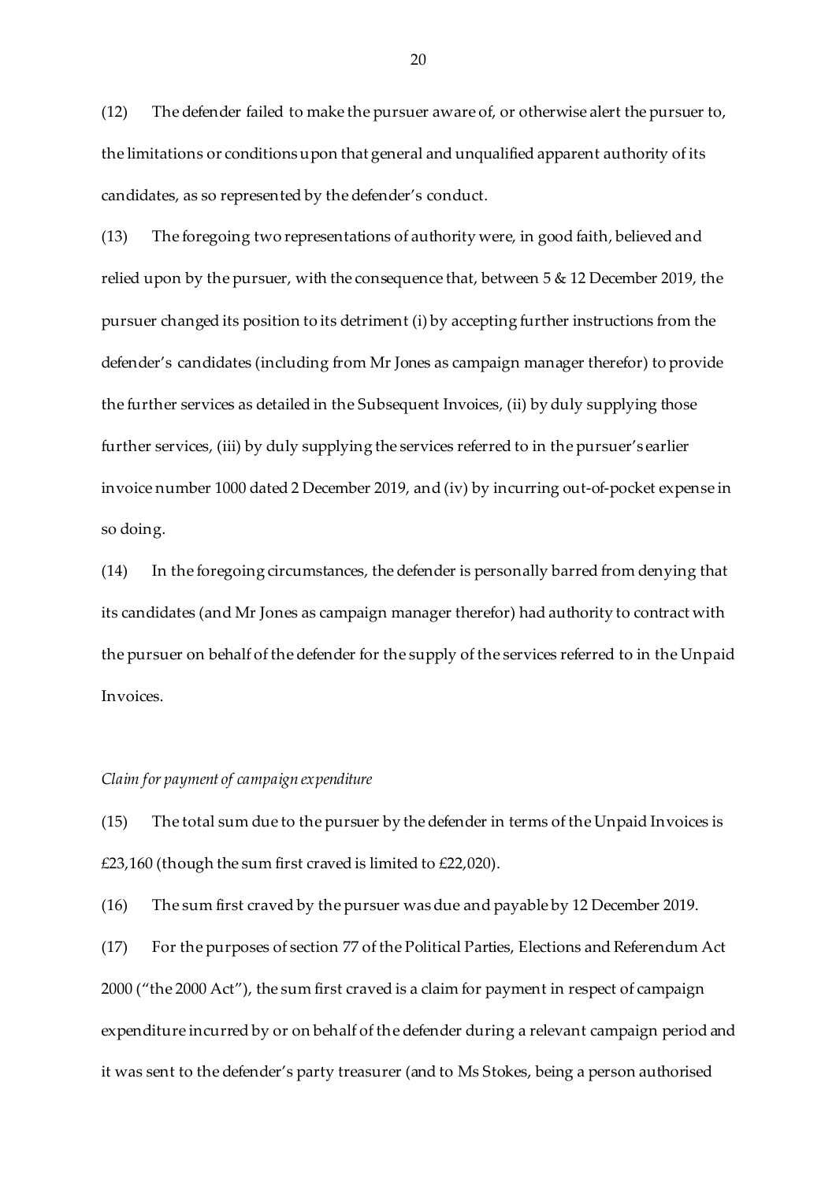(12) The defender failed to make the pursuer aware of, or otherwise alert the pursuer to, the limitations or conditions upon that general and unqualified apparent authority of its candidates, as so represented by the defender's conduct.

(13) The foregoing two representations of authority were, in good faith, believed and relied upon by the pursuer, with the consequence that, between 5 & 12 December 2019, the pursuer changed its position to its detriment (i) by accepting further instructions from the defender's candidates (including from Mr Jones as campaign manager therefor) to provide the further services as detailed in the Subsequent Invoices, (ii) by duly supplying those further services, (iii) by duly supplying the services referred to in the pursuer's earlier invoice number 1000 dated 2 December 2019, and (iv) by incurring out-of-pocket expense in so doing.

(14) In the foregoing circumstances, the defender is personally barred from denying that its candidates (and Mr Jones as campaign manager therefor) had authority to contract with the pursuer on behalf of the defender for the supply of the services referred to in the Unpaid Invoices.

*Claim for payment of campaign expenditure*

(15) The total sum due to the pursuer by the defender in terms of the Unpaid Invoices is £23,160 (though the sum first craved is limited to £22,020).

(16) The sum first craved by the pursuer was due and payable by 12 December 2019.

(17) For the purposes of section 77 of the Political Parties, Elections and Referendum Act 2000 ("the 2000 Act"), the sum first craved is a claim for payment in respect of campaign expenditure incurred by or on behalf of the defender during a relevant campaign period and it was sent to the defender's party treasurer (and to Ms Stokes, being a person authorised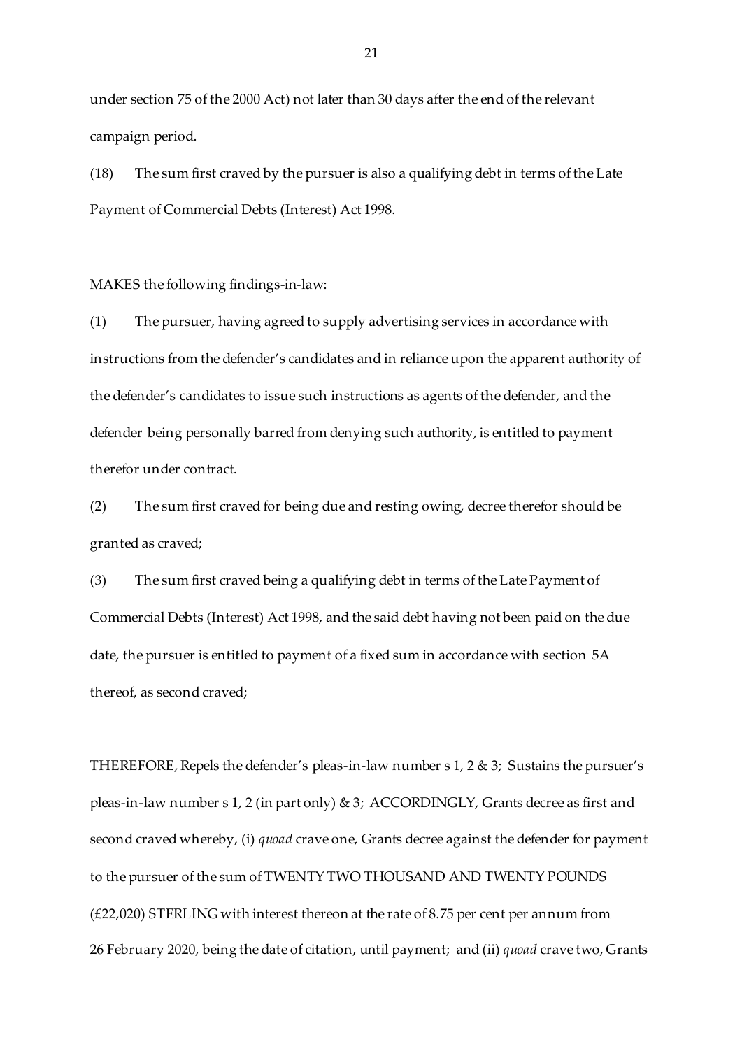under section 75 of the 2000 Act) not later than 30 days after the end of the relevant campaign period.

(18) The sum first craved by the pursuer is also a qualifying debt in terms of the Late Payment of Commercial Debts (Interest) Act 1998.

MAKES the following findings-in-law:

(1) The pursuer, having agreed to supply advertising services in accordance with instructions from the defender's candidates and in reliance upon the apparent authority of the defender's candidates to issue such instructions as agents of the defender, and the defender being personally barred from denying such authority, is entitled to payment therefor under contract.

(2) The sum first craved for being due and resting owing, decree therefor should be granted as craved;

(3) The sum first craved being a qualifying debt in terms of the Late Payment of Commercial Debts (Interest) Act 1998, and the said debt having not been paid on the due date, the pursuer is entitled to payment of a fixed sum in accordance with section 5A thereof, as second craved;

THEREFORE, Repels the defender's pleas-in-law number s 1, 2 & 3; Sustains the pursuer's pleas-in-law number s 1, 2 (in part only) & 3; ACCORDINGLY, Grants decree as first and second craved whereby, (i) *quoad* crave one, Grants decree against the defender for payment to the pursuer of the sum of TWENTY TWO THOUSAND AND TWENTY POUNDS (£22,020) STERLING with interest thereon at the rate of 8.75 per cent per annum from 26 February 2020, being the date of citation, until payment; and (ii) *quoad* crave two, Grants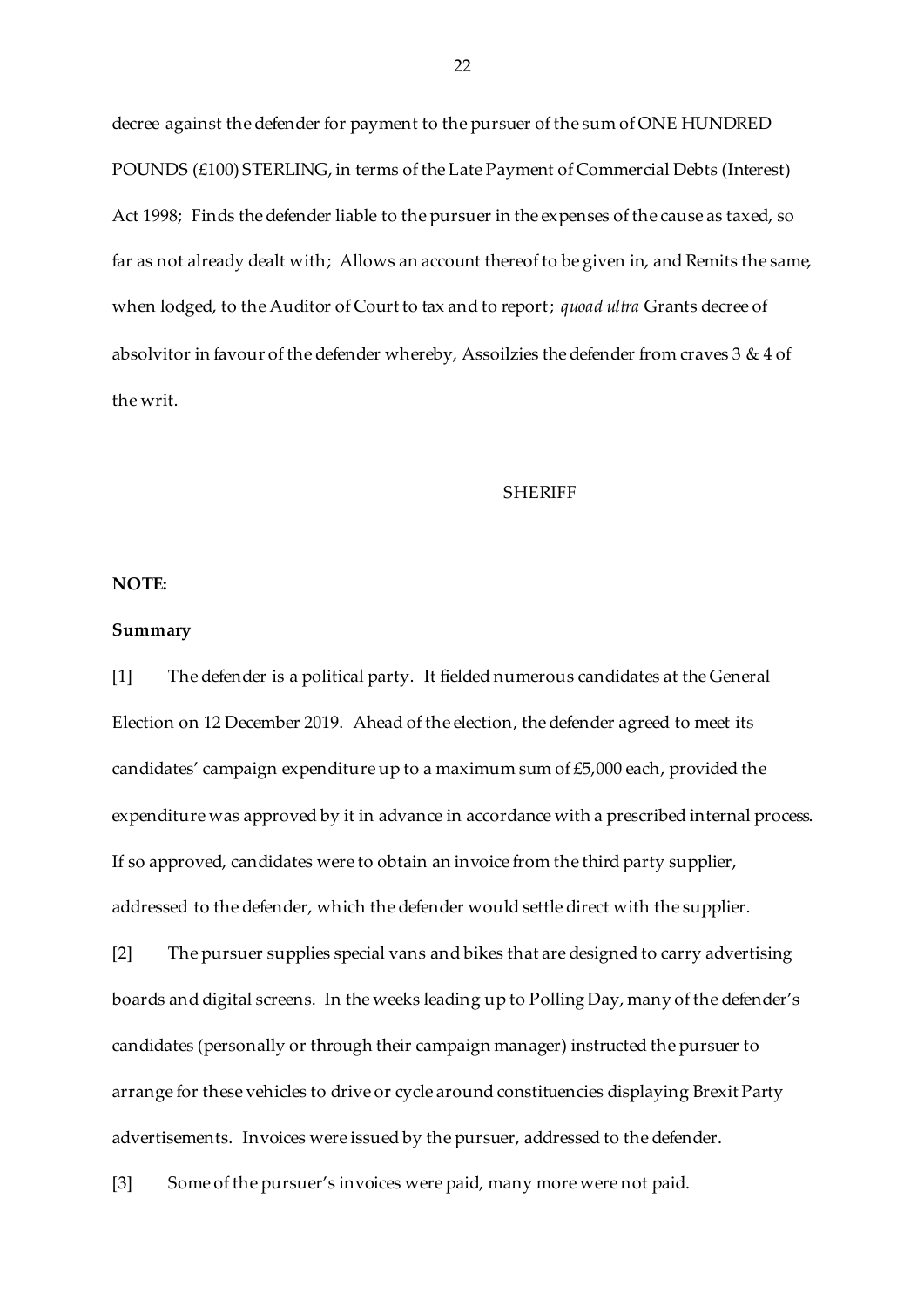decree against the defender for payment to the pursuer of the sum of ONE HUNDRED POUNDS (£100) STERLING, in terms of the Late Payment of Commercial Debts (Interest) Act 1998; Finds the defender liable to the pursuer in the expenses of the cause as taxed, so far as not already dealt with; Allows an account thereof to be given in, and Remits the same, when lodged, to the Auditor of Court to tax and to report; *quoad ultra* Grants decree of absolvitor in favour of the defender whereby, Assoilzies the defender from craves 3 & 4 of the writ.

SHERIFF

**NOTE:**

**Summary**

[1] The defender is a political party. It fielded numerous candidates at the General Election on 12 December 2019. Ahead of the election, the defender agreed to meet its candidates' campaign expenditure up to a maximum sum of £5,000 each, provided the expenditure was approved by it in advance in accordance with a prescribed internal process. If so approved, candidates were to obtain an invoice from the third party supplier, addressed to the defender, which the defender would settle direct with the supplier.

[2] The pursuer supplies special vans and bikes that are designed to carry advertising boards and digital screens. In the weeks leading up to Polling Day, many of the defender's candidates (personally or through their campaign manager) instructed the pursuer to arrange for these vehicles to drive or cycle around constituencies displaying Brexit Party advertisements. Invoices were issued by the pursuer, addressed to the defender.

[3] Some of the pursuer's invoices were paid, many more were not paid.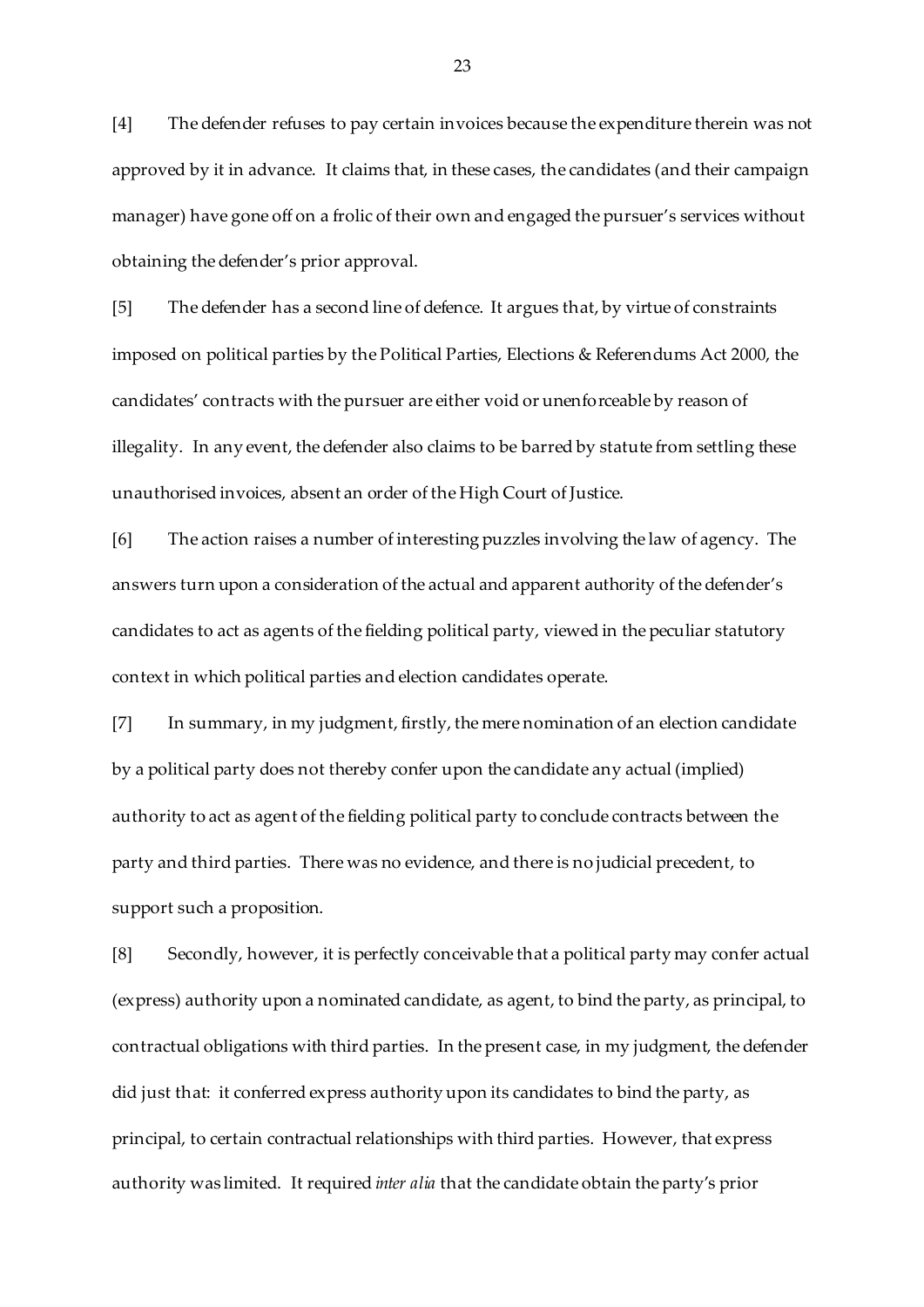[4] The defender refuses to pay certain invoices because the expenditure therein was not approved by it in advance. It claims that, in these cases, the candidates (and their campaign manager) have gone off on a frolic of their own and engaged the pursuer's services without obtaining the defender's prior approval.

[5] The defender has a second line of defence. It argues that, by virtue of constraints imposed on political parties by the Political Parties, Elections & Referendums Act 2000, the candidates' contracts with the pursuer are either void or unenforceable by reason of illegality. In any event, the defender also claims to be barred by statute from settling these unauthorised invoices, absent an order of the High Court of Justice.

[6] The action raises a number of interesting puzzles involving the law of agency. The answers turn upon a consideration of the actual and apparent authority of the defender's candidates to act as agents of the fielding political party, viewed in the peculiar statutory context in which political parties and election candidates operate.

[7] In summary, in my judgment, firstly, the mere nomination of an election candidate by a political party does not thereby confer upon the candidate any actual (implied) authority to act as agent of the fielding political party to conclude contracts between the party and third parties. There was no evidence, and there is no judicial precedent, to support such a proposition.

[8] Secondly, however, it is perfectly conceivable that a political party may confer actual (express) authority upon a nominated candidate, as agent, to bind the party, as principal, to contractual obligations with third parties. In the present case, in my judgment, the defender did just that: it conferred express authority upon its candidates to bind the party, as principal, to certain contractual relationships with third parties. However, that express authority was limited. It required *inter alia* that the candidate obtain the party's prior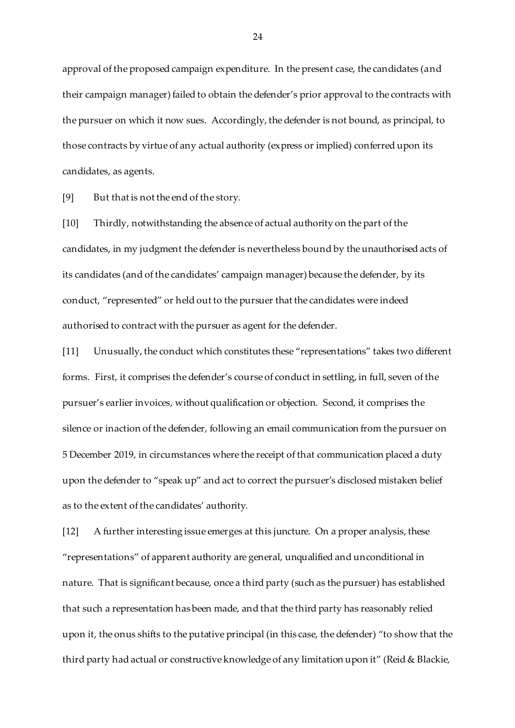approval of the proposed campaign expenditure. In the present case, the candidates (and their campaign manager) failed to obtain the defender's prior approval to the contracts with the pursuer on which it now sues. Accordingly, the defender is not bound, as principal, to those contracts by virtue of any actual authority (express or implied) conferred upon its candidates, as agents.

[9] But that is not the end of the story.

[10] Thirdly, notwithstanding the absence of actual authority on the part of the candidates, in my judgment the defender is nevertheless bound by the unauthorised acts of its candidates (and of the candidates' campaign manager) because the defender, by its conduct, "represented" or held out to the pursuer that the candidates were indeed authorised to contract with the pursuer as agent for the defender.

[11] Unusually, the conduct which constitutes these "representations" takes two different forms. First, it comprises the defender's course of conduct in settling, in full, seven of the pursuer's earlier invoices, without qualification or objection. Second, it comprises the silence or inaction of the defender, following an email communication from the pursuer on 5 December 2019, in circumstances where the receipt of that communication placed a duty upon the defender to "speak up" and act to correct the pursuer's disclosed mistaken belief as to the extent of the candidates' authority.

[12] A further interesting issue emerges at this juncture. On a proper analysis, these "representations" of apparent authority are general, unqualified and unconditional in nature. That is significant because, once a third party (such as the pursuer) has established that such a representation has been made, and that the third party has reasonably relied upon it, the onus shifts to the putative principal (in this case, the defender) "to show that the third party had actual or constructive knowledge of any limitation upon it" (Reid & Blackie,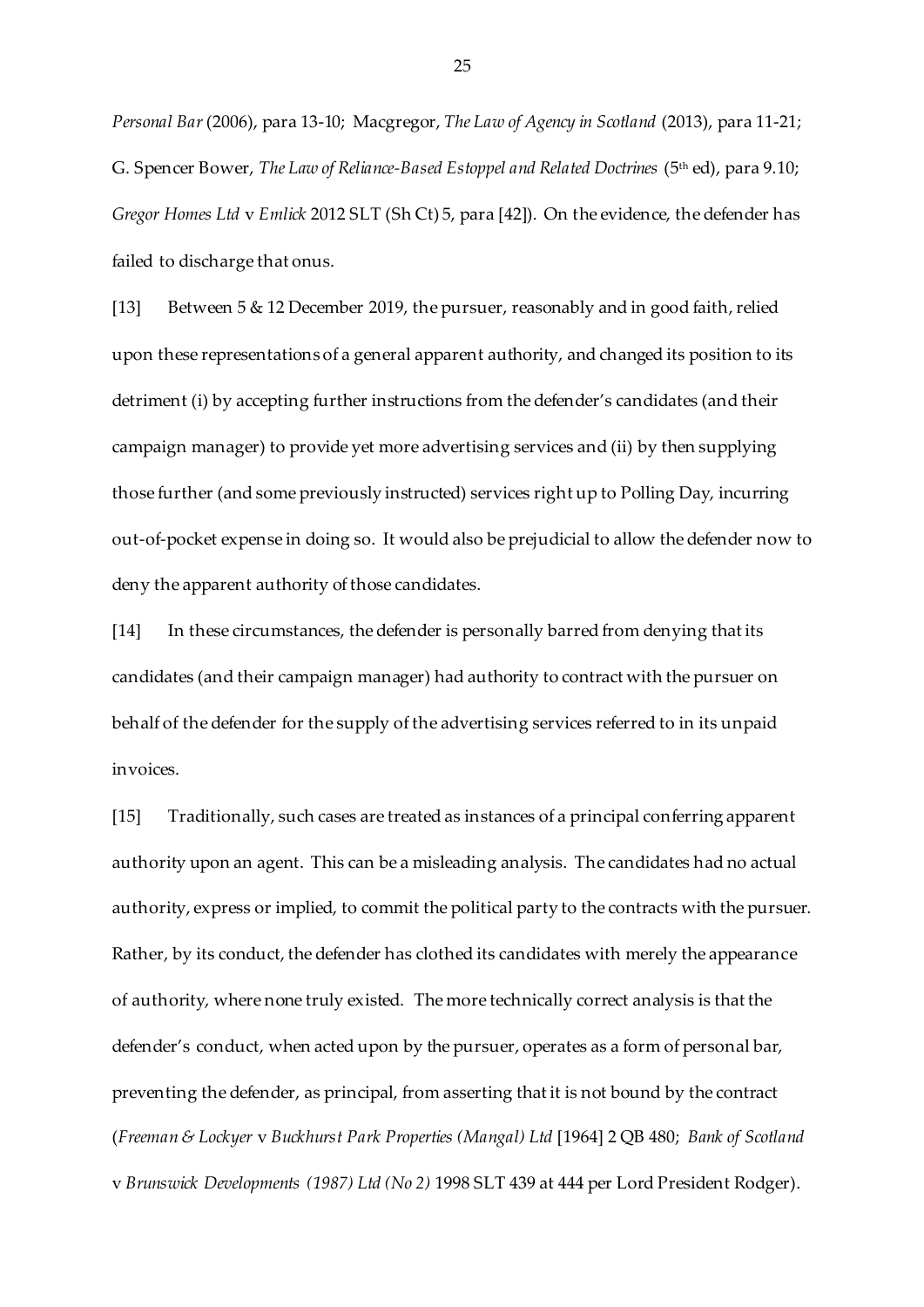*Personal Bar* (2006), para 13-10; Macgregor, *The Law of Agency in Scotland* (2013), para 11-21; G. Spencer Bower, *The Law of Reliance-Based Estoppel and Related Doctrines* (5th ed), para 9.10; *Gregor Homes Ltd* v *Emlick* 2012 SLT (Sh Ct) 5, para [42]). On the evidence, the defender has failed to discharge that onus.

[13] Between 5 & 12 December 2019, the pursuer, reasonably and in good faith, relied upon these representations of a general apparent authority, and changed its position to its detriment (i) by accepting further instructions from the defender's candidates (and their campaign manager) to provide yet more advertising services and (ii) by then supplying those further (and some previously instructed) services right up to Polling Day, incurring out-of-pocket expense in doing so. It would also be prejudicial to allow the defender now to deny the apparent authority of those candidates.

[14] In these circumstances, the defender is personally barred from denying that its candidates (and their campaign manager) had authority to contract with the pursuer on behalf of the defender for the supply of the advertising services referred to in its unpaid invoices.

[15] Traditionally, such cases are treated as instances of a principal conferring apparent authority upon an agent. This can be a misleading analysis. The candidates had no actual authority, express or implied, to commit the political party to the contracts with the pursuer. Rather, by its conduct, the defender has clothed its candidates with merely the appearance of authority, where none truly existed. The more technically correct analysis is that the defender's conduct, when acted upon by the pursuer, operates as a form of personal bar, preventing the defender, as principal, from asserting that it is not bound by the contract (*Freeman & Lockyer* v *Buckhurst Park Properties (Mangal) Ltd* [1964] 2 QB 480; *Bank of Scotland* v *Brunswick Developments (1987) Ltd (No 2)* 1998 SLT 439 at 444 per Lord President Rodger).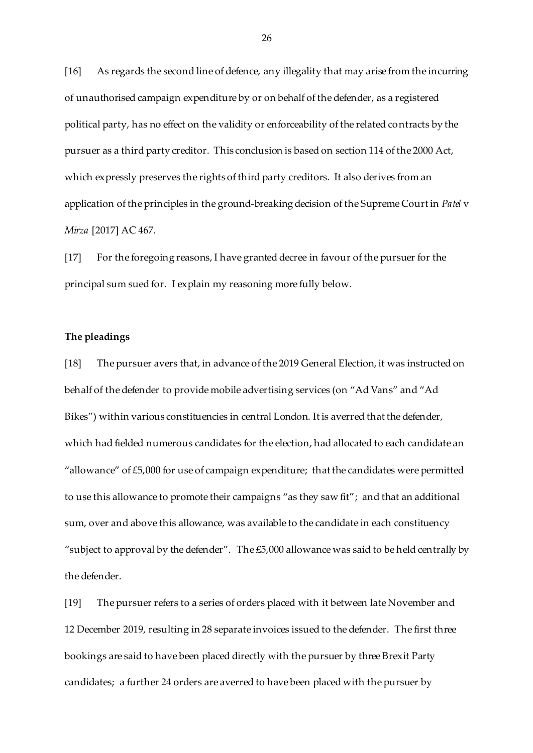[16] As regards the second line of defence, any illegality that may arise from the incurring of unauthorised campaign expenditure by or on behalf of the defender, as a registered political party, has no effect on the validity or enforceability of the related contracts by the pursuer as a third party creditor. This conclusion is based on section 114 of the 2000 Act, which expressly preserves the rights of third party creditors. It also derives from an application of the principles in the ground-breaking decision of the Supreme Court in *Patel* v *Mirza* [2017] AC 467.

[17] For the foregoing reasons, I have granted decree in favour of the pursuer for the principal sum sued for. I explain my reasoning more fully below.

**The pleadings**

[18] The pursuer avers that, in advance of the 2019 General Election, it was instructed on behalf of the defender to provide mobile advertising services (on "Ad Vans" and "Ad Bikes") within various constituencies in central London. It is averred that the defender, which had fielded numerous candidates for the election, had allocated to each candidate an "allowance" of £5,000 for use of campaign expenditure; that the candidates were permitted to use this allowance to promote their campaigns "as they saw fit"; and that an additional sum, over and above this allowance, was available to the candidate in each constituency "subject to approval by the defender". The £5,000 allowance was said to be held centrally by the defender.

[19] The pursuer refers to a series of orders placed with it between late November and 12 December 2019, resulting in 28 separate invoices issued to the defender. The first three bookings are said to have been placed directly with the pursuer by three Brexit Party candidates; a further 24 orders are averred to have been placed with the pursuer by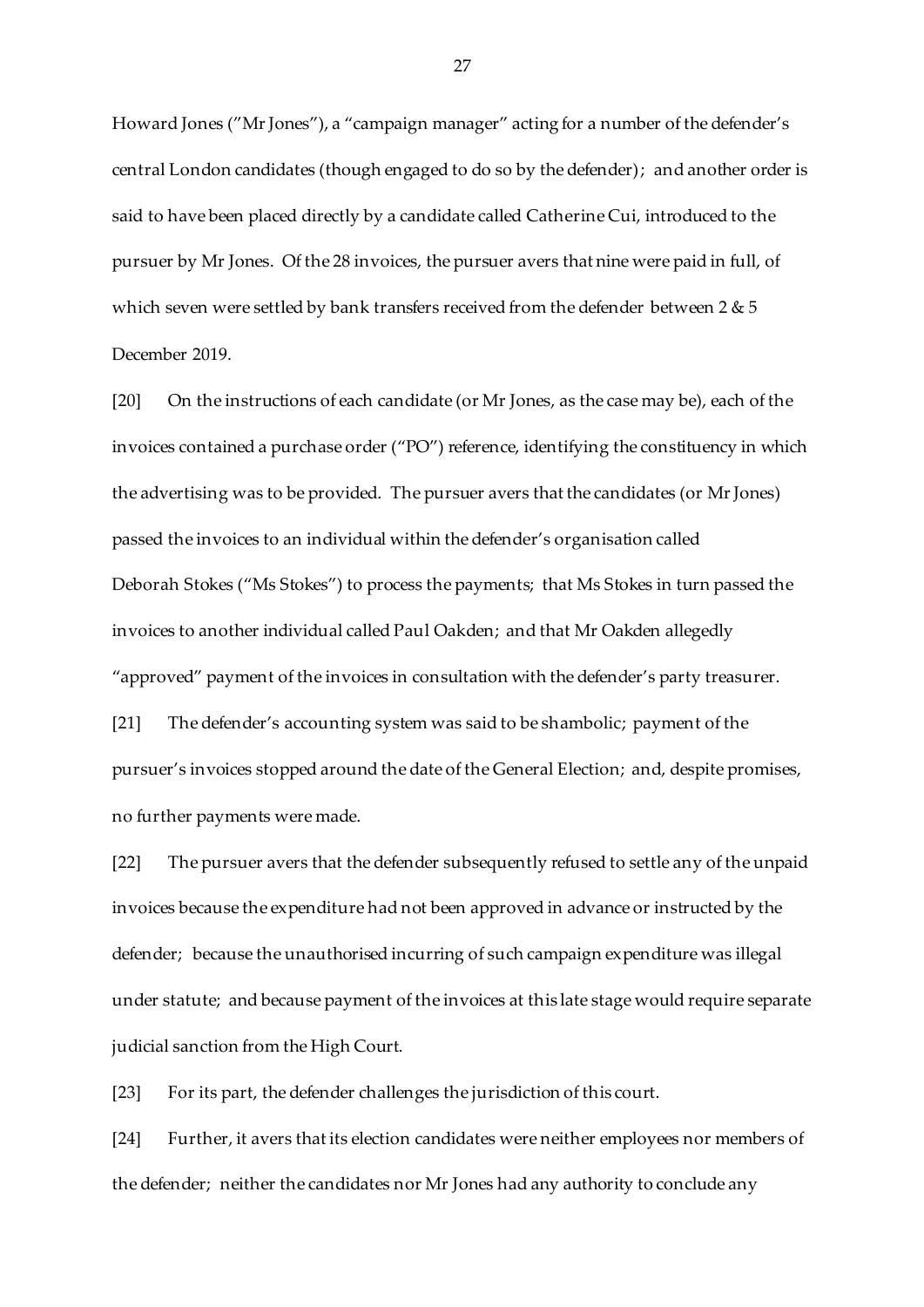Howard Jones ("Mr Jones"), a "campaign manager" acting for a number of the defender's central London candidates (though engaged to do so by the defender); and another order is said to have been placed directly by a candidate called Catherine Cui, introduced to the pursuer by Mr Jones. Of the 28 invoices, the pursuer avers that nine were paid in full, of which seven were settled by bank transfers received from the defender between 2 & 5 December 2019.

[20] On the instructions of each candidate (or Mr Jones, as the case may be), each of the invoices contained a purchase order ("PO") reference, identifying the constituency in which the advertising was to be provided. The pursuer avers that the candidates (or Mr Jones) passed the invoices to an individual within the defender's organisation called Deborah Stokes ("Ms Stokes") to process the payments; that Ms Stokes in turn passed the invoices to another individual called Paul Oakden; and that Mr Oakden allegedly "approved" payment of the invoices in consultation with the defender's party treasurer.

[21] The defender's accounting system was said to be shambolic; payment of the pursuer's invoices stopped around the date of the General Election; and, despite promises, no further payments were made.

[22] The pursuer avers that the defender subsequently refused to settle any of the unpaid invoices because the expenditure had not been approved in advance or instructed by the defender; because the unauthorised incurring of such campaign expenditure was illegal under statute; and because payment of the invoices at this late stage would require separate judicial sanction from the High Court.

[23] For its part, the defender challenges the jurisdiction of this court.

[24] Further, it avers that its election candidates were neither employees nor members of the defender; neither the candidates nor Mr Jones had any authority to conclude any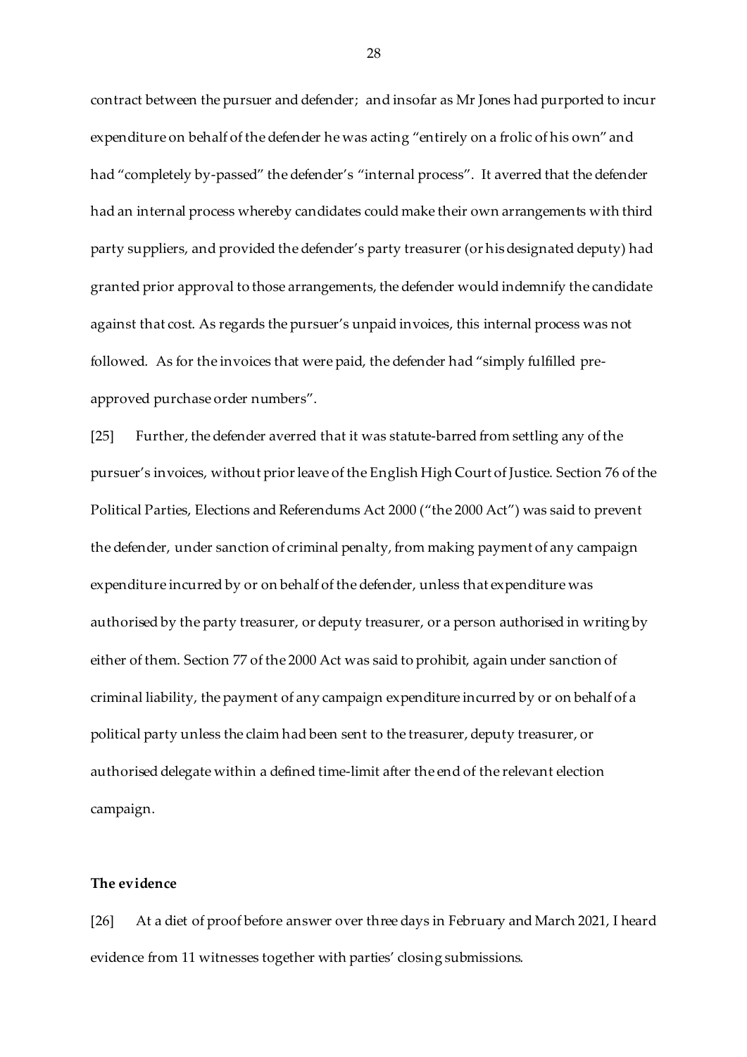contract between the pursuer and defender; and insofar as Mr Jones had purported to incur expenditure on behalf of the defender he was acting "entirely on a frolic of his own" and had "completely by-passed" the defender's "internal process". It averred that the defender had an internal process whereby candidates could make their own arrangements with third party suppliers, and provided the defender's party treasurer (or his designated deputy) had granted prior approval to those arrangements, the defender would indemnify the candidate against that cost. As regards the pursuer's unpaid invoices, this internal process was not followed. As for the invoices that were paid, the defender had "simply fulfilled pre-approved purchase order numbers".

[25] Further, the defender averred that it was statute-barred from settling any of the pursuer's invoices, without prior leave of the English High Court of Justice. Section 76 of the Political Parties, Elections and Referendums Act 2000 ("the 2000 Act") was said to prevent the defender, under sanction of criminal penalty, from making payment of any campaign expenditure incurred by or on behalf of the defender, unless that expenditure was authorised by the party treasurer, or deputy treasurer, or a person authorised in writing by either of them. Section 77 of the 2000 Act was said to prohibit, again under sanction of criminal liability, the payment of any campaign expenditure incurred by or on behalf of a political party unless the claim had been sent to the treasurer, deputy treasurer, or authorised delegate within a defined time-limit after the end of the relevant election campaign.

**The evidence**

[26] At a diet of proof before answer over three days in February and March 2021, I heard evidence from 11 witnesses together with parties' closing submissions.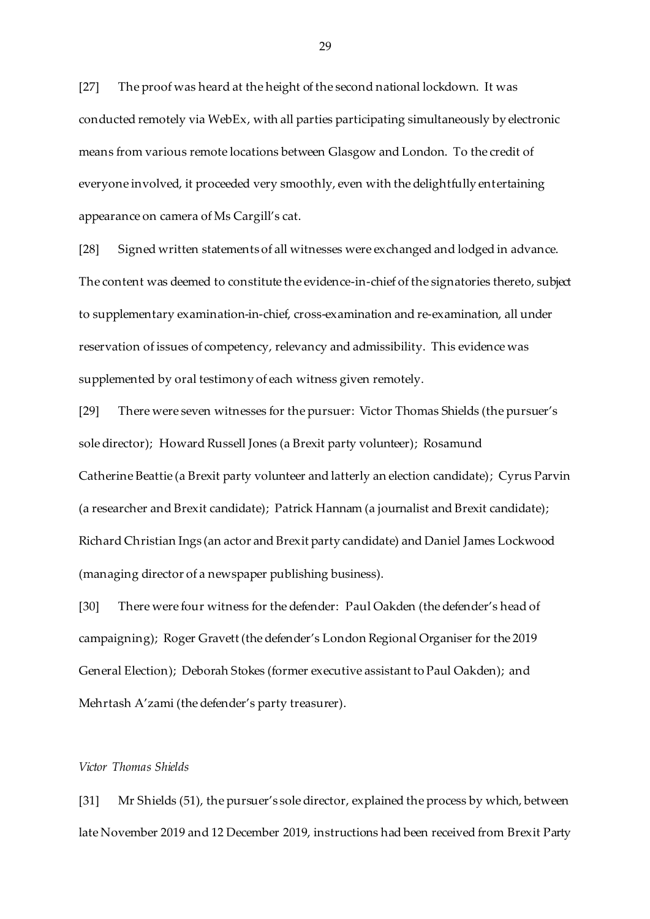[27] The proof was heard at the height of the second national lockdown. It was conducted remotely via WebEx, with all parties participating simultaneously by electronic means from various remote locations between Glasgow and London. To the credit of everyone involved, it proceeded very smoothly, even with the delightfully entertaining appearance on camera of Ms Cargill's cat.

[28] Signed written statements of all witnesses were exchanged and lodged in advance. The content was deemed to constitute the evidence-in-chief of the signatories thereto, subject to supplementary examination-in-chief, cross-examination and re-examination, all under reservation of issues of competency, relevancy and admissibility. This evidence was supplemented by oral testimony of each witness given remotely.

[29] There were seven witnesses for the pursuer: Victor Thomas Shields (the pursuer's sole director); Howard Russell Jones (a Brexit party volunteer); Rosamund Catherine Beattie (a Brexit party volunteer and latterly an election candidate); Cyrus Parvin (a researcher and Brexit candidate); Patrick Hannam (a journalist and Brexit candidate); Richard Christian Ings (an actor and Brexit party candidate) and Daniel James Lockwood (managing director of a newspaper publishing business).

[30] There were four witness for the defender: Paul Oakden (the defender's head of campaigning); Roger Gravett (the defender's London Regional Organiser for the 2019 General Election); Deborah Stokes (former executive assistant to Paul Oakden); and Mehrtash A'zami (the defender's party treasurer).

*Victor Thomas Shields*

[31] Mr Shields (51), the pursuer's sole director, explained the process by which, between late November 2019 and 12 December 2019, instructions had been received from Brexit Party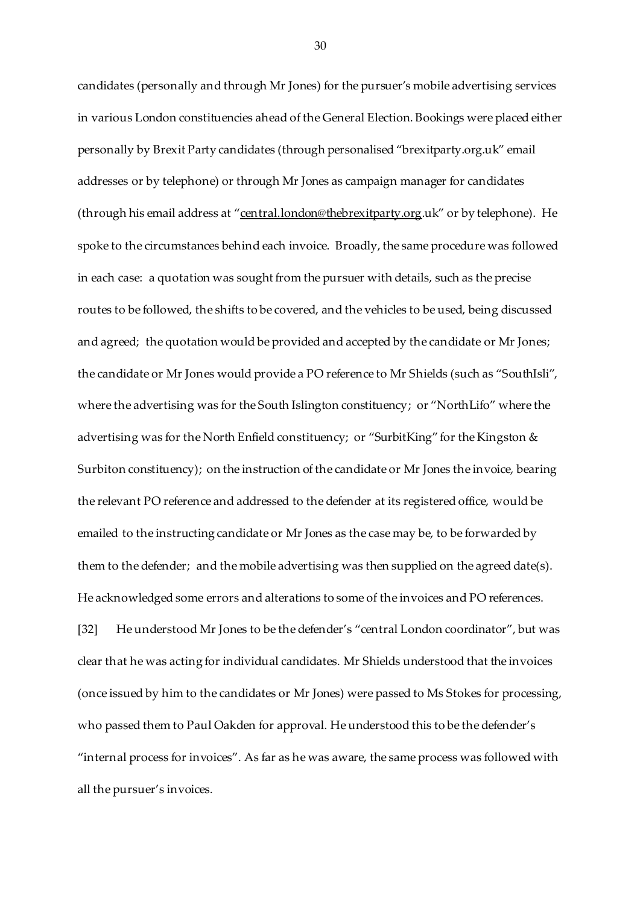candidates (personally and through Mr Jones) for the pursuer's mobile advertising services in various London constituencies ahead of the General Election. Bookings were placed either personally by Brexit Party candidates (through personalised "brexitparty.org.uk" email addresses or by telephone) or through Mr Jones as campaign manager for candidates (through his email address at "central.london@thebrexitparty.org.uk" or by telephone). He spoke to the circumstances behind each invoice. Broadly, the same procedure was followed in each case: a quotation was sought from the pursuer with details, such as the precise routes to be followed, the shifts to be covered, and the vehicles to be used, being discussed and agreed; the quotation would be provided and accepted by the candidate or Mr Jones; the candidate or Mr Jones would provide a PO reference to Mr Shields (such as "SouthIsli", where the advertising was for the South Islington constituency; or "NorthLifo" where the advertising was for the North Enfield constituency; or "SurbitKing" for the Kingston & Surbiton constituency); on the instruction of the candidate or Mr Jones the invoice, bearing the relevant PO reference and addressed to the defender at its registered office, would be emailed to the instructing candidate or Mr Jones as the case may be, to be forwarded by them to the defender; and the mobile advertising was then supplied on the agreed date(s). He acknowledged some errors and alterations to some of the invoices and PO references.

[32] He understood Mr Jones to be the defender's "central London coordinator", but was clear that he was acting for individual candidates. Mr Shields understood that the invoices (once issued by him to the candidates or Mr Jones) were passed to Ms Stokes for processing, who passed them to Paul Oakden for approval. He understood this to be the defender's "internal process for invoices". As far as he was aware, the same process was followed with all the pursuer's invoices.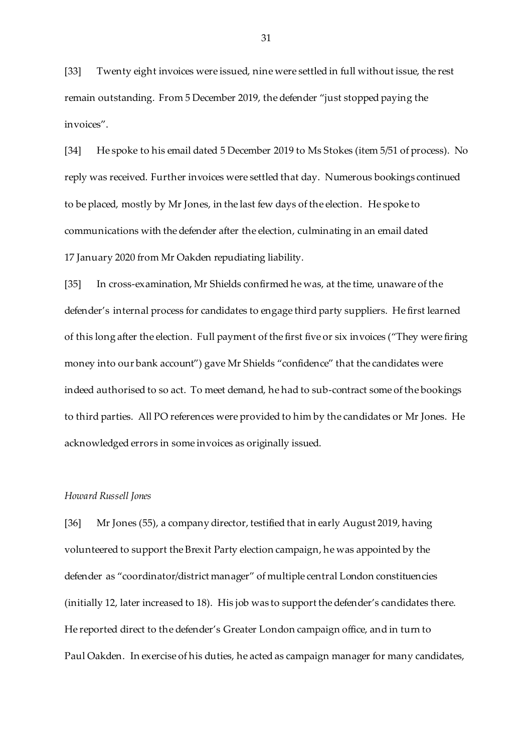[33] Twenty eight invoices were issued, nine were settled in full without issue, the rest remain outstanding. From 5 December 2019, the defender "just stopped paying the invoices".

[34] He spoke to his email dated 5 December 2019 to Ms Stokes (item 5/51 of process). No reply was received. Further invoices were settled that day. Numerous bookings continued to be placed, mostly by Mr Jones, in the last few days of the election. He spoke to communications with the defender after the election, culminating in an email dated 17 January 2020 from Mr Oakden repudiating liability.

[35] In cross-examination, Mr Shields confirmed he was, at the time, unaware of the defender's internal process for candidates to engage third party suppliers. He first learned of this long after the election. Full payment of the first five or six invoices ("They were firing money into our bank account") gave Mr Shields "confidence" that the candidates were indeed authorised to so act. To meet demand, he had to sub-contract some of the bookings to third parties. All PO references were provided to him by the candidates or Mr Jones. He acknowledged errors in some invoices as originally issued.

*Howard Russell Jones*

[36] Mr Jones (55), a company director, testified that in early August 2019, having volunteered to support the Brexit Party election campaign, he was appointed by the defender as "coordinator/district manager" of multiple central London constituencies (initially 12, later increased to 18). His job was to support the defender's candidates there. He reported direct to the defender's Greater London campaign office, and in turn to Paul Oakden. In exercise of his duties, he acted as campaign manager for many candidates,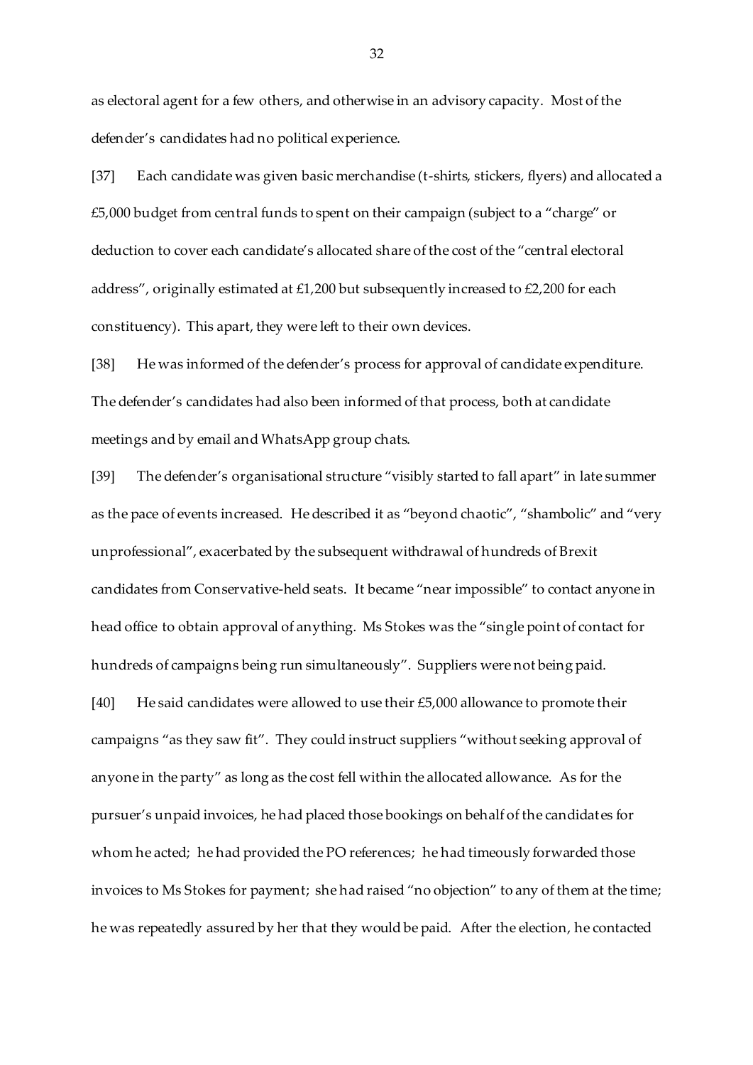as electoral agent for a few others, and otherwise in an advisory capacity. Most of the defender's candidates had no political experience.

[37] Each candidate was given basic merchandise (t-shirts, stickers, flyers) and allocated a £5,000 budget from central funds to spent on their campaign (subject to a "charge" or deduction to cover each candidate's allocated share of the cost of the "central electoral address", originally estimated at £1,200 but subsequently increased to £2,200 for each constituency). This apart, they were left to their own devices.

[38] He was informed of the defender's process for approval of candidate expenditure. The defender's candidates had also been informed of that process, both at candidate meetings and by email and WhatsApp group chats.

[39] The defender's organisational structure "visibly started to fall apart" in late summer as the pace of events increased. He described it as "beyond chaotic", "shambolic" and "very unprofessional", exacerbated by the subsequent withdrawal of hundreds of Brexit candidates from Conservative-held seats. It became "near impossible" to contact anyone in head office to obtain approval of anything. Ms Stokes was the "single point of contact for hundreds of campaigns being run simultaneously". Suppliers were not being paid.

[40] He said candidates were allowed to use their £5,000 allowance to promote their campaigns "as they saw fit". They could instruct suppliers "without seeking approval of anyone in the party" as long as the cost fell within the allocated allowance. As for the pursuer's unpaid invoices, he had placed those bookings on behalf of the candidates for whom he acted; he had provided the PO references; he had timeously forwarded those invoices to Ms Stokes for payment; she had raised "no objection" to any of them at the time; he was repeatedly assured by her that they would be paid. After the election, he contacted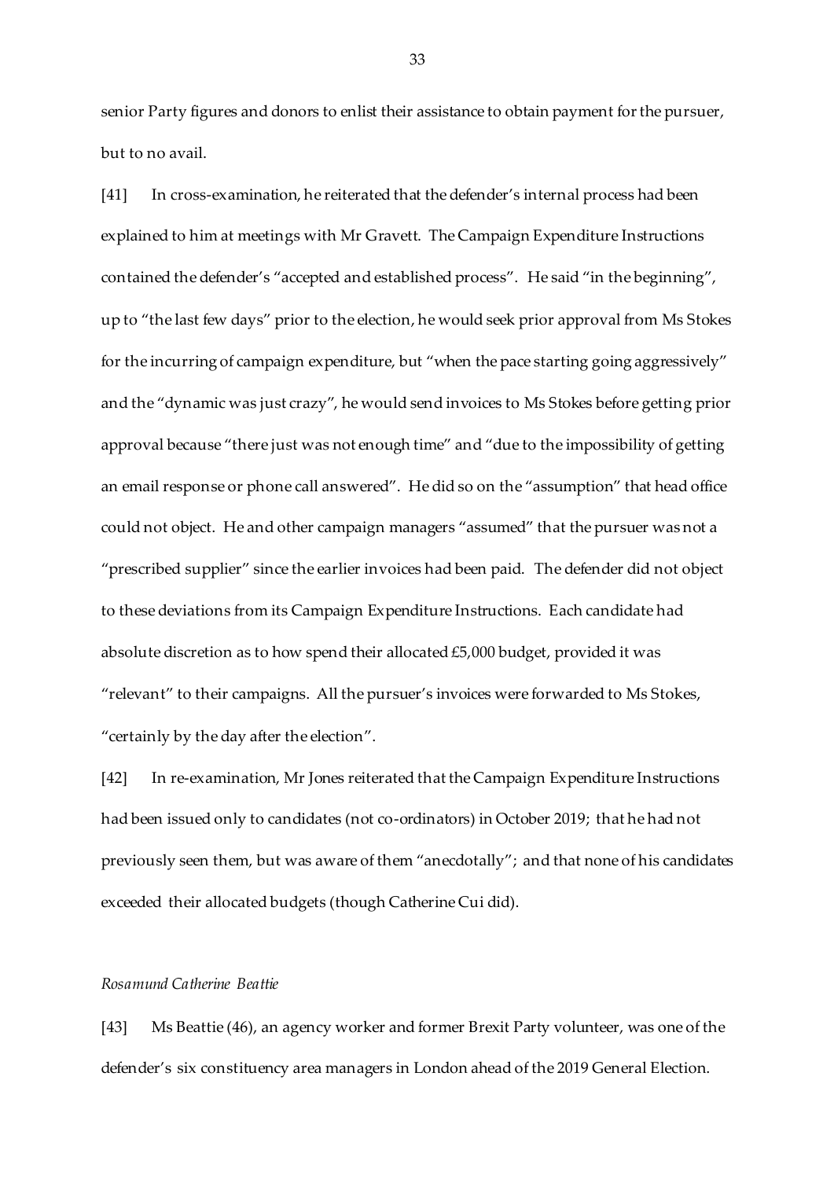senior Party figures and donors to enlist their assistance to obtain payment for the pursuer, but to no avail.

[41] In cross-examination, he reiterated that the defender's internal process had been explained to him at meetings with Mr Gravett. The Campaign Expenditure Instructions contained the defender's "accepted and established process". He said "in the beginning", up to "the last few days" prior to the election, he would seek prior approval from Ms Stokes for the incurring of campaign expenditure, but "when the pace starting going aggressively" and the "dynamic was just crazy", he would send invoices to Ms Stokes before getting prior approval because "there just was not enough time" and "due to the impossibility of getting an email response or phone call answered". He did so on the "assumption" that head office could not object. He and other campaign managers "assumed" that the pursuer was not a "prescribed supplier" since the earlier invoices had been paid. The defender did not object to these deviations from its Campaign Expenditure Instructions. Each candidate had absolute discretion as to how spend their allocated £5,000 budget, provided it was "relevant" to their campaigns. All the pursuer's invoices were forwarded to Ms Stokes, "certainly by the day after the election".

[42] In re-examination, Mr Jones reiterated that the Campaign Expenditure Instructions had been issued only to candidates (not co-ordinators) in October 2019; that he had not previously seen them, but was aware of them "anecdotally"; and that none of his candidates exceeded their allocated budgets (though Catherine Cui did).

*Rosamund Catherine Beattie*

[43] Ms Beattie (46), an agency worker and former Brexit Party volunteer, was one of the defender's six constituency area managers in London ahead of the 2019 General Election.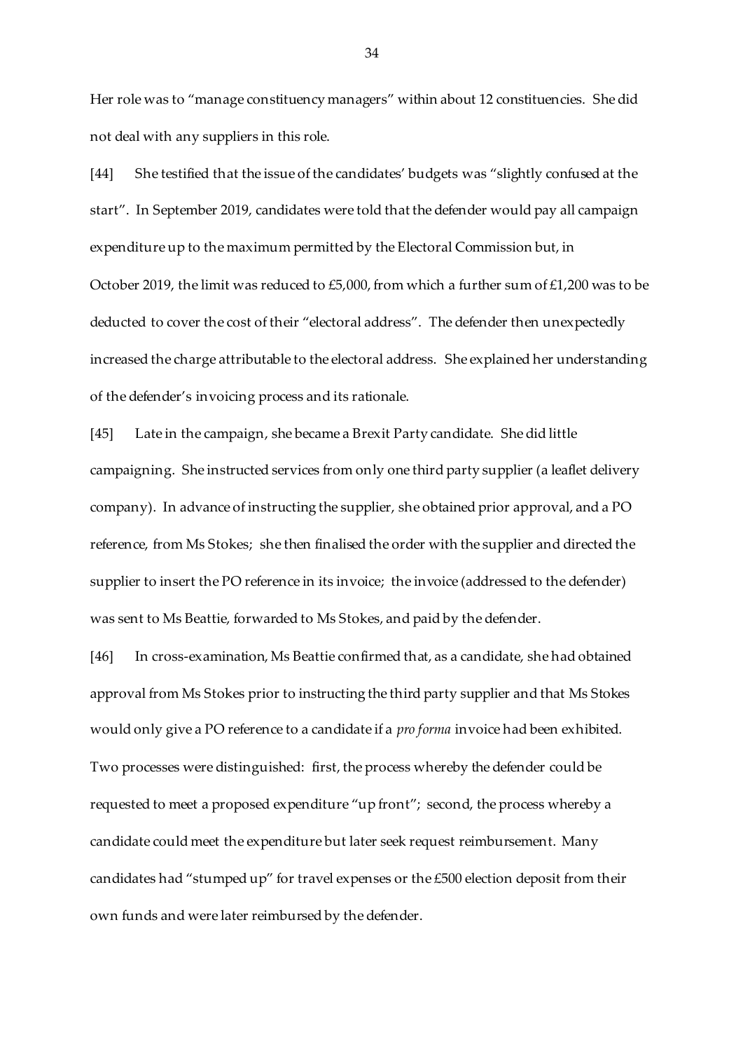Her role was to "manage constituency managers" within about 12 constituencies. She did not deal with any suppliers in this role.

[44] She testified that the issue of the candidates' budgets was "slightly confused at the start". In September 2019, candidates were told that the defender would pay all campaign expenditure up to the maximum permitted by the Electoral Commission but, in October 2019, the limit was reduced to £5,000, from which a further sum of £1,200 was to be deducted to cover the cost of their "electoral address". The defender then unexpectedly increased the charge attributable to the electoral address. She explained her understanding of the defender's invoicing process and its rationale.

[45] Late in the campaign, she became a Brexit Party candidate. She did little campaigning. She instructed services from only one third party supplier (a leaflet delivery company). In advance of instructing the supplier, she obtained prior approval, and a PO reference, from Ms Stokes; she then finalised the order with the supplier and directed the supplier to insert the PO reference in its invoice; the invoice (addressed to the defender) was sent to Ms Beattie, forwarded to Ms Stokes, and paid by the defender.

[46] In cross-examination, Ms Beattie confirmed that, as a candidate, she had obtained approval from Ms Stokes prior to instructing the third party supplier and that Ms Stokes would only give a PO reference to a candidate if a *pro forma* invoice had been exhibited. Two processes were distinguished: first, the process whereby the defender could be requested to meet a proposed expenditure "up front"; second, the process whereby a candidate could meet the expenditure but later seek request reimbursement. Many candidates had "stumped up" for travel expenses or the £500 election deposit from their own funds and were later reimbursed by the defender.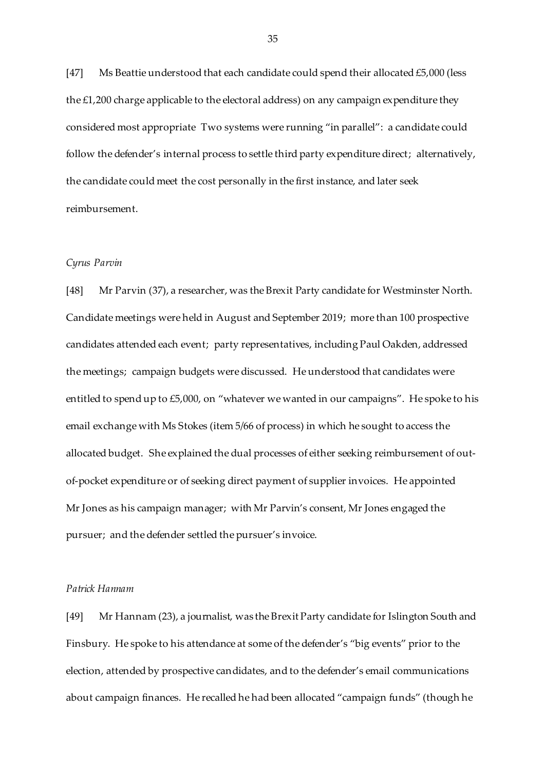[47] Ms Beattie understood that each candidate could spend their allocated £5,000 (less the £1,200 charge applicable to the electoral address) on any campaign expenditure they considered most appropriate Two systems were running "in parallel": a candidate could follow the defender's internal process to settle third party expenditure direct; alternatively, the candidate could meet the cost personally in the first instance, and later seek reimbursement.

*Cyrus Parvin*

[48] Mr Parvin (37), a researcher, was the Brexit Party candidate for Westminster North. Candidate meetings were held in August and September 2019; more than 100 prospective candidates attended each event; party representatives, including Paul Oakden, addressed the meetings; campaign budgets were discussed. He understood that candidates were entitled to spend up to £5,000, on "whatever we wanted in our campaigns". He spoke to his email exchange with Ms Stokes (item 5/66 of process) in which he sought to access the allocated budget. She explained the dual processes of either seeking reimbursement of out-of-pocket expenditure or of seeking direct payment of supplier invoices. He appointed Mr Jones as his campaign manager; with Mr Parvin's consent, Mr Jones engaged the pursuer; and the defender settled the pursuer's invoice.

*Patrick Hannam*

[49] Mr Hannam (23), a journalist, was the Brexit Party candidate for Islington South and Finsbury. He spoke to his attendance at some of the defender's "big events" prior to the election, attended by prospective candidates, and to the defender's email communications about campaign finances. He recalled he had been allocated "campaign funds" (though he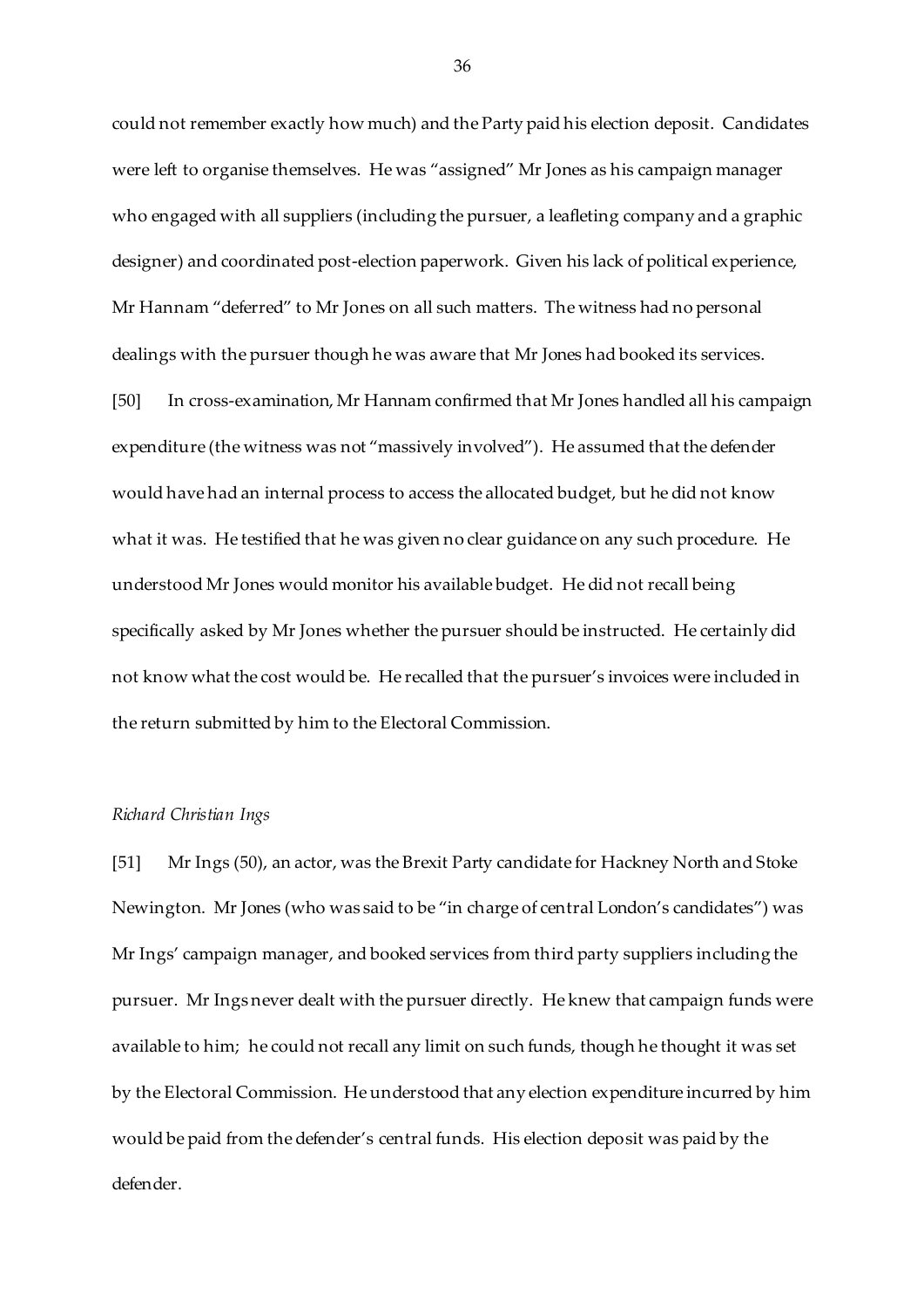could not remember exactly how much) and the Party paid his election deposit. Candidates were left to organise themselves. He was "assigned" Mr Jones as his campaign manager who engaged with all suppliers (including the pursuer, a leafleting company and a graphic designer) and coordinated post-election paperwork. Given his lack of political experience, Mr Hannam "deferred" to Mr Jones on all such matters. The witness had no personal dealings with the pursuer though he was aware that Mr Jones had booked its services.

[50] In cross-examination, Mr Hannam confirmed that Mr Jones handled all his campaign expenditure (the witness was not "massively involved"). He assumed that the defender would have had an internal process to access the allocated budget, but he did not know what it was. He testified that he was given no clear guidance on any such procedure. He understood Mr Jones would monitor his available budget. He did not recall being specifically asked by Mr Jones whether the pursuer should be instructed. He certainly did not know what the cost would be. He recalled that the pursuer's invoices were included in the return submitted by him to the Electoral Commission.

*Richard Christian Ings*

[51] Mr Ings (50), an actor, was the Brexit Party candidate for Hackney North and Stoke Newington. Mr Jones (who was said to be "in charge of central London's candidates") was Mr Ings' campaign manager, and booked services from third party suppliers including the pursuer. Mr Ings never dealt with the pursuer directly. He knew that campaign funds were available to him; he could not recall any limit on such funds, though he thought it was set by the Electoral Commission. He understood that any election expenditure incurred by him would be paid from the defender's central funds. His election deposit was paid by the defender.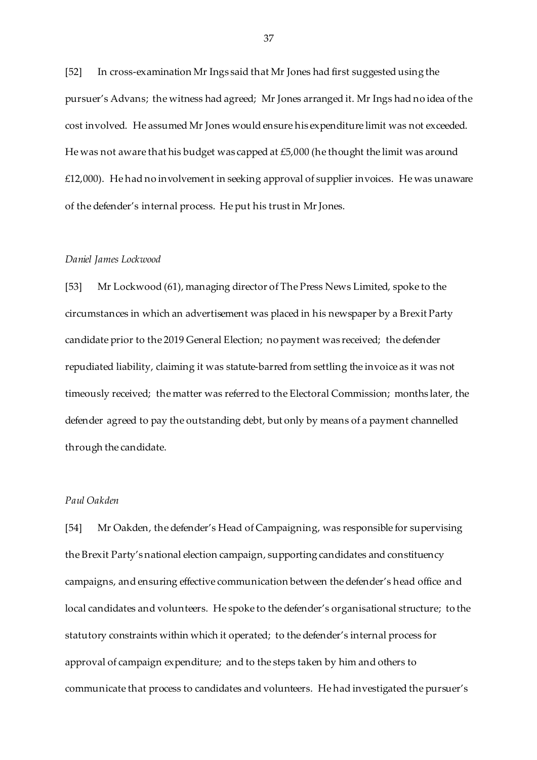[52] In cross-examination Mr Ings said that Mr Jones had first suggested using the pursuer's Advans; the witness had agreed; Mr Jones arranged it. Mr Ings had no idea of the cost involved. He assumed Mr Jones would ensure his expenditure limit was not exceeded. He was not aware that his budget was capped at £5,000 (he thought the limit was around £12,000). He had no involvement in seeking approval of supplier invoices. He was unaware of the defender's internal process. He put his trust in Mr Jones.

*Daniel James Lockwood*

[53] Mr Lockwood (61), managing director of The Press News Limited, spoke to the circumstances in which an advertisement was placed in his newspaper by a Brexit Party candidate prior to the 2019 General Election; no payment was received; the defender repudiated liability, claiming it was statute-barred from settling the invoice as it was not timeously received; the matter was referred to the Electoral Commission; months later, the defender agreed to pay the outstanding debt, but only by means of a payment channelled through the candidate.

*Paul Oakden*

[54] Mr Oakden, the defender's Head of Campaigning, was responsible for supervising the Brexit Party's national election campaign, supporting candidates and constituency campaigns, and ensuring effective communication between the defender's head office and local candidates and volunteers. He spoke to the defender's organisational structure; to the statutory constraints within which it operated; to the defender's internal process for approval of campaign expenditure; and to the steps taken by him and others to communicate that process to candidates and volunteers. He had investigated the pursuer's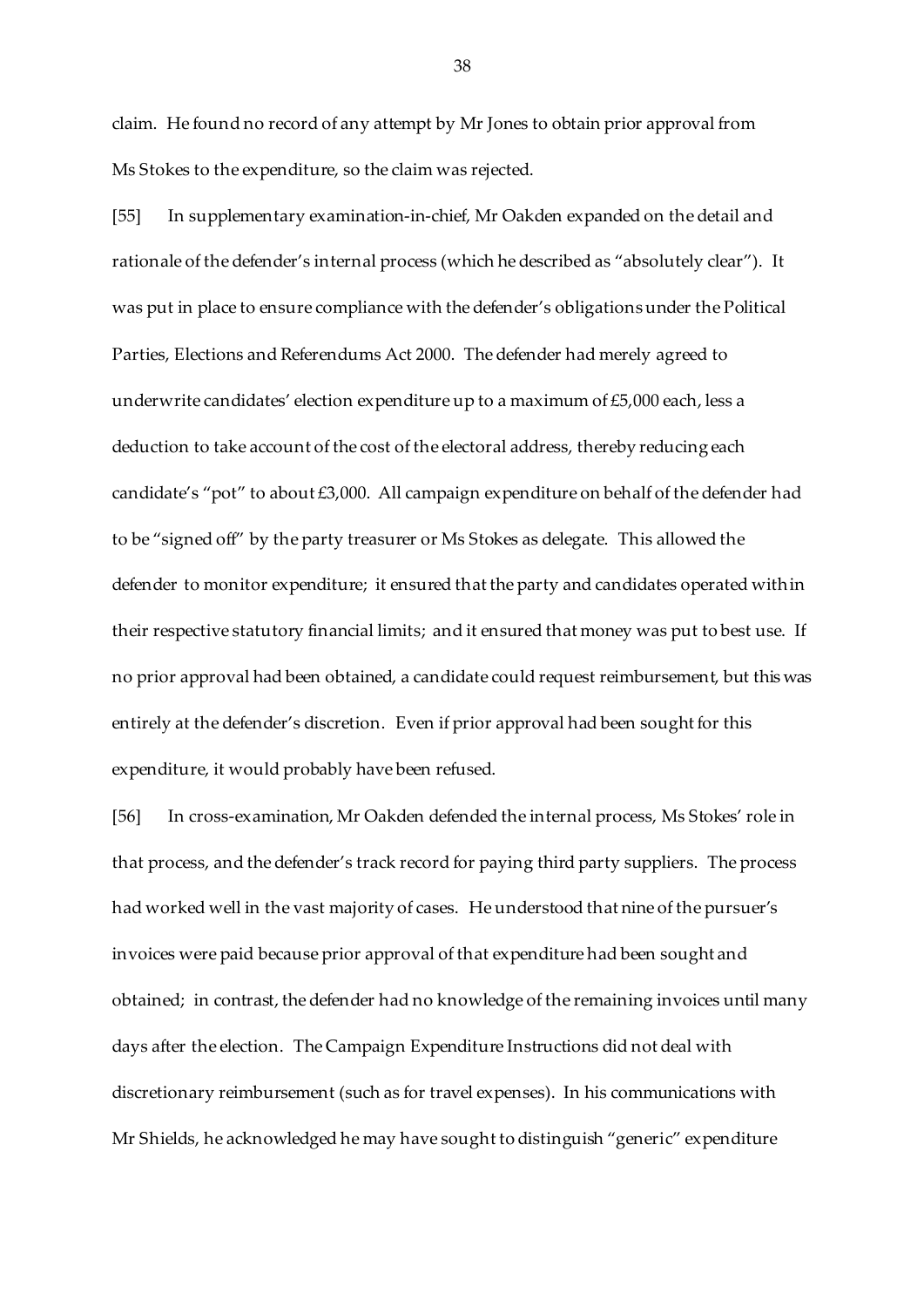claim. He found no record of any attempt by Mr Jones to obtain prior approval from Ms Stokes to the expenditure, so the claim was rejected.

[55] In supplementary examination-in-chief, Mr Oakden expanded on the detail and rationale of the defender's internal process (which he described as "absolutely clear"). It was put in place to ensure compliance with the defender's obligations under the Political Parties, Elections and Referendums Act 2000. The defender had merely agreed to underwrite candidates' election expenditure up to a maximum of £5,000 each, less a deduction to take account of the cost of the electoral address, thereby reducing each candidate's "pot" to about £3,000. All campaign expenditure on behalf of the defender had to be "signed off" by the party treasurer or Ms Stokes as delegate. This allowed the defender to monitor expenditure; it ensured that the party and candidates operated within their respective statutory financial limits; and it ensured that money was put to best use. If no prior approval had been obtained, a candidate could request reimbursement, but this was entirely at the defender's discretion. Even if prior approval had been sought for this expenditure, it would probably have been refused.

[56] In cross-examination, Mr Oakden defended the internal process, Ms Stokes' role in that process, and the defender's track record for paying third party suppliers. The process had worked well in the vast majority of cases. He understood that nine of the pursuer's invoices were paid because prior approval of that expenditure had been sought and obtained; in contrast, the defender had no knowledge of the remaining invoices until many days after the election. The Campaign Expenditure Instructions did not deal with discretionary reimbursement (such as for travel expenses). In his communications with Mr Shields, he acknowledged he may have sought to distinguish "generic" expenditure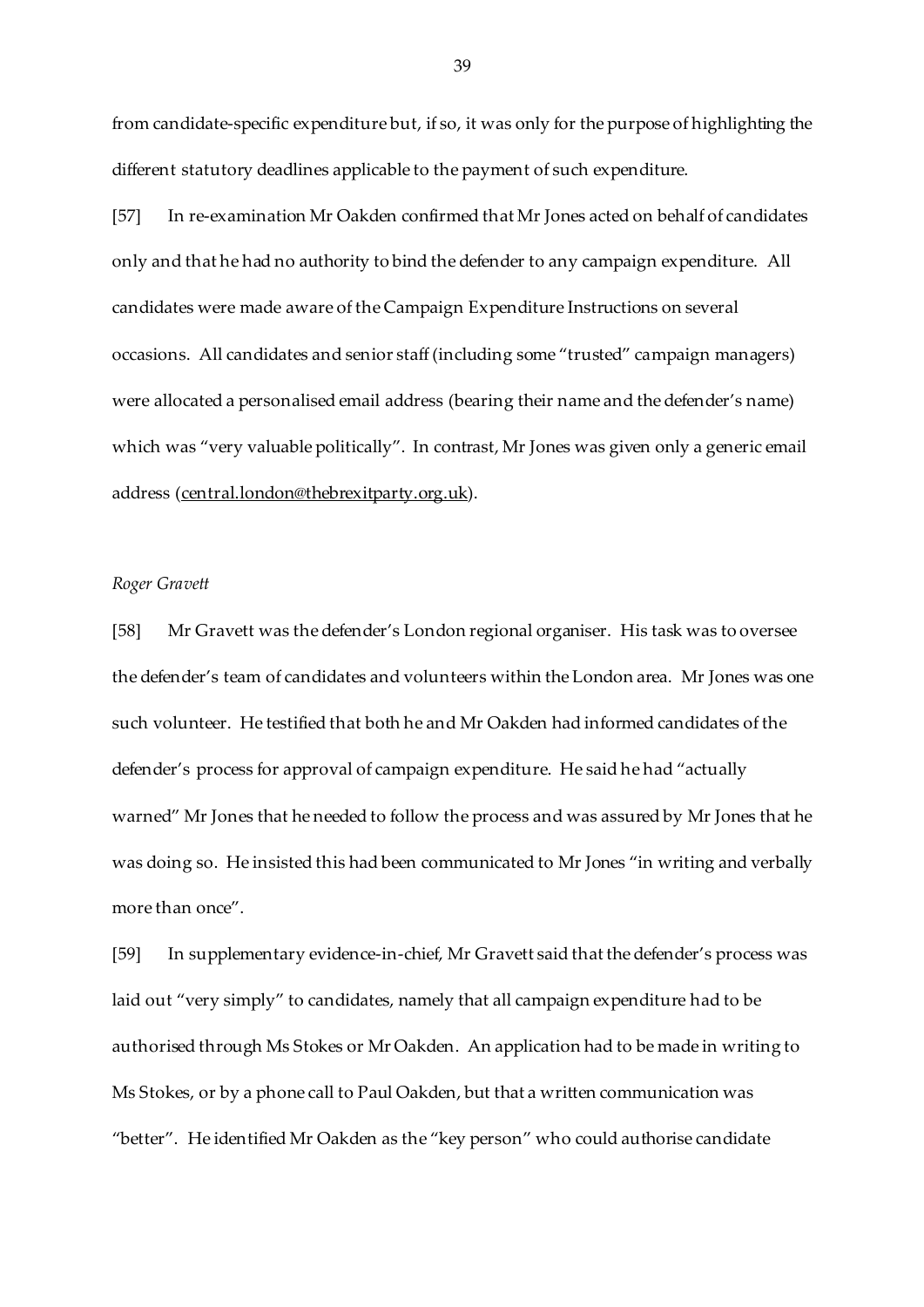from candidate-specific expenditure but, if so, it was only for the purpose of highlighting the different statutory deadlines applicable to the payment of such expenditure.

[57] In re-examination Mr Oakden confirmed that Mr Jones acted on behalf of candidates only and that he had no authority to bind the defender to any campaign expenditure. All candidates were made aware of the Campaign Expenditure Instructions on several occasions. All candidates and senior staff (including some "trusted" campaign managers) were allocated a personalised email address (bearing their name and the defender's name) which was "very valuable politically". In contrast, Mr Jones was given only a generic email address (central.london@thebrexitparty.org.uk).

*Roger Gravett*

[58] Mr Gravett was the defender's London regional organiser. His task was to oversee the defender's team of candidates and volunteers within the London area. Mr Jones was one such volunteer. He testified that both he and Mr Oakden had informed candidates of the defender's process for approval of campaign expenditure. He said he had "actually warned" Mr Jones that he needed to follow the process and was assured by Mr Jones that he was doing so. He insisted this had been communicated to Mr Jones "in writing and verbally more than once".

[59] In supplementary evidence-in-chief, Mr Gravett said that the defender's process was laid out "very simply" to candidates, namely that all campaign expenditure had to be authorised through Ms Stokes or Mr Oakden. An application had to be made in writing to Ms Stokes, or by a phone call to Paul Oakden, but that a written communication was "better". He identified Mr Oakden as the "key person" who could authorise candidate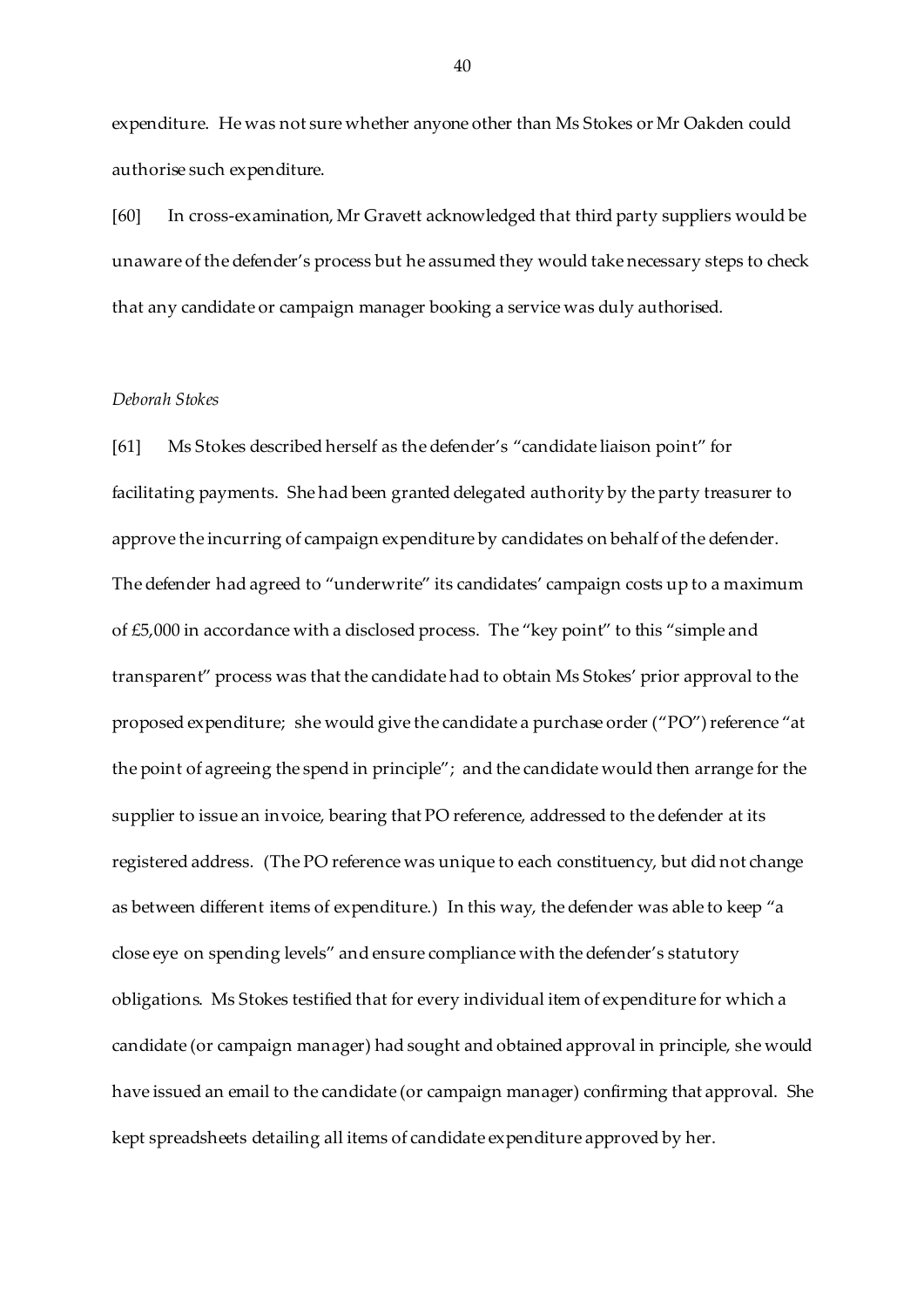expenditure. He was not sure whether anyone other than Ms Stokes or Mr Oakden could authorise such expenditure.

[60] In cross-examination, Mr Gravett acknowledged that third party suppliers would be unaware of the defender's process but he assumed they would take necessary steps to check that any candidate or campaign manager booking a service was duly authorised.

*Deborah Stokes*

[61] Ms Stokes described herself as the defender's "candidate liaison point" for facilitating payments. She had been granted delegated authority by the party treasurer to approve the incurring of campaign expenditure by candidates on behalf of the defender. The defender had agreed to "underwrite" its candidates' campaign costs up to a maximum of £5,000 in accordance with a disclosed process. The "key point" to this "simple and transparent" process was that the candidate had to obtain Ms Stokes' prior approval to the proposed expenditure; she would give the candidate a purchase order ("PO") reference "at the point of agreeing the spend in principle"; and the candidate would then arrange for the supplier to issue an invoice, bearing that PO reference, addressed to the defender at its registered address. (The PO reference was unique to each constituency, but did not change as between different items of expenditure.) In this way, the defender was able to keep "a close eye on spending levels" and ensure compliance with the defender's statutory obligations. Ms Stokes testified that for every individual item of expenditure for which a candidate (or campaign manager) had sought and obtained approval in principle, she would have issued an email to the candidate (or campaign manager) confirming that approval. She kept spreadsheets detailing all items of candidate expenditure approved by her.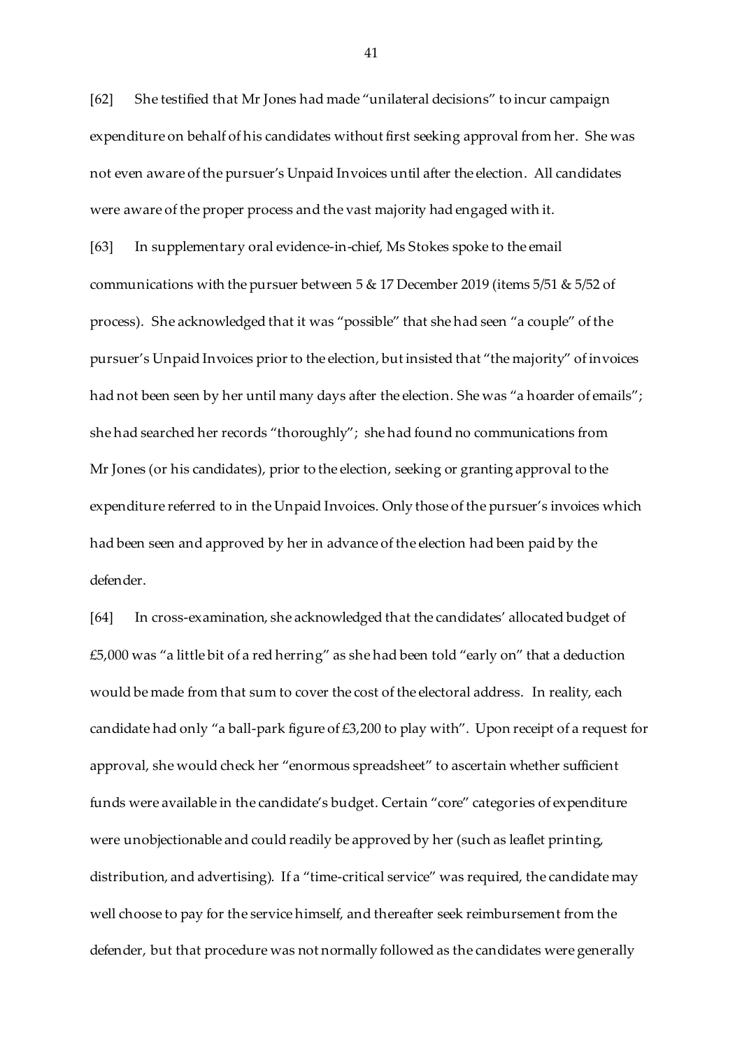[62] She testified that Mr Jones had made "unilateral decisions" to incur campaign expenditure on behalf of his candidates without first seeking approval from her. She was not even aware of the pursuer's Unpaid Invoices until after the election. All candidates were aware of the proper process and the vast majority had engaged with it.

[63] In supplementary oral evidence-in-chief, Ms Stokes spoke to the email communications with the pursuer between 5 & 17 December 2019 (items 5/51 & 5/52 of process). She acknowledged that it was "possible" that she had seen "a couple" of the pursuer's Unpaid Invoices prior to the election, but insisted that "the majority" of invoices had not been seen by her until many days after the election. She was "a hoarder of emails"; she had searched her records "thoroughly"; she had found no communications from Mr Jones (or his candidates), prior to the election, seeking or granting approval to the expenditure referred to in the Unpaid Invoices. Only those of the pursuer's invoices which had been seen and approved by her in advance of the election had been paid by the defender.

[64] In cross-examination, she acknowledged that the candidates' allocated budget of £5,000 was "a little bit of a red herring" as she had been told "early on" that a deduction would be made from that sum to cover the cost of the electoral address. In reality, each candidate had only "a ball-park figure of £3,200 to play with". Upon receipt of a request for approval, she would check her "enormous spreadsheet" to ascertain whether sufficient funds were available in the candidate's budget. Certain "core" categories of expenditure were unobjectionable and could readily be approved by her (such as leaflet printing, distribution, and advertising). If a "time-critical service" was required, the candidate may well choose to pay for the service himself, and thereafter seek reimbursement from the defender, but that procedure was not normally followed as the candidates were generally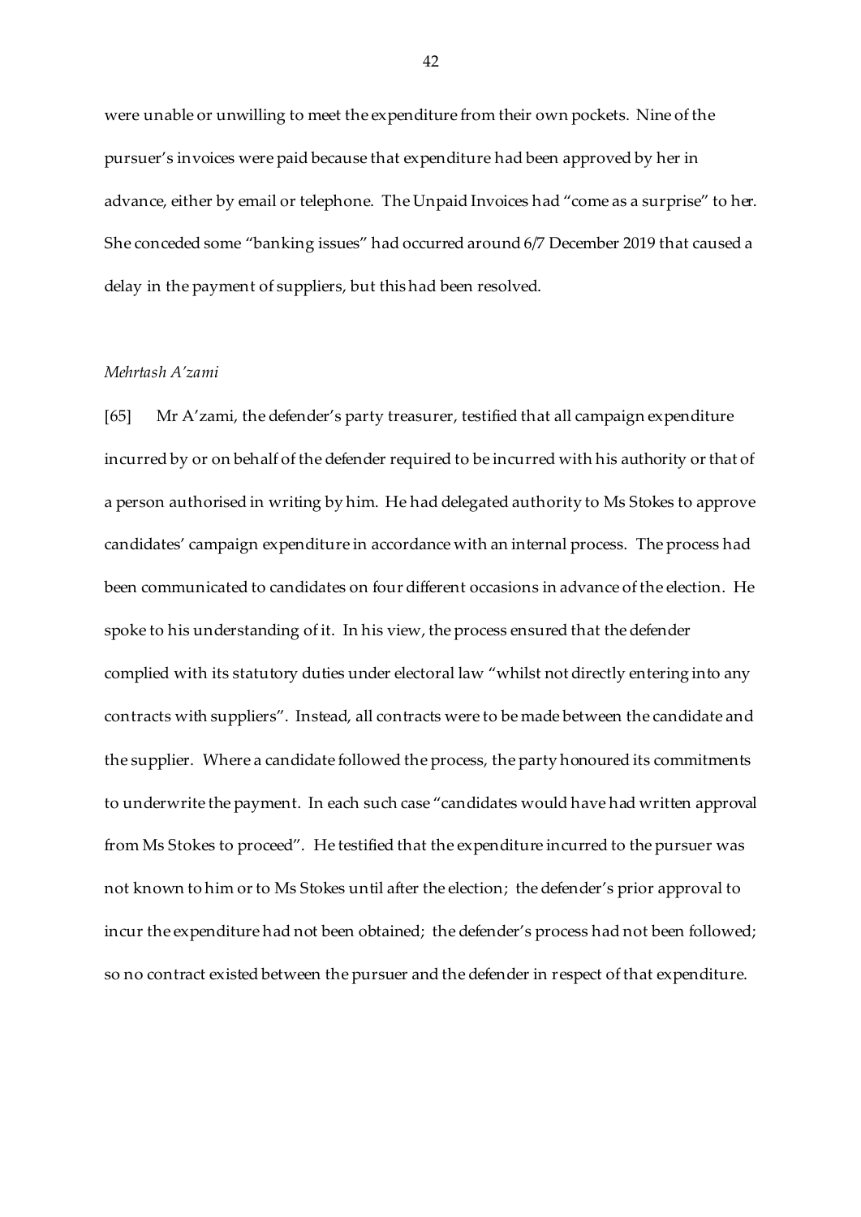were unable or unwilling to meet the expenditure from their own pockets. Nine of the pursuer's invoices were paid because that expenditure had been approved by her in advance, either by email or telephone. The Unpaid Invoices had "come as a surprise" to her. She conceded some "banking issues" had occurred around 6/7 December 2019 that caused a delay in the payment of suppliers, but this had been resolved.

*Mehrtash A'zami*

[65] Mr A'zami, the defender's party treasurer, testified that all campaign expenditure incurred by or on behalf of the defender required to be incurred with his authority or that of a person authorised in writing by him. He had delegated authority to Ms Stokes to approve candidates' campaign expenditure in accordance with an internal process. The process had been communicated to candidates on four different occasions in advance of the election. He spoke to his understanding of it. In his view, the process ensured that the defender complied with its statutory duties under electoral law "whilst not directly entering into any contracts with suppliers". Instead, all contracts were to be made between the candidate and the supplier. Where a candidate followed the process, the party honoured its commitments to underwrite the payment. In each such case "candidates would have had written approval from Ms Stokes to proceed". He testified that the expenditure incurred to the pursuer was not known to him or to Ms Stokes until after the election; the defender's prior approval to incur the expenditure had not been obtained; the defender's process had not been followed; so no contract existed between the pursuer and the defender in respect of that expenditure.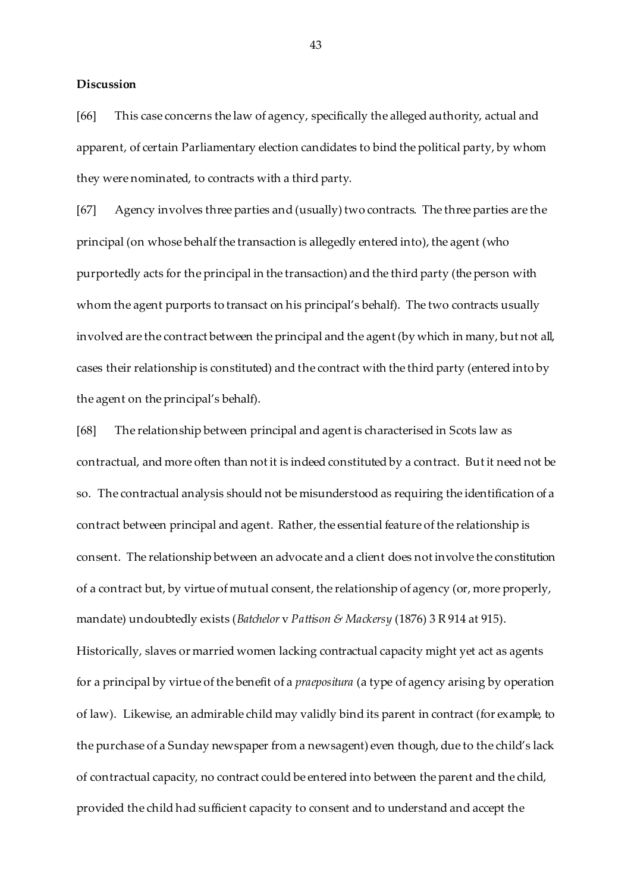**Discussion**

[66] This case concerns the law of agency, specifically the alleged authority, actual and apparent, of certain Parliamentary election candidates to bind the political party, by whom they were nominated, to contracts with a third party.

[67] Agency involves three parties and (usually) two contracts. The three parties are the principal (on whose behalf the transaction is allegedly entered into), the agent (who purportedly acts for the principal in the transaction) and the third party (the person with whom the agent purports to transact on his principal's behalf). The two contracts usually involved are the contract between the principal and the agent (by which in many, but not all, cases their relationship is constituted) and the contract with the third party (entered into by the agent on the principal's behalf).

[68] The relationship between principal and agent is characterised in Scots law as contractual, and more often than not it is indeed constituted by a contract. But it need not be so. The contractual analysis should not be misunderstood as requiring the identification of a contract between principal and agent. Rather, the essential feature of the relationship is consent. The relationship between an advocate and a client does not involve the constitution of a contract but, by virtue of mutual consent, the relationship of agency (or, more properly, mandate) undoubtedly exists (*Batchelor* v *Pattison & Mackersy* (1876) 3 R 914 at 915). Historically, slaves or married women lacking contractual capacity might yet act as agents for a principal by virtue of the benefit of a *praepositura* (a type of agency arising by operation of law). Likewise, an admirable child may validly bind its parent in contract (for example, to the purchase of a Sunday newspaper from a newsagent) even though, due to the child's lack of contractual capacity, no contract could be entered into between the parent and the child, provided the child had sufficient capacity to consent and to understand and accept the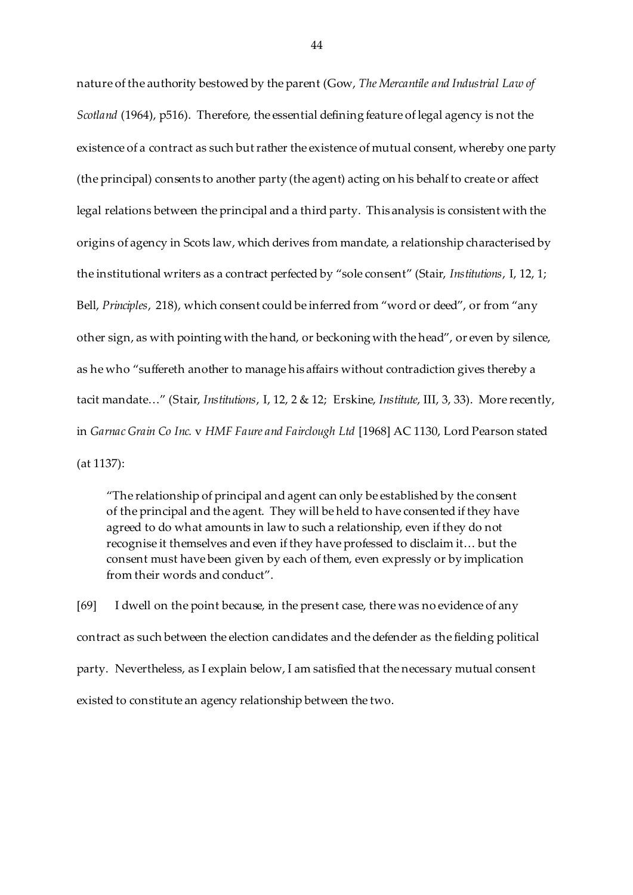nature of the authority bestowed by the parent (Gow, *The Mercantile and Industrial Law of Scotland* (1964), p516). Therefore, the essential defining feature of legal agency is not the existence of a contract as such but rather the existence of mutual consent, whereby one party (the principal) consents to another party (the agent) acting on his behalf to create or affect legal relations between the principal and a third party. This analysis is consistent with the origins of agency in Scots law, which derives from mandate, a relationship characterised by the institutional writers as a contract perfected by "sole consent" (Stair, *Institutions*, I, 12, 1; Bell, *Principles*, 218), which consent could be inferred from "word or deed", or from "any other sign, as with pointing with the hand, or beckoning with the head", or even by silence, as he who "suffereth another to manage his affairs without contradiction gives thereby a tacit mandate…" (Stair, *Institutions*, I, 12, 2 & 12; Erskine, *Institute*, III, 3, 33). More recently, in *Garnac Grain Co Inc.* v *HMF Faure and Fairclough Ltd* [1968] AC 1130, Lord Pearson stated (at 1137):

> "The relationship of principal and agent can only be established by the consent of the principal and the agent. They will be held to have consented if they have agreed to do what amounts in law to such a relationship, even if they do not recognise it themselves and even if they have professed to disclaim it… but the consent must have been given by each of them, even expressly or by implication from their words and conduct".

[69] I dwell on the point because, in the present case, there was no evidence of any contract as such between the election candidates and the defender as the fielding political party. Nevertheless, as I explain below, I am satisfied that the necessary mutual consent existed to constitute an agency relationship between the two.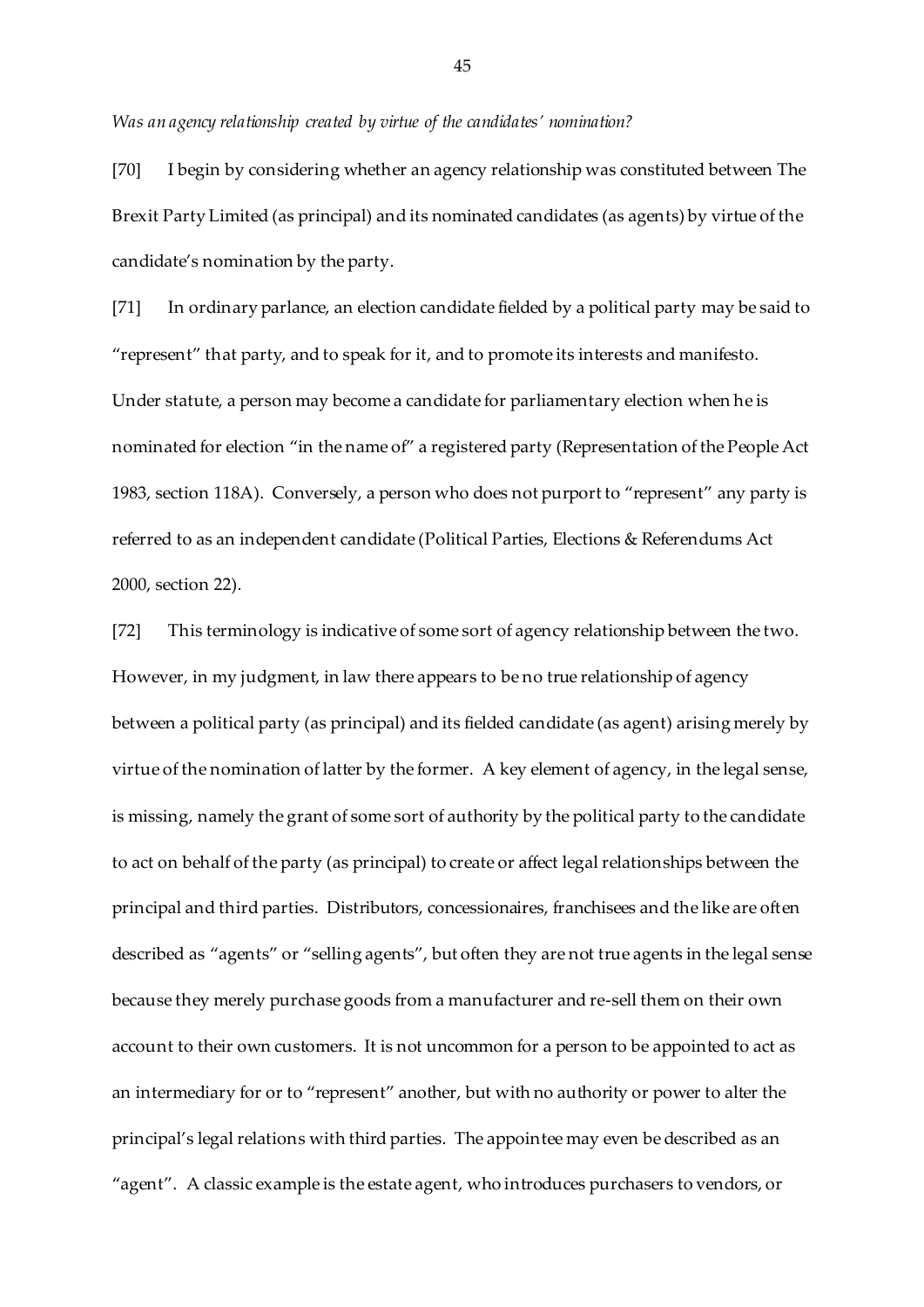*Was an agency relationship created by virtue of the candidates' nomination?*

[70] I begin by considering whether an agency relationship was constituted between The Brexit Party Limited (as principal) and its nominated candidates (as agents) by virtue of the candidate's nomination by the party.

[71] In ordinary parlance, an election candidate fielded by a political party may be said to "represent" that party, and to speak for it, and to promote its interests and manifesto. Under statute, a person may become a candidate for parliamentary election when he is nominated for election "in the name of" a registered party (Representation of the People Act 1983, section 118A). Conversely, a person who does not purport to "represent" any party is referred to as an independent candidate (Political Parties, Elections & Referendums Act 2000, section 22).

[72] This terminology is indicative of some sort of agency relationship between the two. However, in my judgment, in law there appears to be no true relationship of agency between a political party (as principal) and its fielded candidate (as agent) arising merely by virtue of the nomination of latter by the former. A key element of agency, in the legal sense, is missing, namely the grant of some sort of authority by the political party to the candidate to act on behalf of the party (as principal) to create or affect legal relationships between the principal and third parties. Distributors, concessionaires, franchisees and the like are often described as "agents" or "selling agents", but often they are not true agents in the legal sense because they merely purchase goods from a manufacturer and re-sell them on their own account to their own customers. It is not uncommon for a person to be appointed to act as an intermediary for or to "represent" another, but with no authority or power to alter the principal's legal relations with third parties. The appointee may even be described as an "agent". A classic example is the estate agent, who introduces purchasers to vendors, or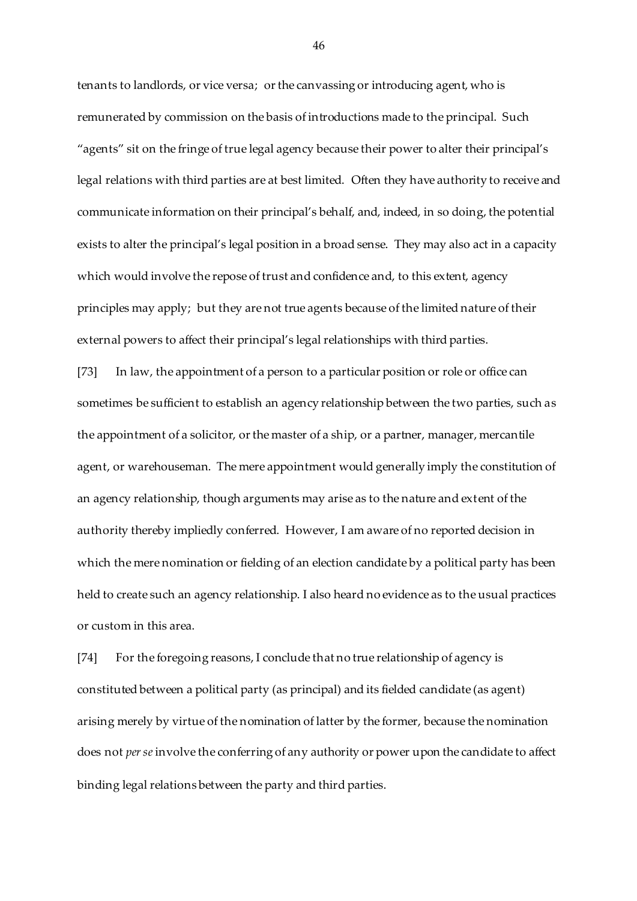tenants to landlords, or vice versa; or the canvassing or introducing agent, who is remunerated by commission on the basis of introductions made to the principal. Such "agents" sit on the fringe of true legal agency because their power to alter their principal's legal relations with third parties are at best limited. Often they have authority to receive and communicate information on their principal's behalf, and, indeed, in so doing, the potential exists to alter the principal's legal position in a broad sense. They may also act in a capacity which would involve the repose of trust and confidence and, to this extent, agency principles may apply; but they are not true agents because of the limited nature of their external powers to affect their principal's legal relationships with third parties.

[73] In law, the appointment of a person to a particular position or role or office can sometimes be sufficient to establish an agency relationship between the two parties, such as the appointment of a solicitor, or the master of a ship, or a partner, manager, mercantile agent, or warehouseman. The mere appointment would generally imply the constitution of an agency relationship, though arguments may arise as to the nature and extent of the authority thereby impliedly conferred. However, I am aware of no reported decision in which the mere nomination or fielding of an election candidate by a political party has been held to create such an agency relationship. I also heard no evidence as to the usual practices or custom in this area.

[74] For the foregoing reasons, I conclude that no true relationship of agency is constituted between a political party (as principal) and its fielded candidate (as agent) arising merely by virtue of the nomination of latter by the former, because the nomination does not *per se* involve the conferring of any authority or power upon the candidate to affect binding legal relations between the party and third parties.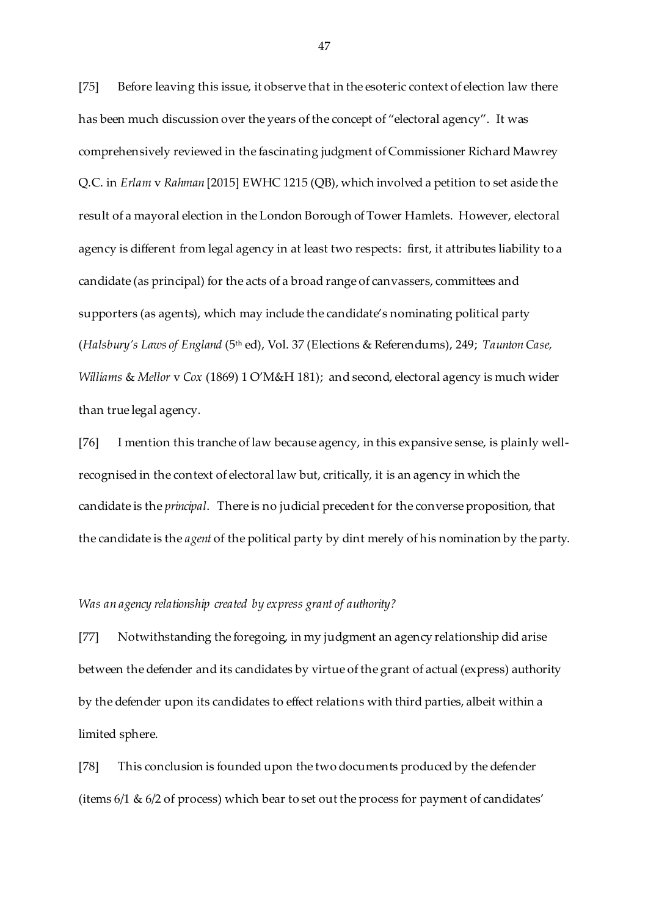[75] Before leaving this issue, it observe that in the esoteric context of election law there has been much discussion over the years of the concept of "electoral agency". It was comprehensively reviewed in the fascinating judgment of Commissioner Richard Mawrey Q.C. in *Erlam* v *Rahman* [2015] EWHC 1215 (QB), which involved a petition to set aside the result of a mayoral election in the London Borough of Tower Hamlets. However, electoral agency is different from legal agency in at least two respects: first, it attributes liability to a candidate (as principal) for the acts of a broad range of canvassers, committees and supporters (as agents), which may include the candidate's nominating political party (*Halsbury's Laws of England* (5th ed), Vol. 37 (Elections & Referendums), 249; *Taunton Case, Williams* & *Mellor* v *Cox* (1869) 1 O'M&H 181); and second, electoral agency is much wider than true legal agency.

[76] I mention this tranche of law because agency, in this expansive sense, is plainly well-recognised in the context of electoral law but, critically, it is an agency in which the candidate is the *principal*. There is no judicial precedent for the converse proposition, that the candidate is the *agent* of the political party by dint merely of his nomination by the party.

*Was an agency relationship created by express grant of authority?*

[77] Notwithstanding the foregoing, in my judgment an agency relationship did arise between the defender and its candidates by virtue of the grant of actual (express) authority by the defender upon its candidates to effect relations with third parties, albeit within a limited sphere.

[78] This conclusion is founded upon the two documents produced by the defender (items 6/1 & 6/2 of process) which bear to set out the process for payment of candidates'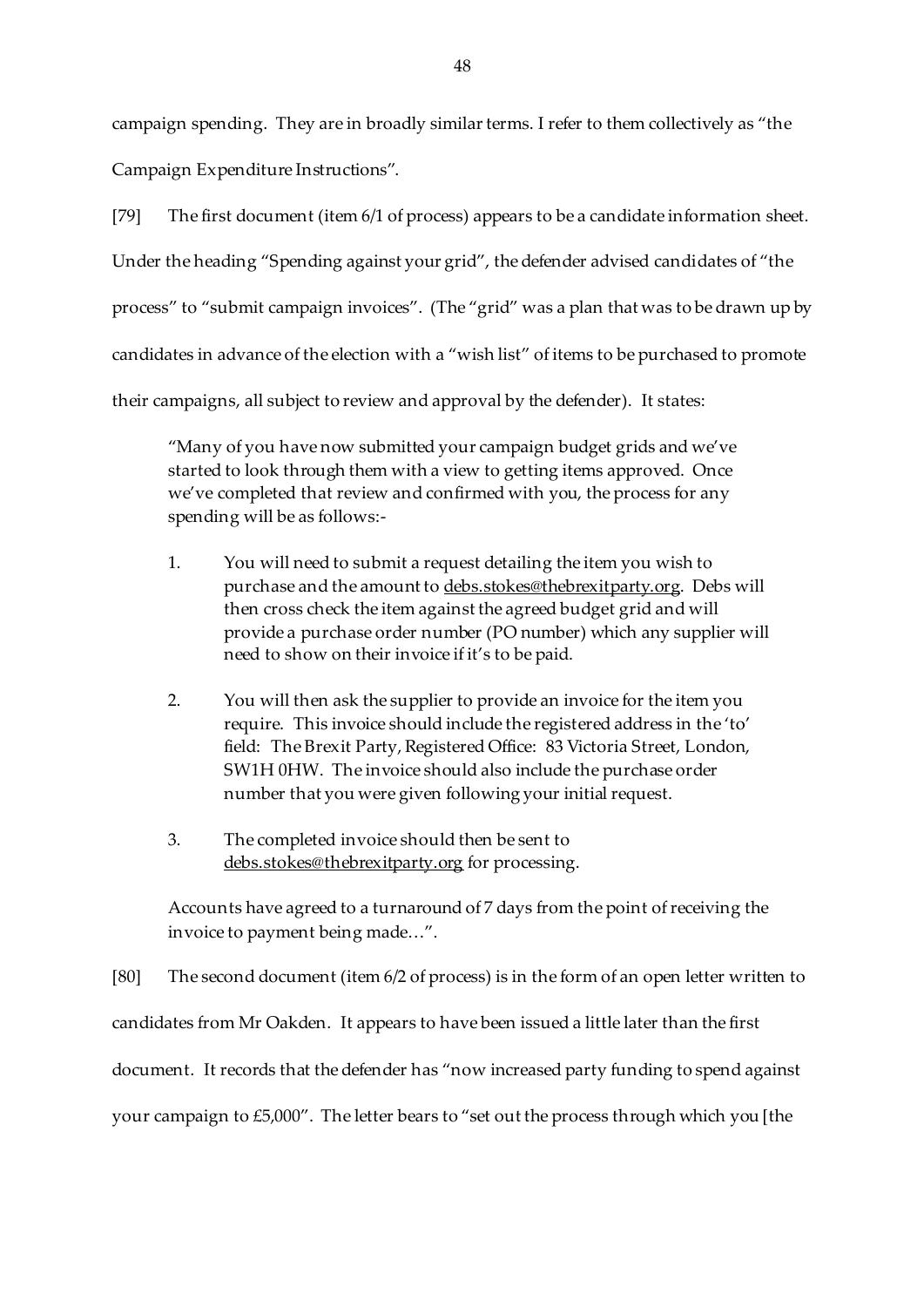campaign spending. They are in broadly similar terms. I refer to them collectively as "the Campaign Expenditure Instructions".

[79] The first document (item 6/1 of process) appears to be a candidate information sheet. Under the heading "Spending against your grid", the defender advised candidates of "the process" to "submit campaign invoices". (The "grid" was a plan that was to be drawn up by candidates in advance of the election with a "wish list" of items to be purchased to promote their campaigns, all subject to review and approval by the defender). It states:

> "Many of you have now submitted your campaign budget grids and we've started to look through them with a view to getting items approved. Once we've completed that review and confirmed with you, the process for any spending will be as follows:-
>
> 1. You will need to submit a request detailing the item you wish to purchase and the amount to debs.stokes@thebrexitparty.org. Debs will then cross check the item against the agreed budget grid and will provide a purchase order number (PO number) which any supplier will need to show on their invoice if it's to be paid.
>
> 2. You will then ask the supplier to provide an invoice for the item you require. This invoice should include the registered address in the 'to' field: The Brexit Party, Registered Office: 83 Victoria Street, London, SW1H 0HW. The invoice should also include the purchase order number that you were given following your initial request.
>
> 3. The completed invoice should then be sent to debs.stokes@thebrexitparty.org for processing.
>
> Accounts have agreed to a turnaround of 7 days from the point of receiving the invoice to payment being made…".

[80] The second document (item 6/2 of process) is in the form of an open letter written to candidates from Mr Oakden. It appears to have been issued a little later than the first document. It records that the defender has "now increased party funding to spend against your campaign to £5,000". The letter bears to "set out the process through which you [the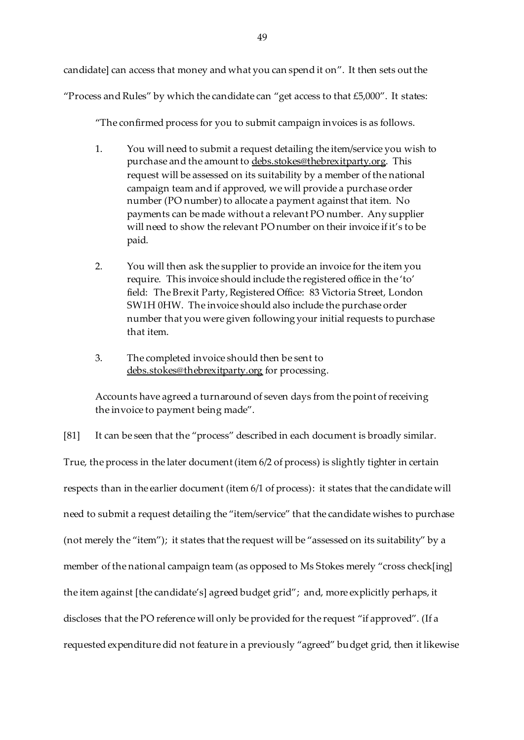candidate] can access that money and what you can spend it on". It then sets out the "Process and Rules" by which the candidate can "get access to that £5,000". It states:

> "The confirmed process for you to submit campaign invoices is as follows.
>
> 1. You will need to submit a request detailing the item/service you wish to purchase and the amount to debs.stokes@thebrexitparty.org. This request will be assessed on its suitability by a member of the national campaign team and if approved, we will provide a purchase order number (PO number) to allocate a payment against that item. No payments can be made without a relevant PO number. Any supplier will need to show the relevant PO number on their invoice if it's to be paid.
>
> 2. You will then ask the supplier to provide an invoice for the item you require. This invoice should include the registered office in the 'to' field: The Brexit Party, Registered Office: 83 Victoria Street, London SW1H 0HW. The invoice should also include the purchase order number that you were given following your initial requests to purchase that item.
>
> 3. The completed invoice should then be sent to debs.stokes@thebrexitparty.org for processing.
>
> Accounts have agreed a turnaround of seven days from the point of receiving the invoice to payment being made".

[81] It can be seen that the "process" described in each document is broadly similar. True, the process in the later document (item 6/2 of process) is slightly tighter in certain respects than in the earlier document (item 6/1 of process): it states that the candidate will need to submit a request detailing the "item/service" that the candidate wishes to purchase (not merely the "item"); it states that the request will be "assessed on its suitability" by a member of the national campaign team (as opposed to Ms Stokes merely "cross check[ing] the item against [the candidate's] agreed budget grid"; and, more explicitly perhaps, it discloses that the PO reference will only be provided for the request "if approved". (If a requested expenditure did not feature in a previously "agreed" budget grid, then it likewise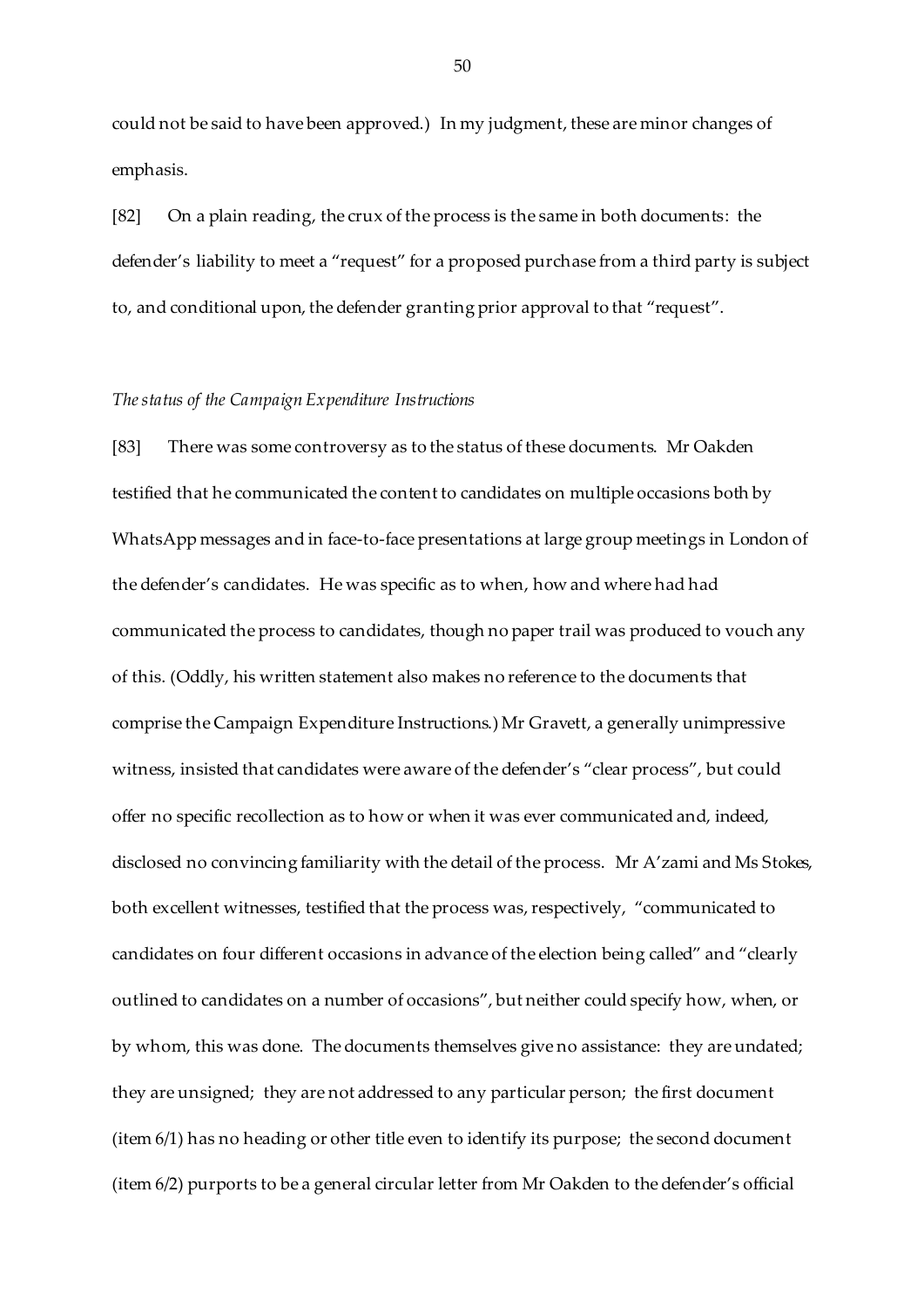could not be said to have been approved.) In my judgment, these are minor changes of emphasis.

[82] On a plain reading, the crux of the process is the same in both documents: the defender's liability to meet a "request" for a proposed purchase from a third party is subject to, and conditional upon, the defender granting prior approval to that "request".

*The status of the Campaign Expenditure Instructions*

[83] There was some controversy as to the status of these documents. Mr Oakden testified that he communicated the content to candidates on multiple occasions both by WhatsApp messages and in face-to-face presentations at large group meetings in London of the defender's candidates. He was specific as to when, how and where had had communicated the process to candidates, though no paper trail was produced to vouch any of this. (Oddly, his written statement also makes no reference to the documents that comprise the Campaign Expenditure Instructions.) Mr Gravett, a generally unimpressive witness, insisted that candidates were aware of the defender's "clear process", but could offer no specific recollection as to how or when it was ever communicated and, indeed, disclosed no convincing familiarity with the detail of the process. Mr A'zami and Ms Stokes, both excellent witnesses, testified that the process was, respectively, "communicated to candidates on four different occasions in advance of the election being called" and "clearly outlined to candidates on a number of occasions", but neither could specify how, when, or by whom, this was done. The documents themselves give no assistance: they are undated; they are unsigned; they are not addressed to any particular person; the first document (item 6/1) has no heading or other title even to identify its purpose; the second document (item 6/2) purports to be a general circular letter from Mr Oakden to the defender's official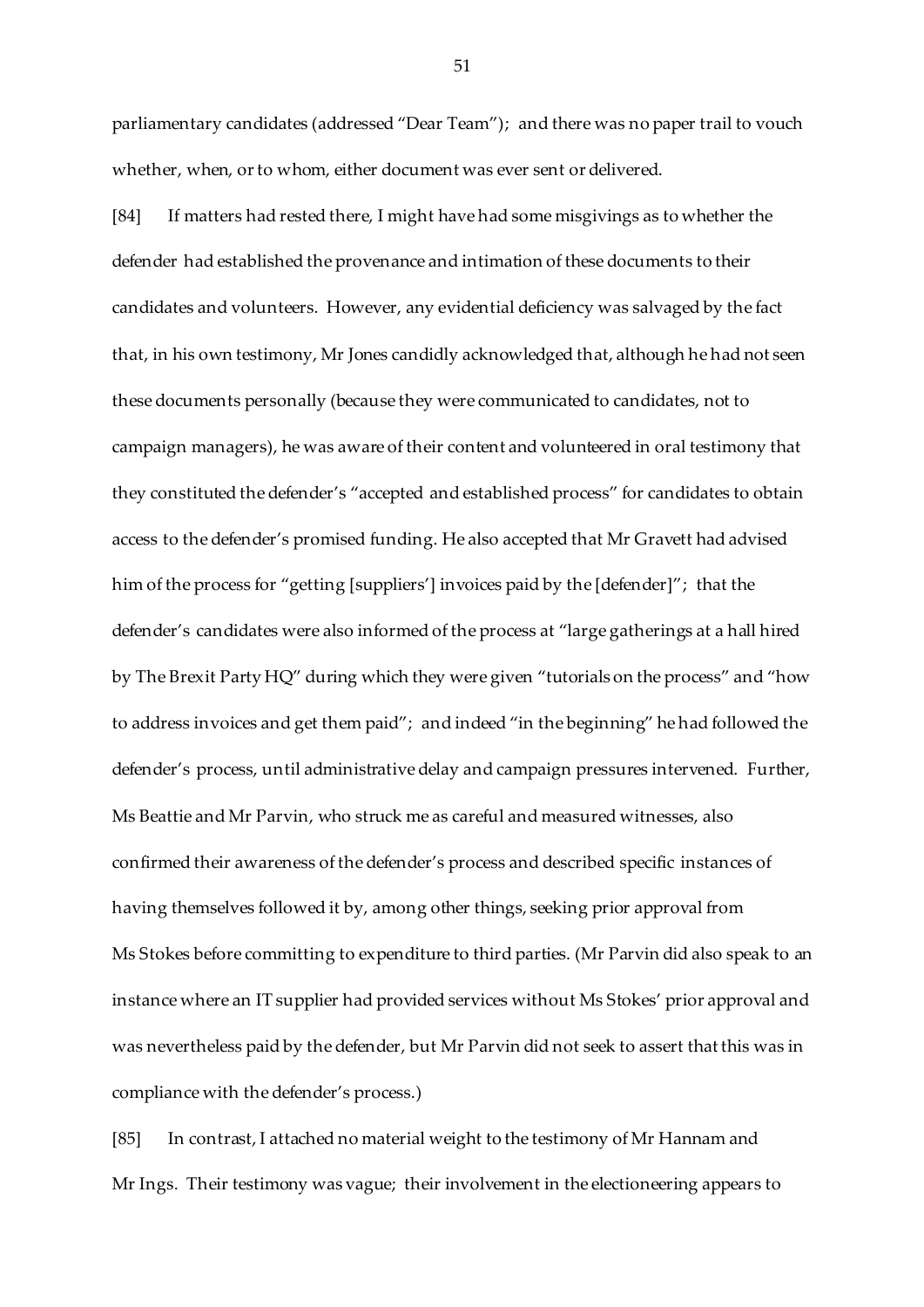parliamentary candidates (addressed "Dear Team"); and there was no paper trail to vouch whether, when, or to whom, either document was ever sent or delivered.

[84] If matters had rested there, I might have had some misgivings as to whether the defender had established the provenance and intimation of these documents to their candidates and volunteers. However, any evidential deficiency was salvaged by the fact that, in his own testimony, Mr Jones candidly acknowledged that, although he had not seen these documents personally (because they were communicated to candidates, not to campaign managers), he was aware of their content and volunteered in oral testimony that they constituted the defender's "accepted and established process" for candidates to obtain access to the defender's promised funding. He also accepted that Mr Gravett had advised him of the process for "getting [suppliers'] invoices paid by the [defender]"; that the defender's candidates were also informed of the process at "large gatherings at a hall hired by The Brexit Party HQ" during which they were given "tutorials on the process" and "how to address invoices and get them paid"; and indeed "in the beginning" he had followed the defender's process, until administrative delay and campaign pressures intervened. Further, Ms Beattie and Mr Parvin, who struck me as careful and measured witnesses, also confirmed their awareness of the defender's process and described specific instances of having themselves followed it by, among other things, seeking prior approval from Ms Stokes before committing to expenditure to third parties. (Mr Parvin did also speak to an instance where an IT supplier had provided services without Ms Stokes' prior approval and was nevertheless paid by the defender, but Mr Parvin did not seek to assert that this was in compliance with the defender's process.)

[85] In contrast, I attached no material weight to the testimony of Mr Hannam and Mr Ings. Their testimony was vague; their involvement in the electioneering appears to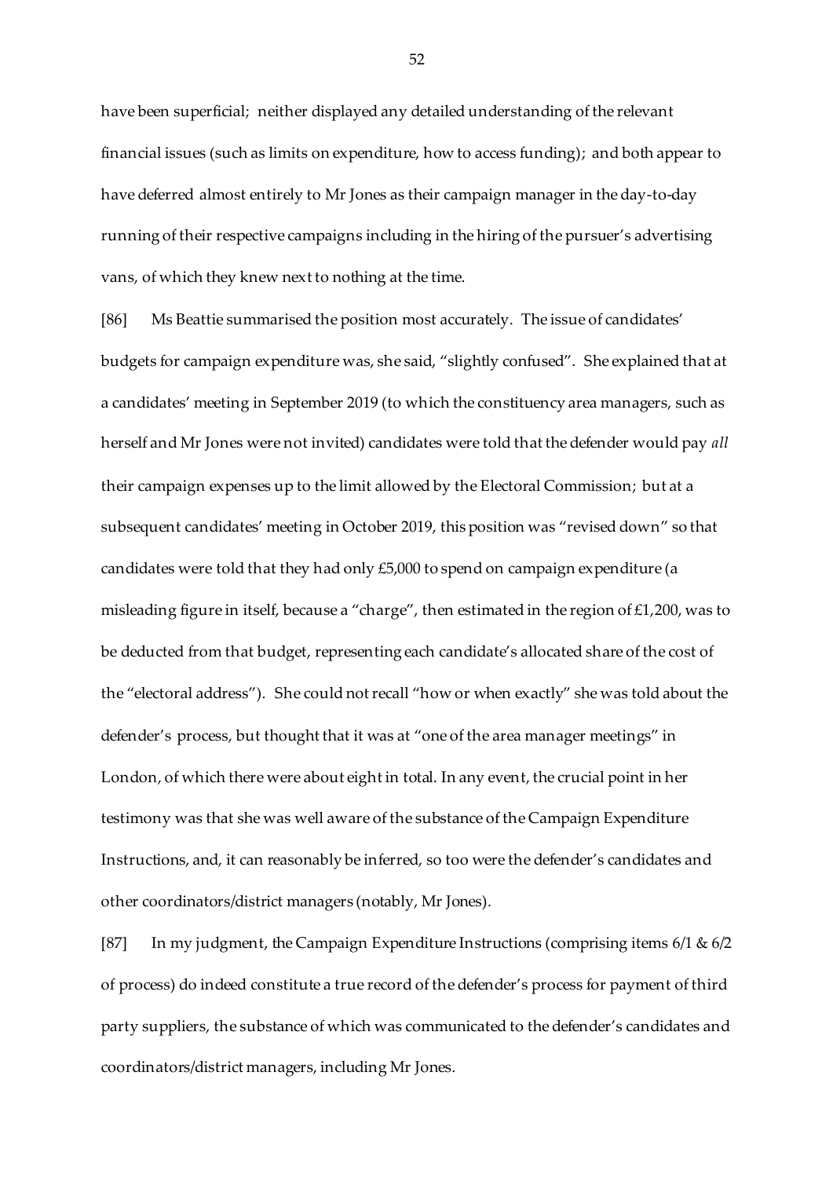have been superficial; neither displayed any detailed understanding of the relevant financial issues (such as limits on expenditure, how to access funding); and both appear to have deferred almost entirely to Mr Jones as their campaign manager in the day-to-day running of their respective campaigns including in the hiring of the pursuer's advertising vans, of which they knew next to nothing at the time.

[86] Ms Beattie summarised the position most accurately. The issue of candidates' budgets for campaign expenditure was, she said, "slightly confused". She explained that at a candidates' meeting in September 2019 (to which the constituency area managers, such as herself and Mr Jones were not invited) candidates were told that the defender would pay *all* their campaign expenses up to the limit allowed by the Electoral Commission; but at a subsequent candidates' meeting in October 2019, this position was "revised down" so that candidates were told that they had only £5,000 to spend on campaign expenditure (a misleading figure in itself, because a "charge", then estimated in the region of £1,200, was to be deducted from that budget, representing each candidate's allocated share of the cost of the "electoral address"). She could not recall "how or when exactly" she was told about the defender's process, but thought that it was at "one of the area manager meetings" in London, of which there were about eight in total. In any event, the crucial point in her testimony was that she was well aware of the substance of the Campaign Expenditure Instructions, and, it can reasonably be inferred, so too were the defender's candidates and other coordinators/district managers (notably, Mr Jones).

[87] In my judgment, the Campaign Expenditure Instructions (comprising items 6/1 & 6/2 of process) do indeed constitute a true record of the defender's process for payment of third party suppliers, the substance of which was communicated to the defender's candidates and coordinators/district managers, including Mr Jones.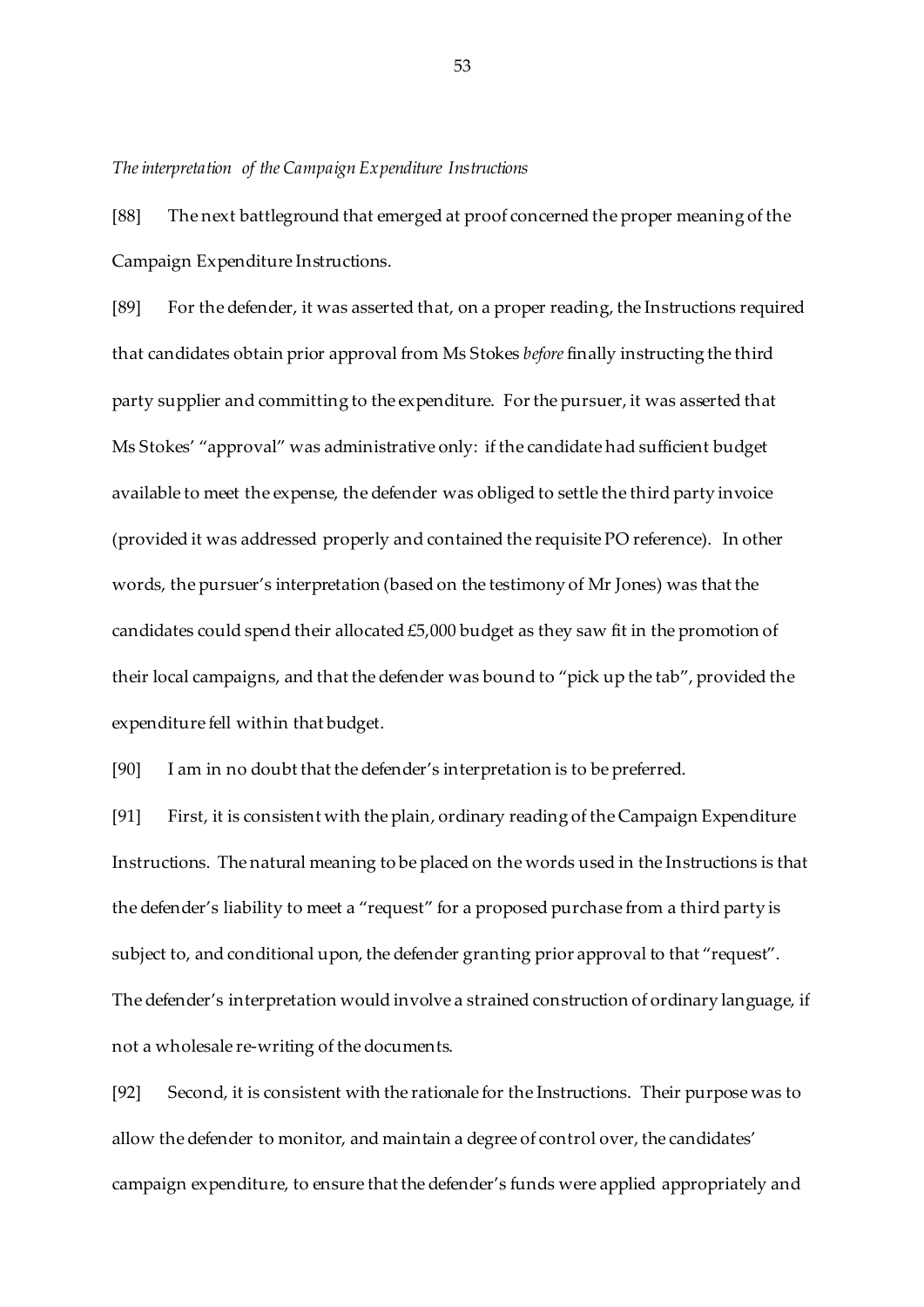*The interpretation of the Campaign Expenditure Instructions*

[88] The next battleground that emerged at proof concerned the proper meaning of the Campaign Expenditure Instructions.

[89] For the defender, it was asserted that, on a proper reading, the Instructions required that candidates obtain prior approval from Ms Stokes *before* finally instructing the third party supplier and committing to the expenditure. For the pursuer, it was asserted that Ms Stokes' "approval" was administrative only: if the candidate had sufficient budget available to meet the expense, the defender was obliged to settle the third party invoice (provided it was addressed properly and contained the requisite PO reference). In other words, the pursuer's interpretation (based on the testimony of Mr Jones) was that the candidates could spend their allocated £5,000 budget as they saw fit in the promotion of their local campaigns, and that the defender was bound to "pick up the tab", provided the expenditure fell within that budget.

[90] I am in no doubt that the defender's interpretation is to be preferred.

[91] First, it is consistent with the plain, ordinary reading of the Campaign Expenditure Instructions. The natural meaning to be placed on the words used in the Instructions is that the defender's liability to meet a "request" for a proposed purchase from a third party is subject to, and conditional upon, the defender granting prior approval to that "request". The defender's interpretation would involve a strained construction of ordinary language, if not a wholesale re-writing of the documents.

[92] Second, it is consistent with the rationale for the Instructions. Their purpose was to allow the defender to monitor, and maintain a degree of control over, the candidates' campaign expenditure, to ensure that the defender's funds were applied appropriately and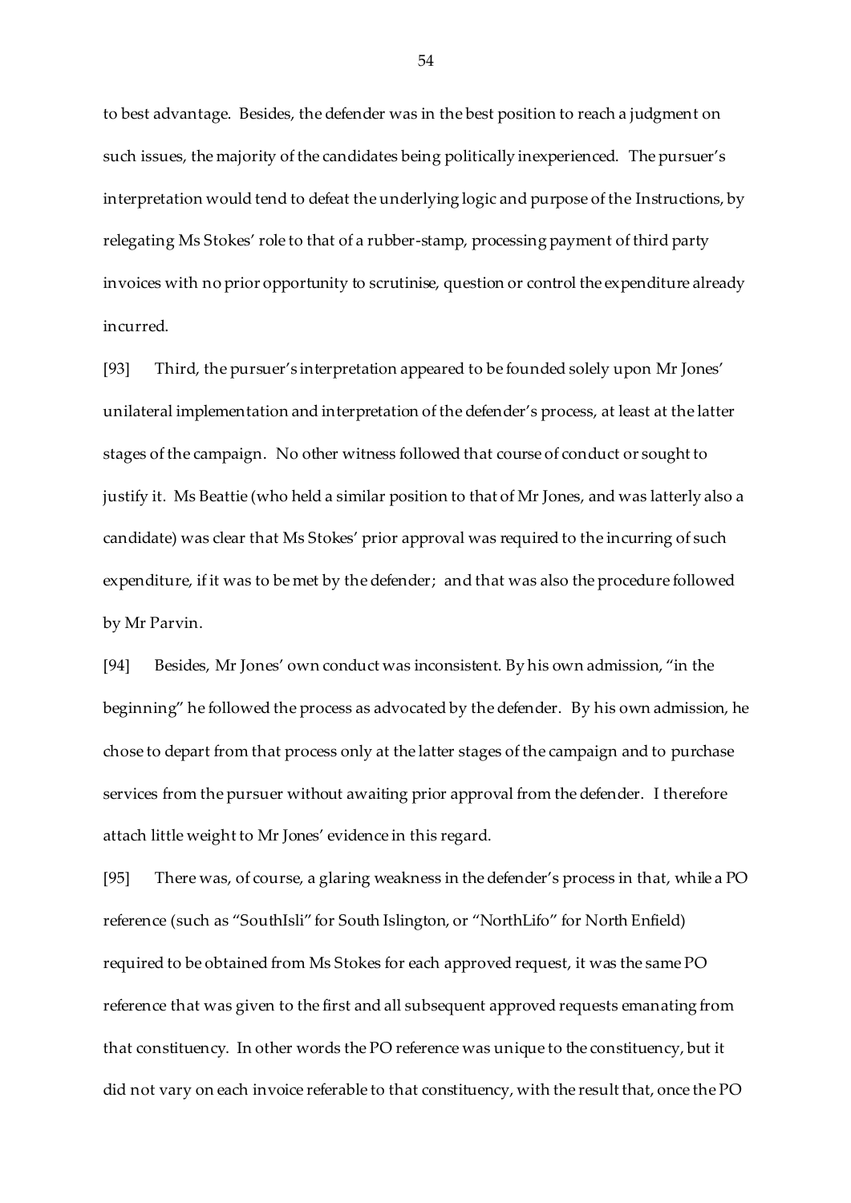to best advantage. Besides, the defender was in the best position to reach a judgment on such issues, the majority of the candidates being politically inexperienced. The pursuer's interpretation would tend to defeat the underlying logic and purpose of the Instructions, by relegating Ms Stokes' role to that of a rubber-stamp, processing payment of third party invoices with no prior opportunity to scrutinise, question or control the expenditure already incurred.

[93] Third, the pursuer's interpretation appeared to be founded solely upon Mr Jones' unilateral implementation and interpretation of the defender's process, at least at the latter stages of the campaign. No other witness followed that course of conduct or sought to justify it. Ms Beattie (who held a similar position to that of Mr Jones, and was latterly also a candidate) was clear that Ms Stokes' prior approval was required to the incurring of such expenditure, if it was to be met by the defender; and that was also the procedure followed by Mr Parvin.

[94] Besides, Mr Jones' own conduct was inconsistent. By his own admission, "in the beginning" he followed the process as advocated by the defender. By his own admission, he chose to depart from that process only at the latter stages of the campaign and to purchase services from the pursuer without awaiting prior approval from the defender. I therefore attach little weight to Mr Jones' evidence in this regard.

[95] There was, of course, a glaring weakness in the defender's process in that, while a PO reference (such as "SouthIsli" for South Islington, or "NorthLifo" for North Enfield) required to be obtained from Ms Stokes for each approved request, it was the same PO reference that was given to the first and all subsequent approved requests emanating from that constituency. In other words the PO reference was unique to the constituency, but it did not vary on each invoice referable to that constituency, with the result that, once the PO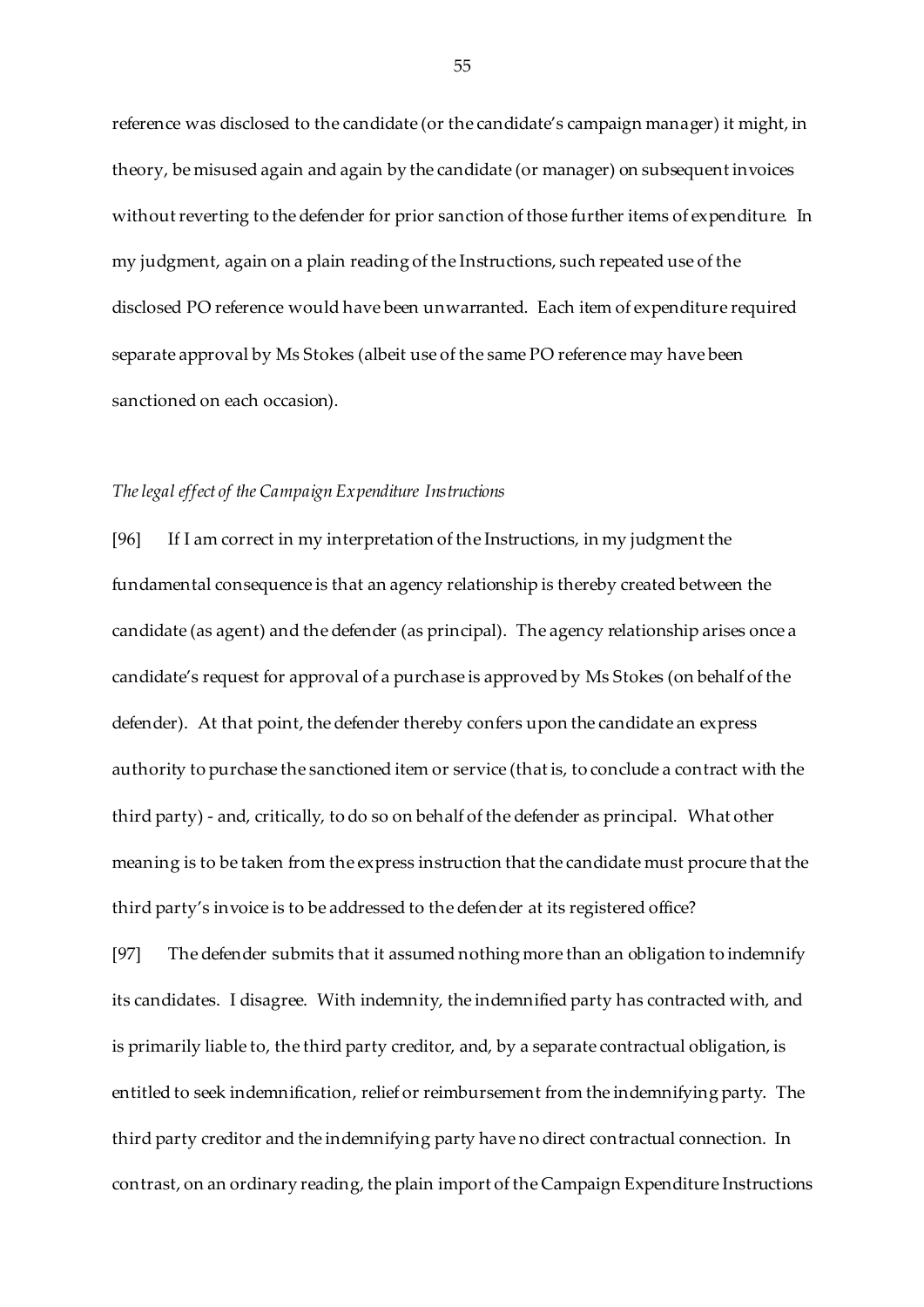reference was disclosed to the candidate (or the candidate's campaign manager) it might, in theory, be misused again and again by the candidate (or manager) on subsequent invoices without reverting to the defender for prior sanction of those further items of expenditure. In my judgment, again on a plain reading of the Instructions, such repeated use of the disclosed PO reference would have been unwarranted. Each item of expenditure required separate approval by Ms Stokes (albeit use of the same PO reference may have been sanctioned on each occasion).

*The legal effect of the Campaign Expenditure Instructions*

[96] If I am correct in my interpretation of the Instructions, in my judgment the fundamental consequence is that an agency relationship is thereby created between the candidate (as agent) and the defender (as principal). The agency relationship arises once a candidate's request for approval of a purchase is approved by Ms Stokes (on behalf of the defender). At that point, the defender thereby confers upon the candidate an express authority to purchase the sanctioned item or service (that is, to conclude a contract with the third party) - and, critically, to do so on behalf of the defender as principal. What other meaning is to be taken from the express instruction that the candidate must procure that the third party's invoice is to be addressed to the defender at its registered office?

[97] The defender submits that it assumed nothing more than an obligation to indemnify its candidates. I disagree. With indemnity, the indemnified party has contracted with, and is primarily liable to, the third party creditor, and, by a separate contractual obligation, is entitled to seek indemnification, relief or reimbursement from the indemnifying party. The third party creditor and the indemnifying party have no direct contractual connection. In contrast, on an ordinary reading, the plain import of the Campaign Expenditure Instructions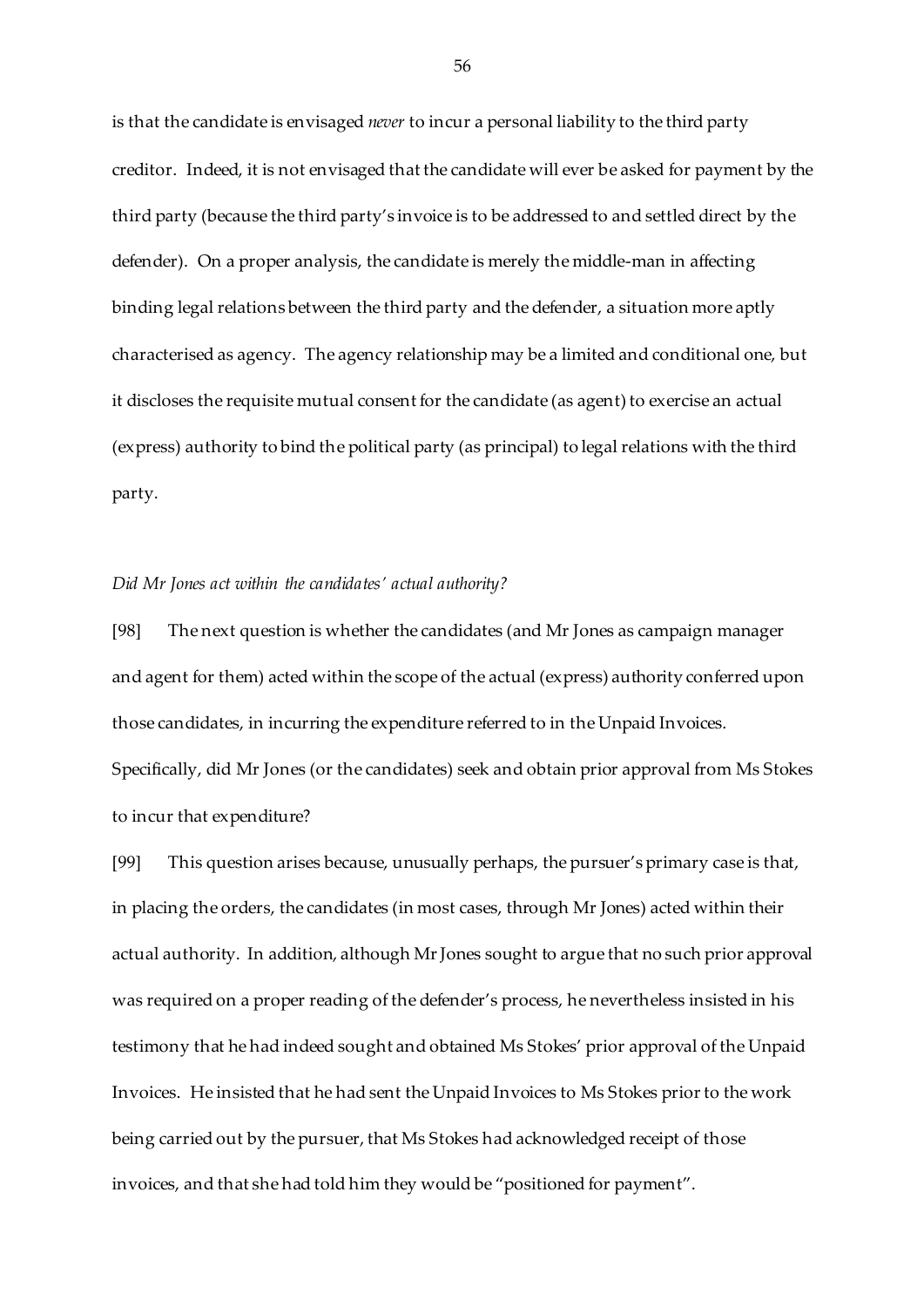is that the candidate is envisaged *never* to incur a personal liability to the third party creditor. Indeed, it is not envisaged that the candidate will ever be asked for payment by the third party (because the third party's invoice is to be addressed to and settled direct by the defender). On a proper analysis, the candidate is merely the middle-man in affecting binding legal relations between the third party and the defender, a situation more aptly characterised as agency. The agency relationship may be a limited and conditional one, but it discloses the requisite mutual consent for the candidate (as agent) to exercise an actual (express) authority to bind the political party (as principal) to legal relations with the third party.

*Did Mr Jones act within the candidates' actual authority?*

[98] The next question is whether the candidates (and Mr Jones as campaign manager and agent for them) acted within the scope of the actual (express) authority conferred upon those candidates, in incurring the expenditure referred to in the Unpaid Invoices. Specifically, did Mr Jones (or the candidates) seek and obtain prior approval from Ms Stokes to incur that expenditure?

[99] This question arises because, unusually perhaps, the pursuer's primary case is that, in placing the orders, the candidates (in most cases, through Mr Jones) acted within their actual authority. In addition, although Mr Jones sought to argue that no such prior approval was required on a proper reading of the defender's process, he nevertheless insisted in his testimony that he had indeed sought and obtained Ms Stokes' prior approval of the Unpaid Invoices. He insisted that he had sent the Unpaid Invoices to Ms Stokes prior to the work being carried out by the pursuer, that Ms Stokes had acknowledged receipt of those invoices, and that she had told him they would be "positioned for payment".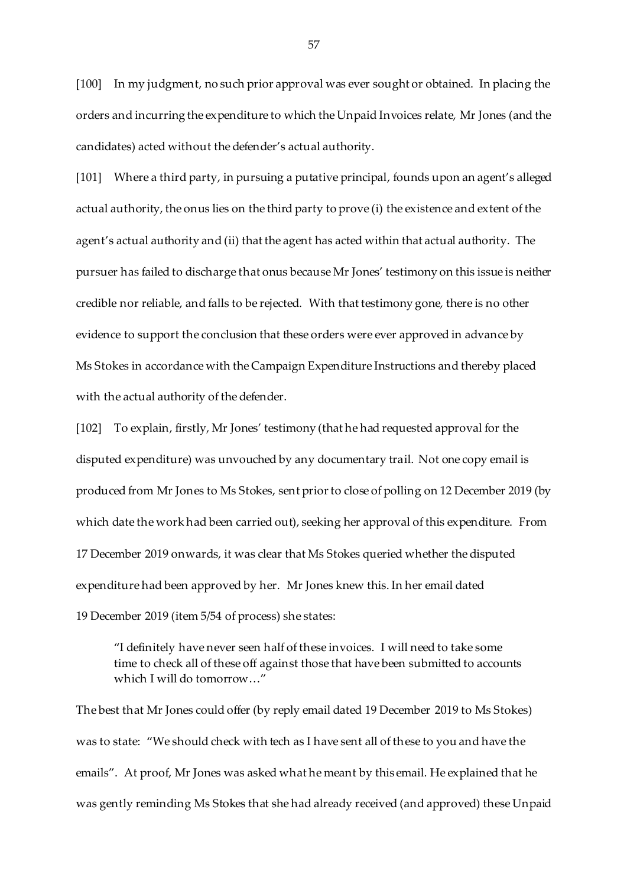[100] In my judgment, no such prior approval was ever sought or obtained. In placing the orders and incurring the expenditure to which the Unpaid Invoices relate, Mr Jones (and the candidates) acted without the defender's actual authority.

[101] Where a third party, in pursuing a putative principal, founds upon an agent's alleged actual authority, the onus lies on the third party to prove (i) the existence and extent of the agent's actual authority and (ii) that the agent has acted within that actual authority. The pursuer has failed to discharge that onus because Mr Jones' testimony on this issue is neither credible nor reliable, and falls to be rejected. With that testimony gone, there is no other evidence to support the conclusion that these orders were ever approved in advance by Ms Stokes in accordance with the Campaign Expenditure Instructions and thereby placed with the actual authority of the defender.

[102] To explain, firstly, Mr Jones' testimony (that he had requested approval for the disputed expenditure) was unvouched by any documentary trail. Not one copy email is produced from Mr Jones to Ms Stokes, sent prior to close of polling on 12 December 2019 (by which date the work had been carried out), seeking her approval of this expenditure. From 17 December 2019 onwards, it was clear that Ms Stokes queried whether the disputed expenditure had been approved by her. Mr Jones knew this. In her email dated 19 December 2019 (item 5/54 of process) she states:

> "I definitely have never seen half of these invoices. I will need to take some time to check all of these off against those that have been submitted to accounts which I will do tomorrow…"

The best that Mr Jones could offer (by reply email dated 19 December 2019 to Ms Stokes) was to state: "We should check with tech as I have sent all of these to you and have the emails". At proof, Mr Jones was asked what he meant by this email. He explained that he was gently reminding Ms Stokes that she had already received (and approved) these Unpaid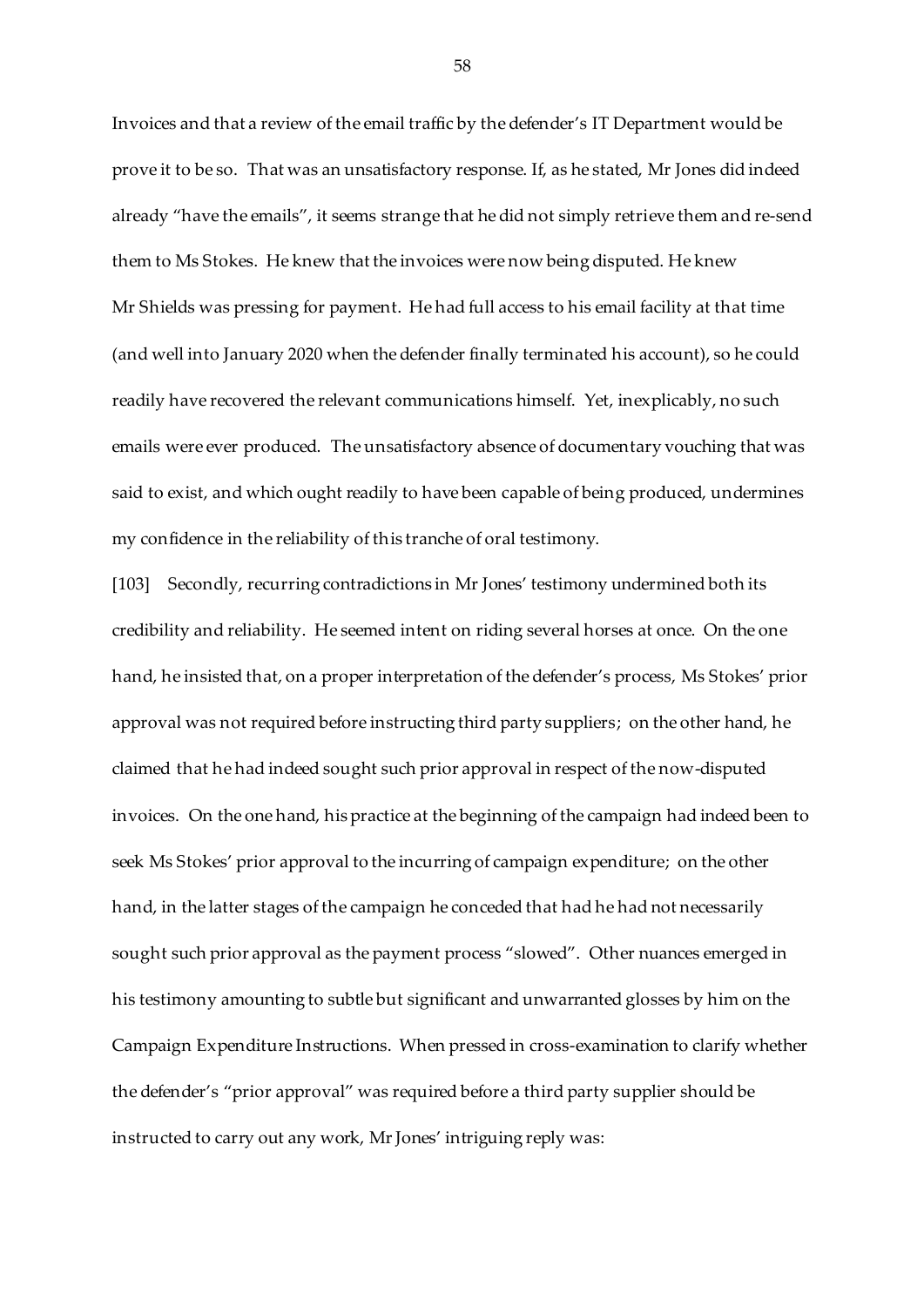Invoices and that a review of the email traffic by the defender's IT Department would be prove it to be so. That was an unsatisfactory response. If, as he stated, Mr Jones did indeed already "have the emails", it seems strange that he did not simply retrieve them and re-send them to Ms Stokes. He knew that the invoices were now being disputed. He knew Mr Shields was pressing for payment. He had full access to his email facility at that time (and well into January 2020 when the defender finally terminated his account), so he could readily have recovered the relevant communications himself. Yet, inexplicably, no such emails were ever produced. The unsatisfactory absence of documentary vouching that was said to exist, and which ought readily to have been capable of being produced, undermines my confidence in the reliability of this tranche of oral testimony.

[103] Secondly, recurring contradictions in Mr Jones' testimony undermined both its credibility and reliability. He seemed intent on riding several horses at once. On the one hand, he insisted that, on a proper interpretation of the defender's process, Ms Stokes' prior approval was not required before instructing third party suppliers; on the other hand, he claimed that he had indeed sought such prior approval in respect of the now-disputed invoices. On the one hand, his practice at the beginning of the campaign had indeed been to seek Ms Stokes' prior approval to the incurring of campaign expenditure; on the other hand, in the latter stages of the campaign he conceded that had he had not necessarily sought such prior approval as the payment process "slowed". Other nuances emerged in his testimony amounting to subtle but significant and unwarranted glosses by him on the Campaign Expenditure Instructions. When pressed in cross-examination to clarify whether the defender's "prior approval" was required before a third party supplier should be instructed to carry out any work, Mr Jones' intriguing reply was: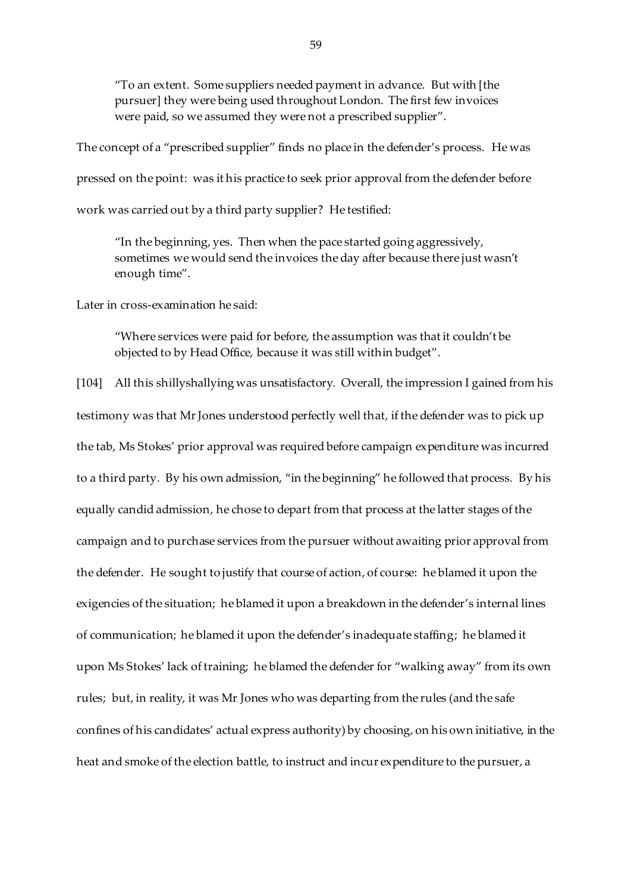> "To an extent. Some suppliers needed payment in advance. But with [the pursuer] they were being used throughout London. The first few invoices were paid, so we assumed they were not a prescribed supplier".

The concept of a "prescribed supplier" finds no place in the defender's process. He was pressed on the point: was it his practice to seek prior approval from the defender before work was carried out by a third party supplier? He testified:

> "In the beginning, yes. Then when the pace started going aggressively, sometimes we would send the invoices the day after because there just wasn't enough time".

Later in cross-examination he said:

> "Where services were paid for before, the assumption was that it couldn't be objected to by Head Office, because it was still within budget".

[104] All this shillyshallying was unsatisfactory. Overall, the impression I gained from his testimony was that Mr Jones understood perfectly well that, if the defender was to pick up the tab, Ms Stokes' prior approval was required before campaign expenditure was incurred to a third party. By his own admission, "in the beginning" he followed that process. By his equally candid admission, he chose to depart from that process at the latter stages of the campaign and to purchase services from the pursuer without awaiting prior approval from the defender. He sought to justify that course of action, of course: he blamed it upon the exigencies of the situation; he blamed it upon a breakdown in the defender's internal lines of communication; he blamed it upon the defender's inadequate staffing; he blamed it upon Ms Stokes' lack of training; he blamed the defender for "walking away" from its own rules; but, in reality, it was Mr Jones who was departing from the rules (and the safe confines of his candidates' actual express authority) by choosing, on his own initiative, in the heat and smoke of the election battle, to instruct and incur expenditure to the pursuer, a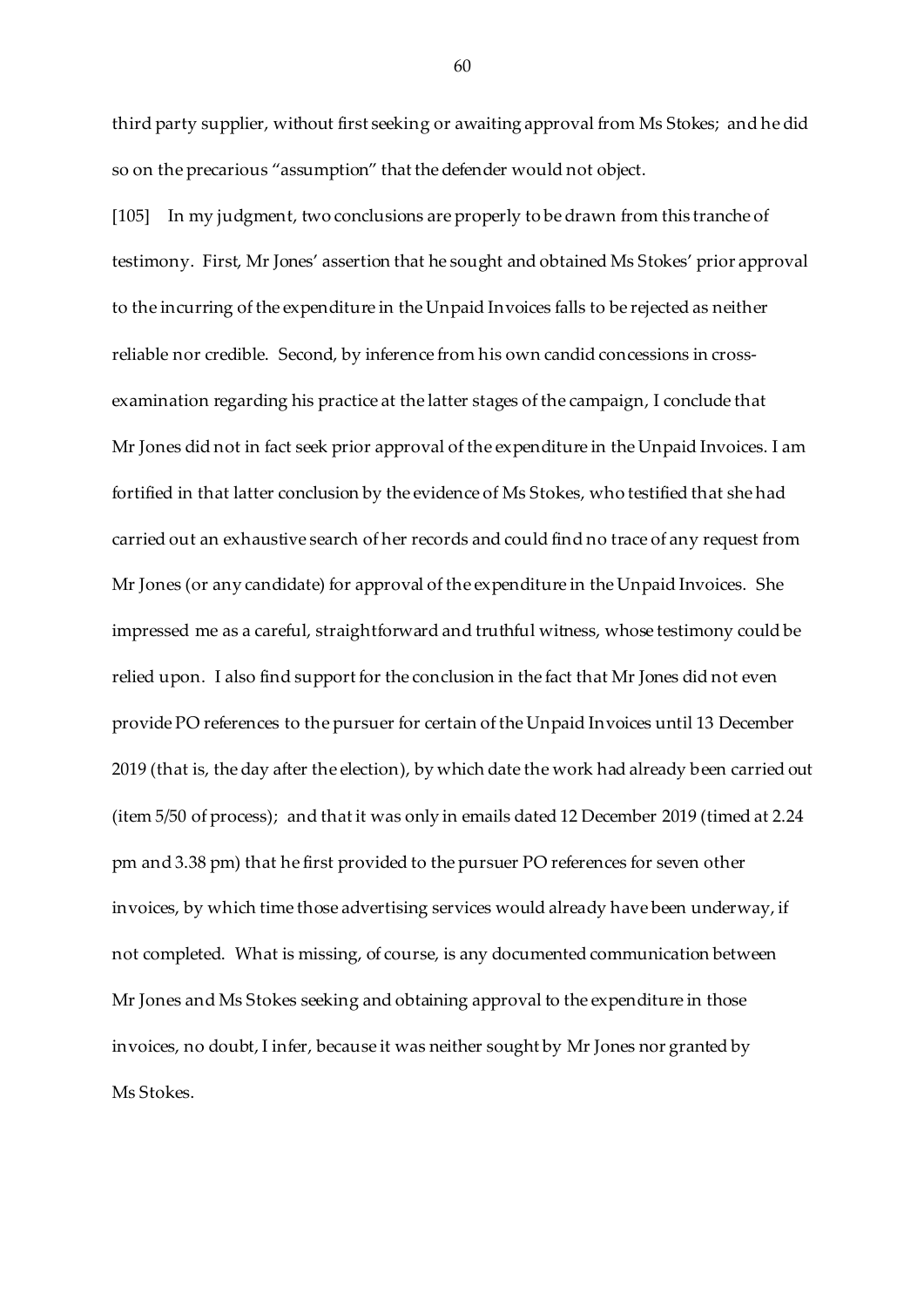third party supplier, without first seeking or awaiting approval from Ms Stokes; and he did so on the precarious "assumption" that the defender would not object.

[105] In my judgment, two conclusions are properly to be drawn from this tranche of testimony. First, Mr Jones' assertion that he sought and obtained Ms Stokes' prior approval to the incurring of the expenditure in the Unpaid Invoices falls to be rejected as neither reliable nor credible. Second, by inference from his own candid concessions in cross-examination regarding his practice at the latter stages of the campaign, I conclude that Mr Jones did not in fact seek prior approval of the expenditure in the Unpaid Invoices. I am fortified in that latter conclusion by the evidence of Ms Stokes, who testified that she had carried out an exhaustive search of her records and could find no trace of any request from Mr Jones (or any candidate) for approval of the expenditure in the Unpaid Invoices. She impressed me as a careful, straightforward and truthful witness, whose testimony could be relied upon. I also find support for the conclusion in the fact that Mr Jones did not even provide PO references to the pursuer for certain of the Unpaid Invoices until 13 December 2019 (that is, the day after the election), by which date the work had already been carried out (item 5/50 of process); and that it was only in emails dated 12 December 2019 (timed at 2.24 pm and 3.38 pm) that he first provided to the pursuer PO references for seven other invoices, by which time those advertising services would already have been underway, if not completed. What is missing, of course, is any documented communication between Mr Jones and Ms Stokes seeking and obtaining approval to the expenditure in those invoices, no doubt, I infer, because it was neither sought by Mr Jones nor granted by Ms Stokes.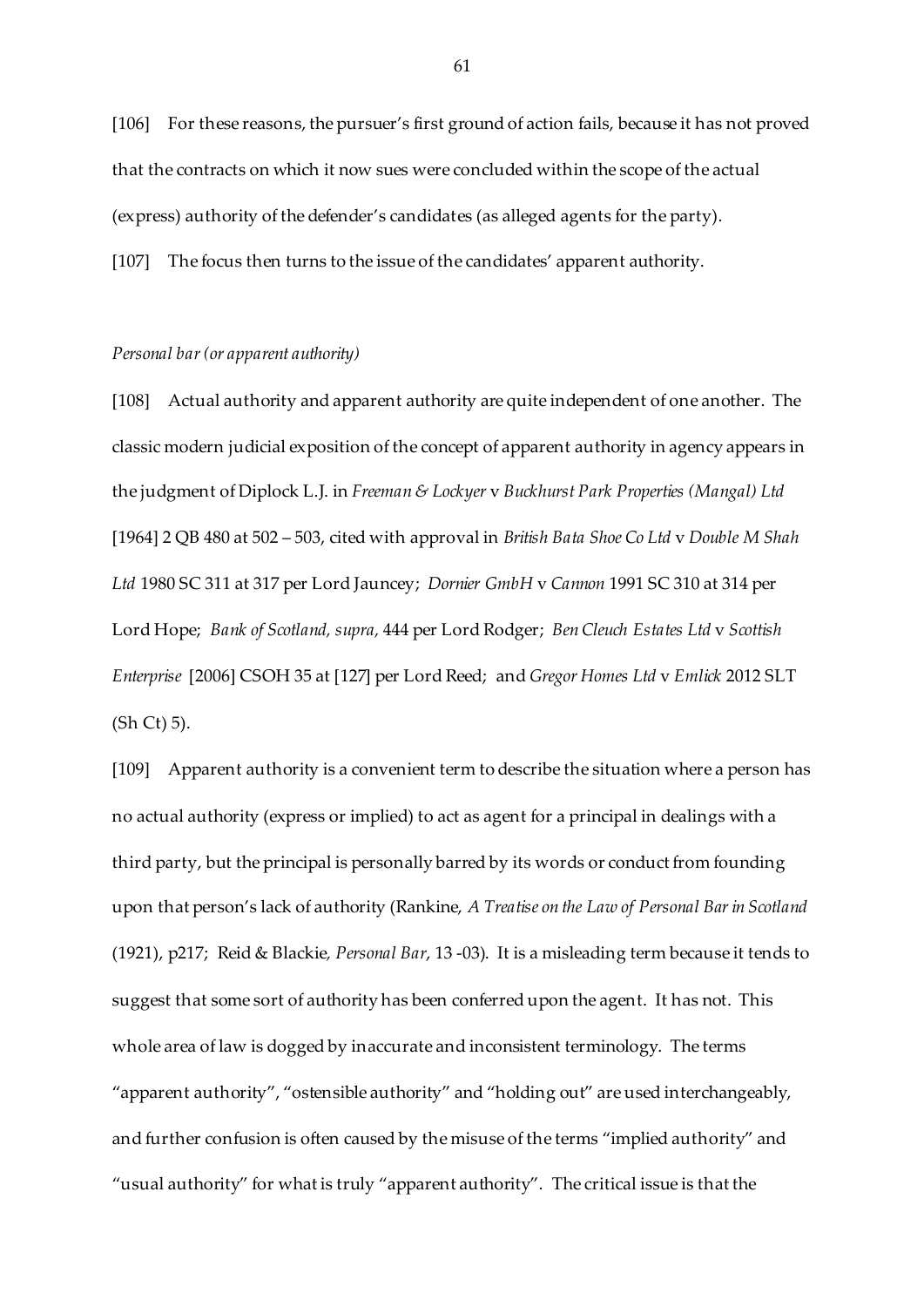[106] For these reasons, the pursuer's first ground of action fails, because it has not proved that the contracts on which it now sues were concluded within the scope of the actual (express) authority of the defender's candidates (as alleged agents for the party).

[107] The focus then turns to the issue of the candidates' apparent authority.

*Personal bar (or apparent authority)*

[108] Actual authority and apparent authority are quite independent of one another. The classic modern judicial exposition of the concept of apparent authority in agency appears in the judgment of Diplock L.J. in *Freeman & Lockyer* v *Buckhurst Park Properties (Mangal) Ltd* [1964] 2 QB 480 at 502 – 503, cited with approval in *British Bata Shoe Co Ltd* v *Double M Shah Ltd* 1980 SC 311 at 317 per Lord Jauncey; *Dornier GmbH* v *Cannon* 1991 SC 310 at 314 per Lord Hope; *Bank of Scotland, supra*, 444 per Lord Rodger; *Ben Cleuch Estates Ltd* v *Scottish Enterprise* [2006] CSOH 35 at [127] per Lord Reed; and *Gregor Homes Ltd* v *Emlick* 2012 SLT (Sh Ct) 5).

[109] Apparent authority is a convenient term to describe the situation where a person has no actual authority (express or implied) to act as agent for a principal in dealings with a third party, but the principal is personally barred by its words or conduct from founding upon that person's lack of authority (Rankine, *A Treatise on the Law of Personal Bar in Scotland* (1921), p217; Reid & Blackie, *Personal Bar*, 13 -03). It is a misleading term because it tends to suggest that some sort of authority has been conferred upon the agent. It has not. This whole area of law is dogged by inaccurate and inconsistent terminology. The terms "apparent authority", "ostensible authority" and "holding out" are used interchangeably, and further confusion is often caused by the misuse of the terms "implied authority" and "usual authority" for what is truly "apparent authority". The critical issue is that the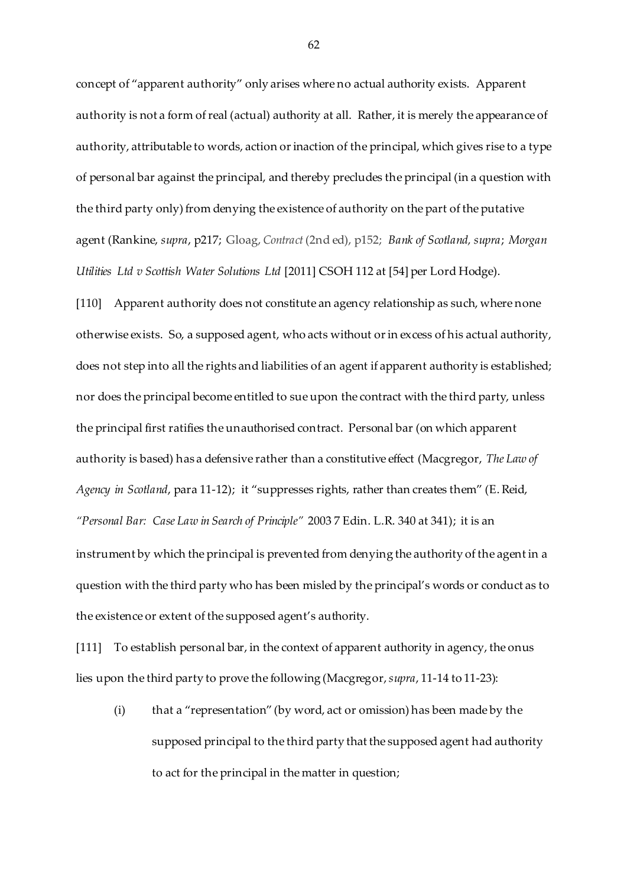concept of "apparent authority" only arises where no actual authority exists. Apparent authority is not a form of real (actual) authority at all. Rather, it is merely the appearance of authority, attributable to words, action or inaction of the principal, which gives rise to a type of personal bar against the principal, and thereby precludes the principal (in a question with the third party only) from denying the existence of authority on the part of the putative agent (Rankine, *supra*, p217; Gloag, *Contract* (2nd ed), p152; *Bank of Scotland*, *supra*; *Morgan Utilities Ltd v Scottish Water Solutions Ltd* [2011] CSOH 112 at [54] per Lord Hodge).

[110] Apparent authority does not constitute an agency relationship as such, where none otherwise exists. So, a supposed agent, who acts without or in excess of his actual authority, does not step into all the rights and liabilities of an agent if apparent authority is established; nor does the principal become entitled to sue upon the contract with the third party, unless the principal first ratifies the unauthorised contract. Personal bar (on which apparent authority is based) has a defensive rather than a constitutive effect (Macgregor, *The Law of Agency in Scotland*, para 11-12); it "suppresses rights, rather than creates them" (E. Reid, *"Personal Bar: Case Law in Search of Principle"* 2003 7 Edin. L.R. 340 at 341); it is an instrument by which the principal is prevented from denying the authority of the agent in a question with the third party who has been misled by the principal's words or conduct as to the existence or extent of the supposed agent's authority.

[111] To establish personal bar, in the context of apparent authority in agency, the onus lies upon the third party to prove the following (Macgregor, *supra*, 11-14 to 11-23):

(i) that a "representation" (by word, act or omission) has been made by the supposed principal to the third party that the supposed agent had authority to act for the principal in the matter in question;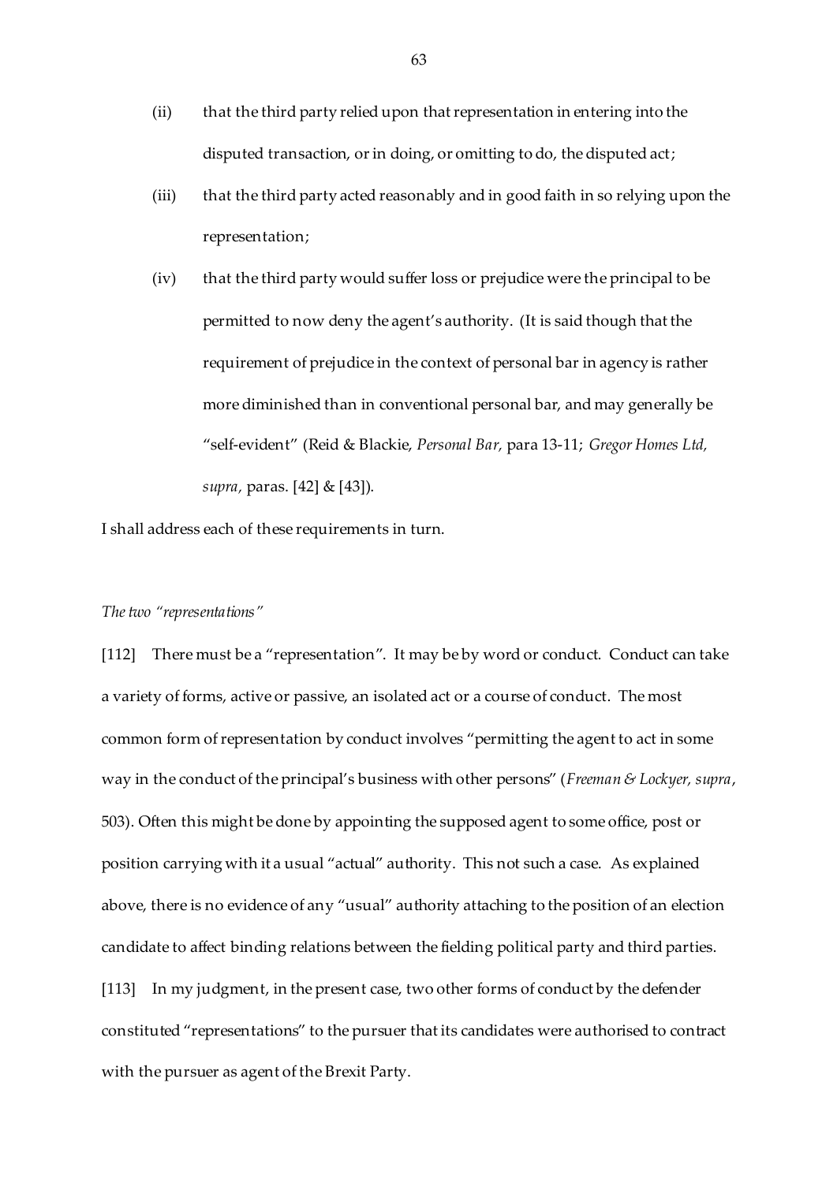(ii) that the third party relied upon that representation in entering into the disputed transaction, or in doing, or omitting to do, the disputed act;

(iii) that the third party acted reasonably and in good faith in so relying upon the representation;

(iv) that the third party would suffer loss or prejudice were the principal to be permitted to now deny the agent's authority. (It is said though that the requirement of prejudice in the context of personal bar in agency is rather more diminished than in conventional personal bar, and may generally be "self-evident" (Reid & Blackie, *Personal Bar,* para 13-11; *Gregor Homes Ltd, supra,* paras. [42] & [43]).

I shall address each of these requirements in turn.

*The two "representations"*

[112] There must be a "representation". It may be by word or conduct. Conduct can take a variety of forms, active or passive, an isolated act or a course of conduct. The most common form of representation by conduct involves "permitting the agent to act in some way in the conduct of the principal's business with other persons" (*Freeman & Lockyer, supra*, 503). Often this might be done by appointing the supposed agent to some office, post or position carrying with it a usual "actual" authority. This not such a case. As explained above, there is no evidence of any "usual" authority attaching to the position of an election candidate to affect binding relations between the fielding political party and third parties.

[113] In my judgment, in the present case, two other forms of conduct by the defender constituted "representations" to the pursuer that its candidates were authorised to contract with the pursuer as agent of the Brexit Party.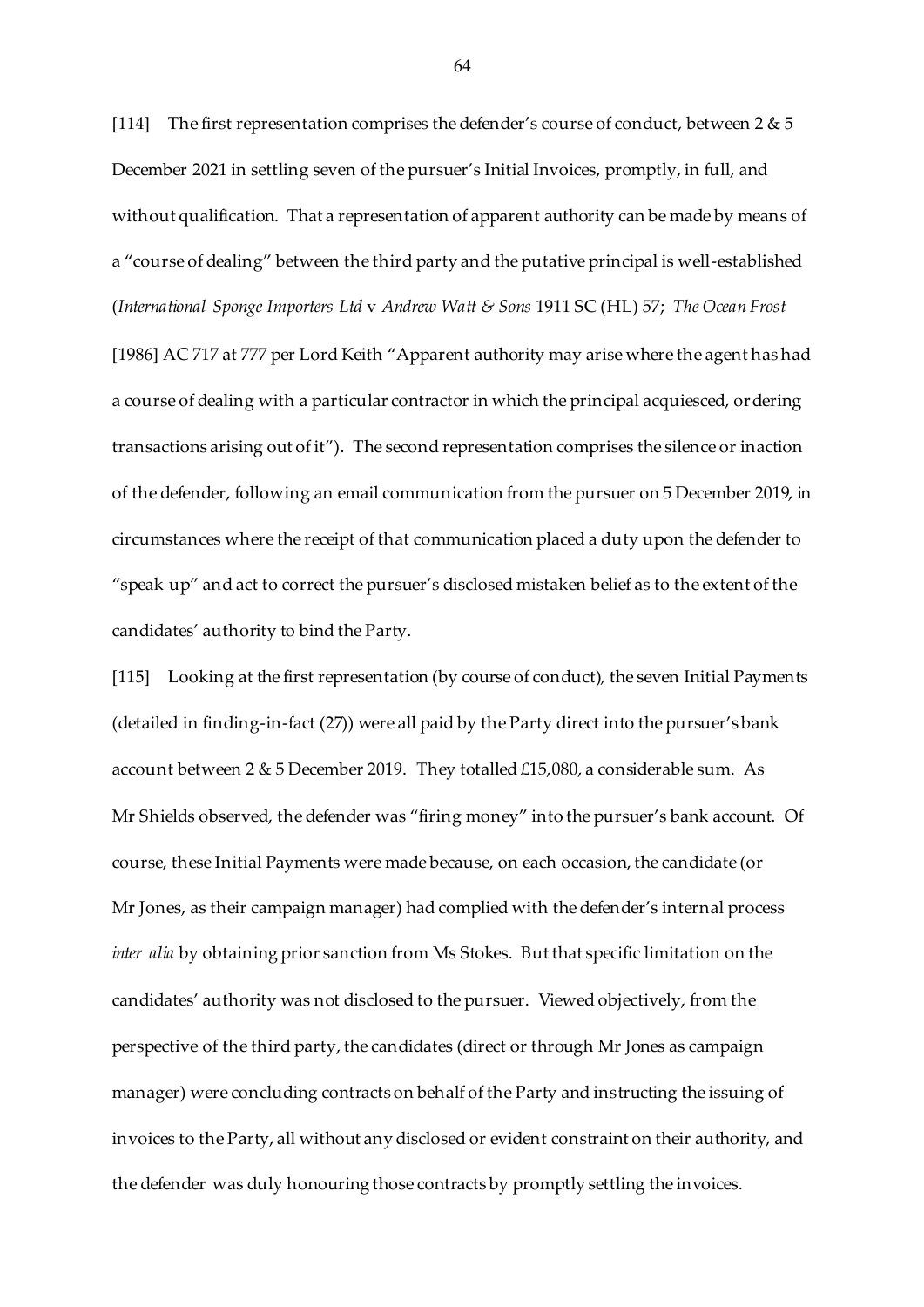[114] The first representation comprises the defender's course of conduct, between 2 & 5 December 2021 in settling seven of the pursuer's Initial Invoices, promptly, in full, and without qualification. That a representation of apparent authority can be made by means of a "course of dealing" between the third party and the putative principal is well-established (*International Sponge Importers Ltd* v *Andrew Watt & Sons* 1911 SC (HL) 57; *The Ocean Frost* [1986] AC 717 at 777 per Lord Keith "Apparent authority may arise where the agent has had a course of dealing with a particular contractor in which the principal acquiesced, ordering transactions arising out of it"). The second representation comprises the silence or inaction of the defender, following an email communication from the pursuer on 5 December 2019, in circumstances where the receipt of that communication placed a duty upon the defender to "speak up" and act to correct the pursuer's disclosed mistaken belief as to the extent of the candidates' authority to bind the Party.

[115] Looking at the first representation (by course of conduct), the seven Initial Payments (detailed in finding-in-fact (27)) were all paid by the Party direct into the pursuer's bank account between 2 & 5 December 2019. They totalled £15,080, a considerable sum. As Mr Shields observed, the defender was "firing money" into the pursuer's bank account. Of course, these Initial Payments were made because, on each occasion, the candidate (or Mr Jones, as their campaign manager) had complied with the defender's internal process *inter alia* by obtaining prior sanction from Ms Stokes. But that specific limitation on the candidates' authority was not disclosed to the pursuer. Viewed objectively, from the perspective of the third party, the candidates (direct or through Mr Jones as campaign manager) were concluding contracts on behalf of the Party and instructing the issuing of invoices to the Party, all without any disclosed or evident constraint on their authority, and the defender was duly honouring those contracts by promptly settling the invoices.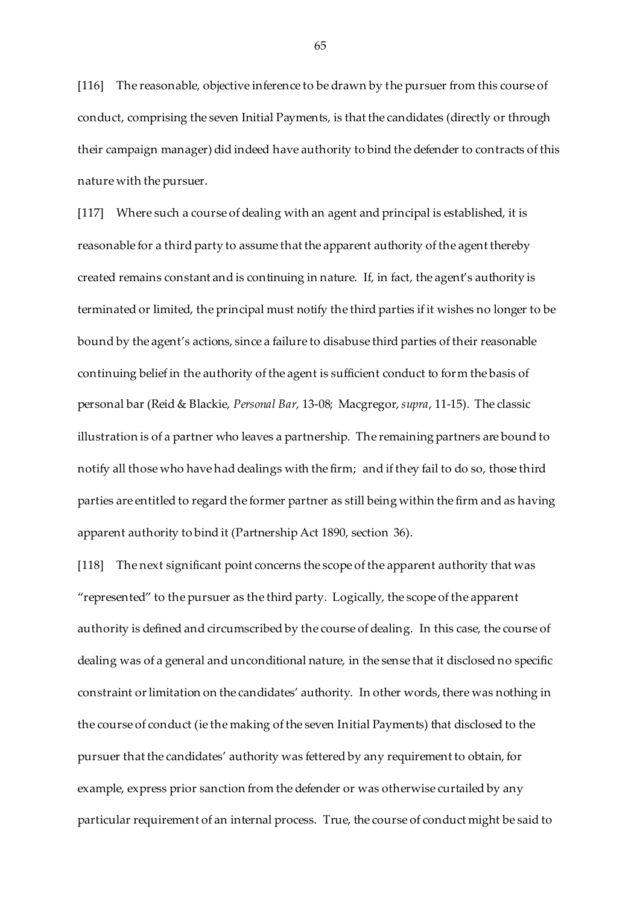[116] The reasonable, objective inference to be drawn by the pursuer from this course of conduct, comprising the seven Initial Payments, is that the candidates (directly or through their campaign manager) did indeed have authority to bind the defender to contracts of this nature with the pursuer.

[117] Where such a course of dealing with an agent and principal is established, it is reasonable for a third party to assume that the apparent authority of the agent thereby created remains constant and is continuing in nature. If, in fact, the agent's authority is terminated or limited, the principal must notify the third parties if it wishes no longer to be bound by the agent's actions, since a failure to disabuse third parties of their reasonable continuing belief in the authority of the agent is sufficient conduct to form the basis of personal bar (Reid & Blackie, *Personal Bar*, 13-08; Macgregor, *supra*, 11-15). The classic illustration is of a partner who leaves a partnership. The remaining partners are bound to notify all those who have had dealings with the firm; and if they fail to do so, those third parties are entitled to regard the former partner as still being within the firm and as having apparent authority to bind it (Partnership Act 1890, section 36).

[118] The next significant point concerns the scope of the apparent authority that was "represented" to the pursuer as the third party. Logically, the scope of the apparent authority is defined and circumscribed by the course of dealing. In this case, the course of dealing was of a general and unconditional nature, in the sense that it disclosed no specific constraint or limitation on the candidates' authority. In other words, there was nothing in the course of conduct (ie the making of the seven Initial Payments) that disclosed to the pursuer that the candidates' authority was fettered by any requirement to obtain, for example, express prior sanction from the defender or was otherwise curtailed by any particular requirement of an internal process. True, the course of conduct might be said to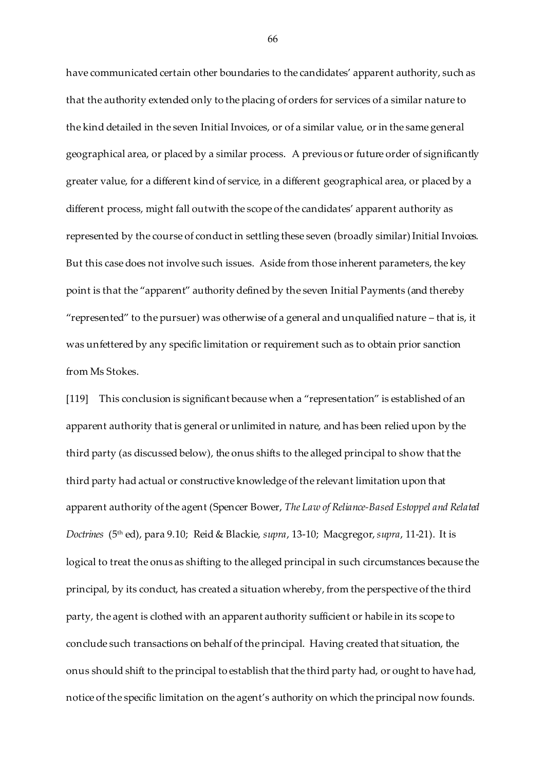have communicated certain other boundaries to the candidates' apparent authority, such as that the authority extended only to the placing of orders for services of a similar nature to the kind detailed in the seven Initial Invoices, or of a similar value, or in the same general geographical area, or placed by a similar process. A previous or future order of significantly greater value, for a different kind of service, in a different geographical area, or placed by a different process, might fall outwith the scope of the candidates' apparent authority as represented by the course of conduct in settling these seven (broadly similar) Initial Invoices. But this case does not involve such issues. Aside from those inherent parameters, the key point is that the "apparent" authority defined by the seven Initial Payments (and thereby "represented" to the pursuer) was otherwise of a general and unqualified nature – that is, it was unfettered by any specific limitation or requirement such as to obtain prior sanction from Ms Stokes.

[119] This conclusion is significant because when a "representation" is established of an apparent authority that is general or unlimited in nature, and has been relied upon by the third party (as discussed below), the onus shifts to the alleged principal to show that the third party had actual or constructive knowledge of the relevant limitation upon that apparent authority of the agent (Spencer Bower, *The Law of Reliance-Based Estoppel and Related Doctrines* (5th ed), para 9.10; Reid & Blackie, *supra*, 13-10; Macgregor, *supra*, 11-21). It is logical to treat the onus as shifting to the alleged principal in such circumstances because the principal, by its conduct, has created a situation whereby, from the perspective of the third party, the agent is clothed with an apparent authority sufficient or habile in its scope to conclude such transactions on behalf of the principal. Having created that situation, the onus should shift to the principal to establish that the third party had, or ought to have had, notice of the specific limitation on the agent's authority on which the principal now founds.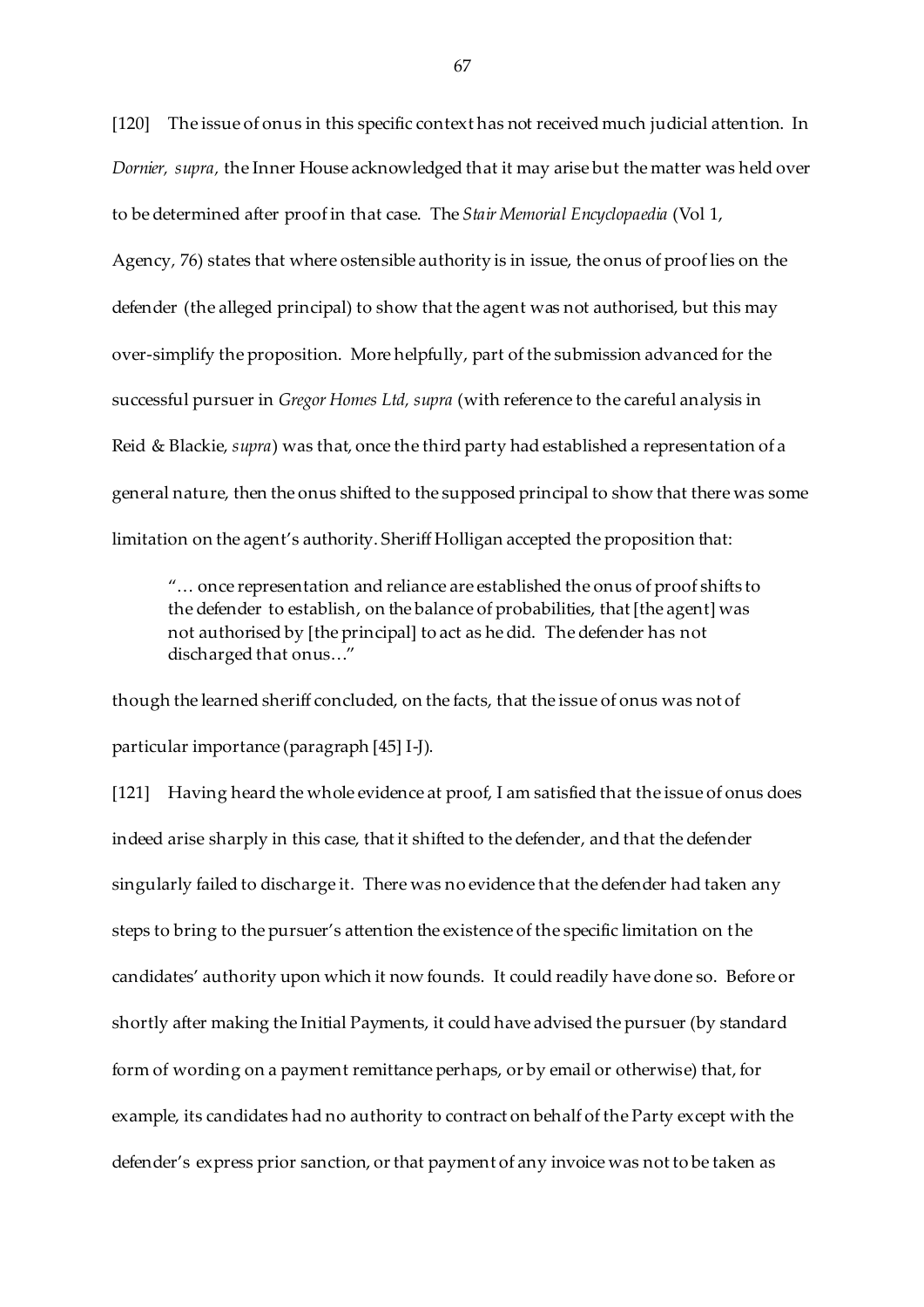[120] The issue of onus in this specific context has not received much judicial attention. In *Dornier, supra,* the Inner House acknowledged that it may arise but the matter was held over to be determined after proof in that case. The *Stair Memorial Encyclopaedia* (Vol 1, Agency, 76) states that where ostensible authority is in issue, the onus of proof lies on the defender (the alleged principal) to show that the agent was not authorised, but this may over-simplify the proposition. More helpfully, part of the submission advanced for the successful pursuer in *Gregor Homes Ltd, supra* (with reference to the careful analysis in Reid & Blackie, *supra*) was that, once the third party had established a representation of a general nature, then the onus shifted to the supposed principal to show that there was some limitation on the agent's authority. Sheriff Holligan accepted the proposition that:

> "… once representation and reliance are established the onus of proof shifts to the defender to establish, on the balance of probabilities, that [the agent] was not authorised by [the principal] to act as he did. The defender has not discharged that onus…"

though the learned sheriff concluded, on the facts, that the issue of onus was not of particular importance (paragraph [45] I-J).

[121] Having heard the whole evidence at proof, I am satisfied that the issue of onus does indeed arise sharply in this case, that it shifted to the defender, and that the defender singularly failed to discharge it. There was no evidence that the defender had taken any steps to bring to the pursuer's attention the existence of the specific limitation on the candidates' authority upon which it now founds. It could readily have done so. Before or shortly after making the Initial Payments, it could have advised the pursuer (by standard form of wording on a payment remittance perhaps, or by email or otherwise) that, for example, its candidates had no authority to contract on behalf of the Party except with the defender's express prior sanction, or that payment of any invoice was not to be taken as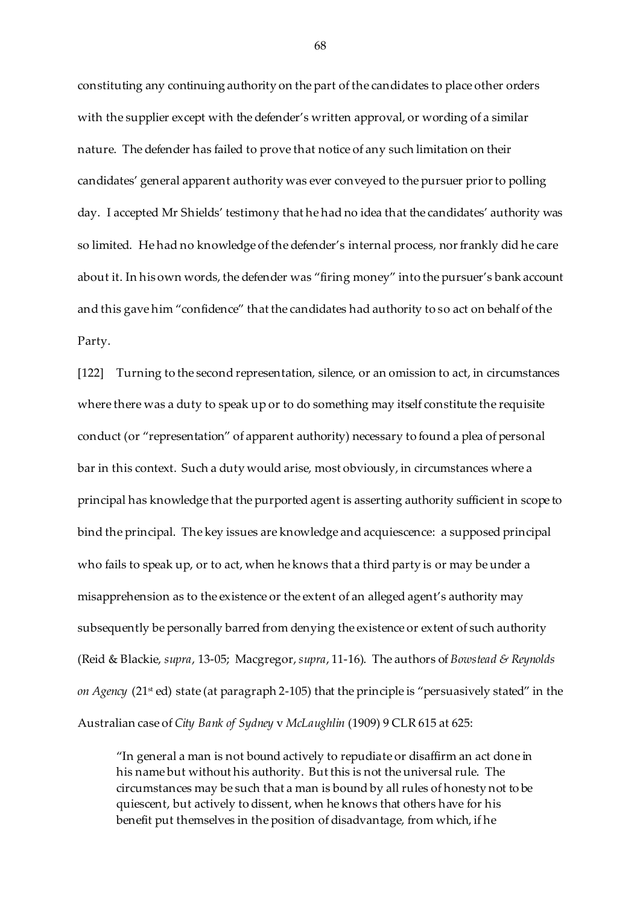constituting any continuing authority on the part of the candidates to place other orders with the supplier except with the defender's written approval, or wording of a similar nature. The defender has failed to prove that notice of any such limitation on their candidates' general apparent authority was ever conveyed to the pursuer prior to polling day. I accepted Mr Shields' testimony that he had no idea that the candidates' authority was so limited. He had no knowledge of the defender's internal process, nor frankly did he care about it. In his own words, the defender was "firing money" into the pursuer's bank account and this gave him "confidence" that the candidates had authority to so act on behalf of the Party.

[122] Turning to the second representation, silence, or an omission to act, in circumstances where there was a duty to speak up or to do something may itself constitute the requisite conduct (or "representation" of apparent authority) necessary to found a plea of personal bar in this context. Such a duty would arise, most obviously, in circumstances where a principal has knowledge that the purported agent is asserting authority sufficient in scope to bind the principal. The key issues are knowledge and acquiescence: a supposed principal who fails to speak up, or to act, when he knows that a third party is or may be under a misapprehension as to the existence or the extent of an alleged agent's authority may subsequently be personally barred from denying the existence or extent of such authority (Reid & Blackie, *supra*, 13-05; Macgregor, *supra*, 11-16). The authors of *Bowstead & Reynolds on Agency* (21st ed) state (at paragraph 2-105) that the principle is "persuasively stated" in the Australian case of *City Bank of Sydney* v *McLaughlin* (1909) 9 CLR 615 at 625:

> "In general a man is not bound actively to repudiate or disaffirm an act done in his name but without his authority. But this is not the universal rule. The circumstances may be such that a man is bound by all rules of honesty not to be quiescent, but actively to dissent, when he knows that others have for his benefit put themselves in the position of disadvantage, from which, if he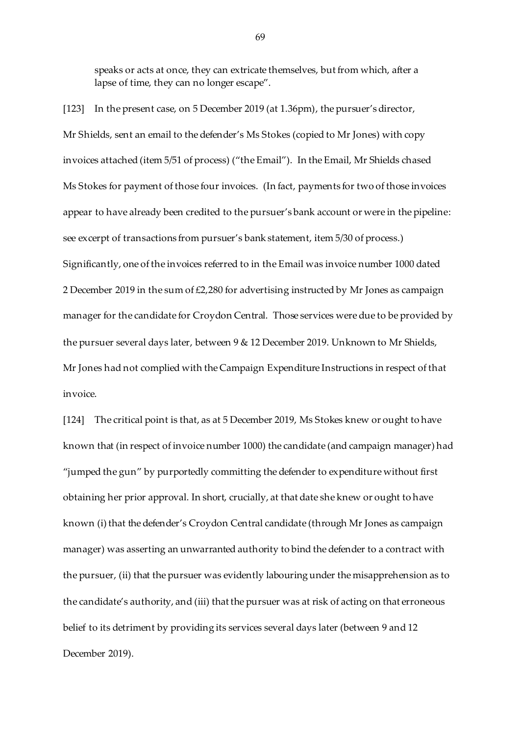speaks or acts at once, they can extricate themselves, but from which, after a lapse of time, they can no longer escape".

[123] In the present case, on 5 December 2019 (at 1.36pm), the pursuer's director, Mr Shields, sent an email to the defender's Ms Stokes (copied to Mr Jones) with copy invoices attached (item 5/51 of process) ("the Email"). In the Email, Mr Shields chased Ms Stokes for payment of those four invoices. (In fact, payments for two of those invoices appear to have already been credited to the pursuer's bank account or were in the pipeline: see excerpt of transactions from pursuer's bank statement, item 5/30 of process.) Significantly, one of the invoices referred to in the Email was invoice number 1000 dated 2 December 2019 in the sum of £2,280 for advertising instructed by Mr Jones as campaign manager for the candidate for Croydon Central. Those services were due to be provided by the pursuer several days later, between 9 & 12 December 2019. Unknown to Mr Shields, Mr Jones had not complied with the Campaign Expenditure Instructions in respect of that invoice.

[124] The critical point is that, as at 5 December 2019, Ms Stokes knew or ought to have known that (in respect of invoice number 1000) the candidate (and campaign manager) had "jumped the gun" by purportedly committing the defender to expenditure without first obtaining her prior approval. In short, crucially, at that date she knew or ought to have known (i) that the defender's Croydon Central candidate (through Mr Jones as campaign manager) was asserting an unwarranted authority to bind the defender to a contract with the pursuer, (ii) that the pursuer was evidently labouring under the misapprehension as to the candidate's authority, and (iii) that the pursuer was at risk of acting on that erroneous belief to its detriment by providing its services several days later (between 9 and 12 December 2019).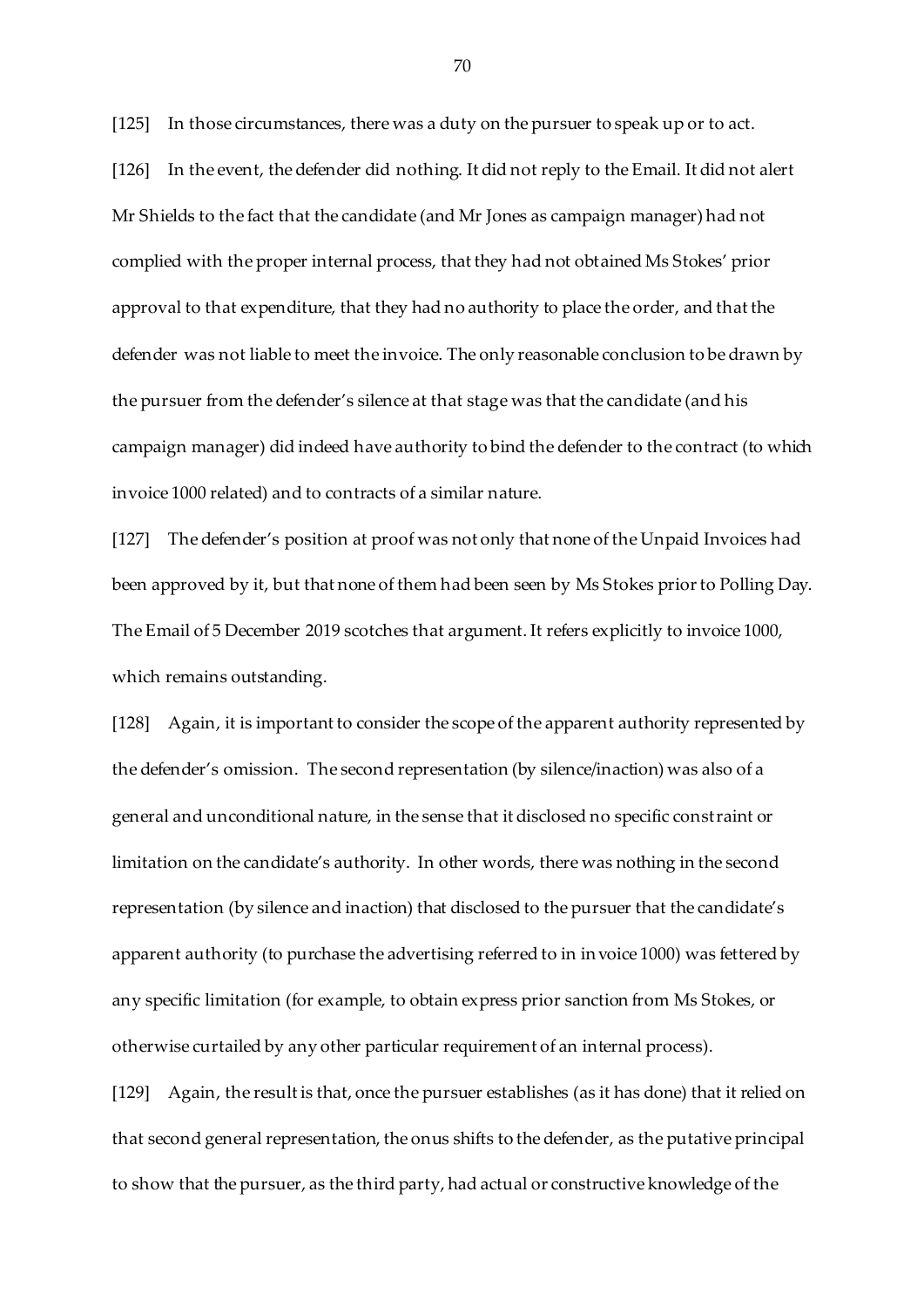[125] In those circumstances, there was a duty on the pursuer to speak up or to act.

[126] In the event, the defender did nothing. It did not reply to the Email. It did not alert Mr Shields to the fact that the candidate (and Mr Jones as campaign manager) had not complied with the proper internal process, that they had not obtained Ms Stokes' prior approval to that expenditure, that they had no authority to place the order, and that the defender was not liable to meet the invoice. The only reasonable conclusion to be drawn by the pursuer from the defender's silence at that stage was that the candidate (and his campaign manager) did indeed have authority to bind the defender to the contract (to which invoice 1000 related) and to contracts of a similar nature.

[127] The defender's position at proof was not only that none of the Unpaid Invoices had been approved by it, but that none of them had been seen by Ms Stokes prior to Polling Day. The Email of 5 December 2019 scotches that argument. It refers explicitly to invoice 1000, which remains outstanding.

[128] Again, it is important to consider the scope of the apparent authority represented by the defender's omission. The second representation (by silence/inaction) was also of a general and unconditional nature, in the sense that it disclosed no specific constraint or limitation on the candidate's authority. In other words, there was nothing in the second representation (by silence and inaction) that disclosed to the pursuer that the candidate's apparent authority (to purchase the advertising referred to in invoice 1000) was fettered by any specific limitation (for example, to obtain express prior sanction from Ms Stokes, or otherwise curtailed by any other particular requirement of an internal process).

[129] Again, the result is that, once the pursuer establishes (as it has done) that it relied on that second general representation, the onus shifts to the defender, as the putative principal to show that the pursuer, as the third party, had actual or constructive knowledge of the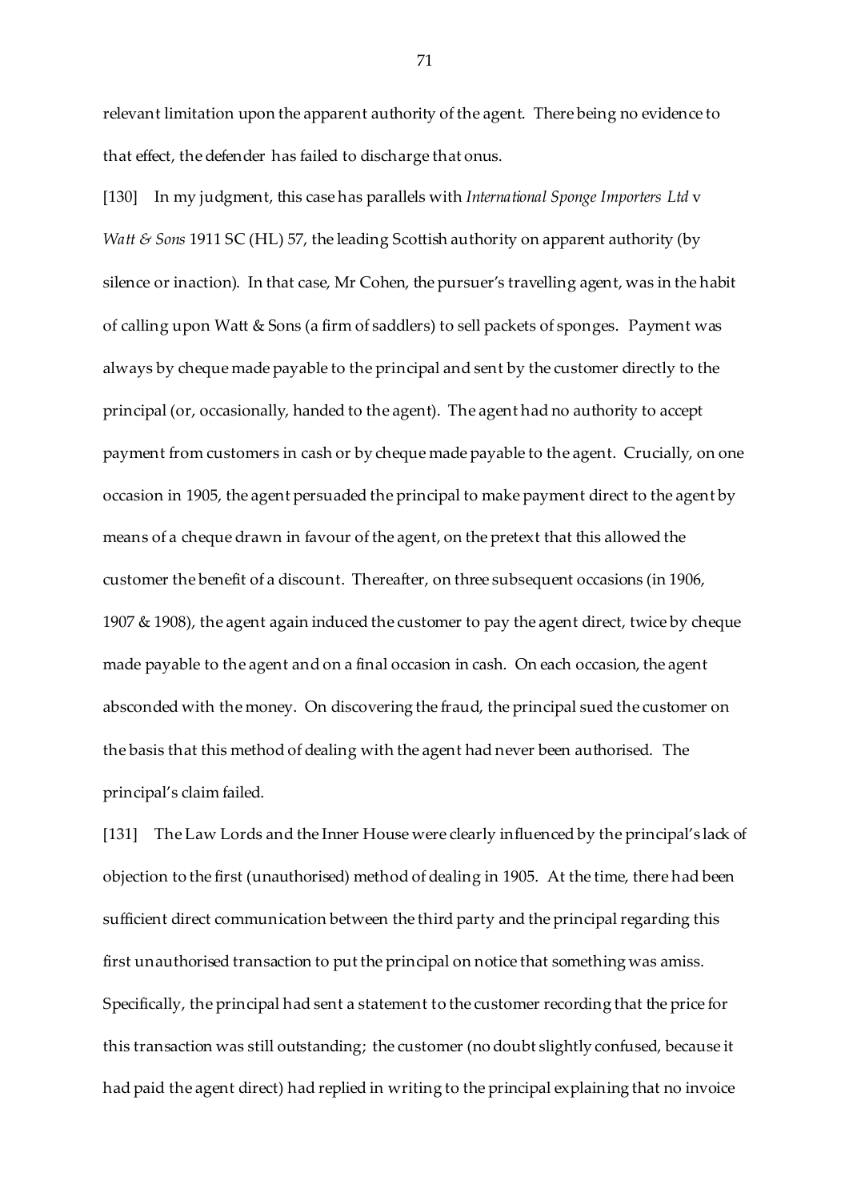relevant limitation upon the apparent authority of the agent. There being no evidence to that effect, the defender has failed to discharge that onus.

[130] In my judgment, this case has parallels with *International Sponge Importers Ltd* v *Watt & Sons* 1911 SC (HL) 57, the leading Scottish authority on apparent authority (by silence or inaction). In that case, Mr Cohen, the pursuer's travelling agent, was in the habit of calling upon Watt & Sons (a firm of saddlers) to sell packets of sponges. Payment was always by cheque made payable to the principal and sent by the customer directly to the principal (or, occasionally, handed to the agent). The agent had no authority to accept payment from customers in cash or by cheque made payable to the agent. Crucially, on one occasion in 1905, the agent persuaded the principal to make payment direct to the agent by means of a cheque drawn in favour of the agent, on the pretext that this allowed the customer the benefit of a discount. Thereafter, on three subsequent occasions (in 1906, 1907 & 1908), the agent again induced the customer to pay the agent direct, twice by cheque made payable to the agent and on a final occasion in cash. On each occasion, the agent absconded with the money. On discovering the fraud, the principal sued the customer on the basis that this method of dealing with the agent had never been authorised. The principal's claim failed.

[131] The Law Lords and the Inner House were clearly influenced by the principal's lack of objection to the first (unauthorised) method of dealing in 1905. At the time, there had been sufficient direct communication between the third party and the principal regarding this first unauthorised transaction to put the principal on notice that something was amiss. Specifically, the principal had sent a statement to the customer recording that the price for this transaction was still outstanding; the customer (no doubt slightly confused, because it had paid the agent direct) had replied in writing to the principal explaining that no invoice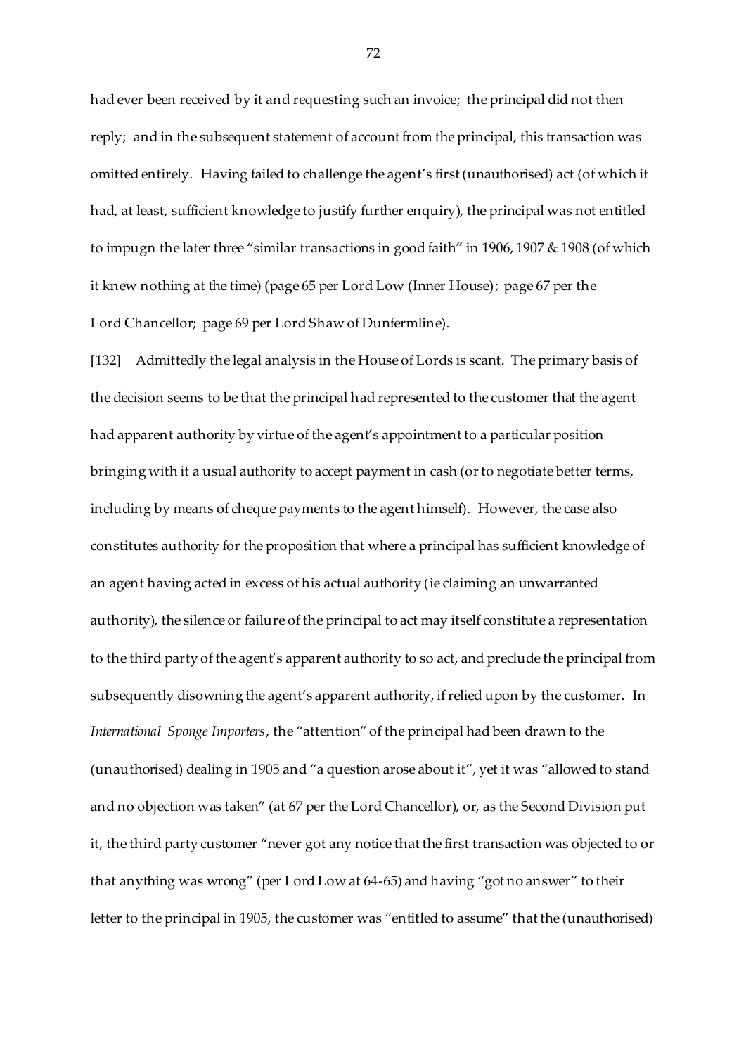had ever been received by it and requesting such an invoice; the principal did not then reply; and in the subsequent statement of account from the principal, this transaction was omitted entirely. Having failed to challenge the agent's first (unauthorised) act (of which it had, at least, sufficient knowledge to justify further enquiry), the principal was not entitled to impugn the later three "similar transactions in good faith" in 1906, 1907 & 1908 (of which it knew nothing at the time) (page 65 per Lord Low (Inner House); page 67 per the Lord Chancellor; page 69 per Lord Shaw of Dunfermline).

[132] Admittedly the legal analysis in the House of Lords is scant. The primary basis of the decision seems to be that the principal had represented to the customer that the agent had apparent authority by virtue of the agent's appointment to a particular position bringing with it a usual authority to accept payment in cash (or to negotiate better terms, including by means of cheque payments to the agent himself). However, the case also constitutes authority for the proposition that where a principal has sufficient knowledge of an agent having acted in excess of his actual authority (ie claiming an unwarranted authority), the silence or failure of the principal to act may itself constitute a representation to the third party of the agent's apparent authority to so act, and preclude the principal from subsequently disowning the agent's apparent authority, if relied upon by the customer. In *International Sponge Importers*, the "attention" of the principal had been drawn to the (unauthorised) dealing in 1905 and "a question arose about it", yet it was "allowed to stand and no objection was taken" (at 67 per the Lord Chancellor), or, as the Second Division put it, the third party customer "never got any notice that the first transaction was objected to or that anything was wrong" (per Lord Low at 64-65) and having "got no answer" to their letter to the principal in 1905, the customer was "entitled to assume" that the (unauthorised)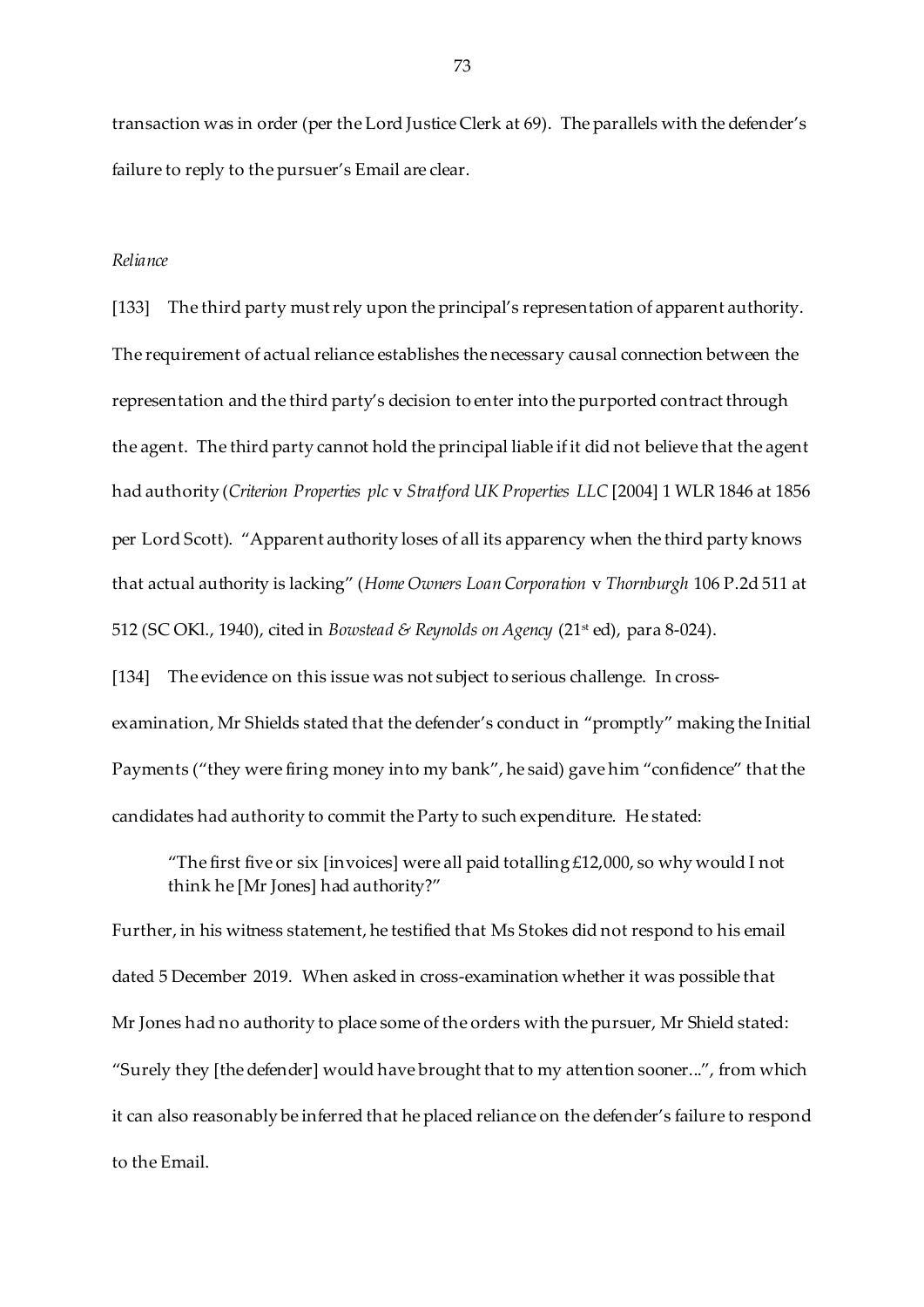transaction was in order (per the Lord Justice Clerk at 69). The parallels with the defender's failure to reply to the pursuer's Email are clear.

*Reliance*

[133] The third party must rely upon the principal's representation of apparent authority. The requirement of actual reliance establishes the necessary causal connection between the representation and the third party's decision to enter into the purported contract through the agent. The third party cannot hold the principal liable if it did not believe that the agent had authority (*Criterion Properties plc* v *Stratford UK Properties LLC* [2004] 1 WLR 1846 at 1856 per Lord Scott). "Apparent authority loses of all its apparency when the third party knows that actual authority is lacking" (*Home Owners Loan Corporation* v *Thornburgh* 106 P.2d 511 at 512 (SC OKl., 1940), cited in *Bowstead & Reynolds on Agency* (21st ed), para 8-024).

[134] The evidence on this issue was not subject to serious challenge. In cross-examination, Mr Shields stated that the defender's conduct in "promptly" making the Initial Payments ("they were firing money into my bank", he said) gave him "confidence" that the candidates had authority to commit the Party to such expenditure. He stated:

> "The first five or six [invoices] were all paid totalling £12,000, so why would I not think he [Mr Jones] had authority?"

Further, in his witness statement, he testified that Ms Stokes did not respond to his email dated 5 December 2019. When asked in cross-examination whether it was possible that Mr Jones had no authority to place some of the orders with the pursuer, Mr Shield stated: "Surely they [the defender] would have brought that to my attention sooner...", from which it can also reasonably be inferred that he placed reliance on the defender's failure to respond to the Email.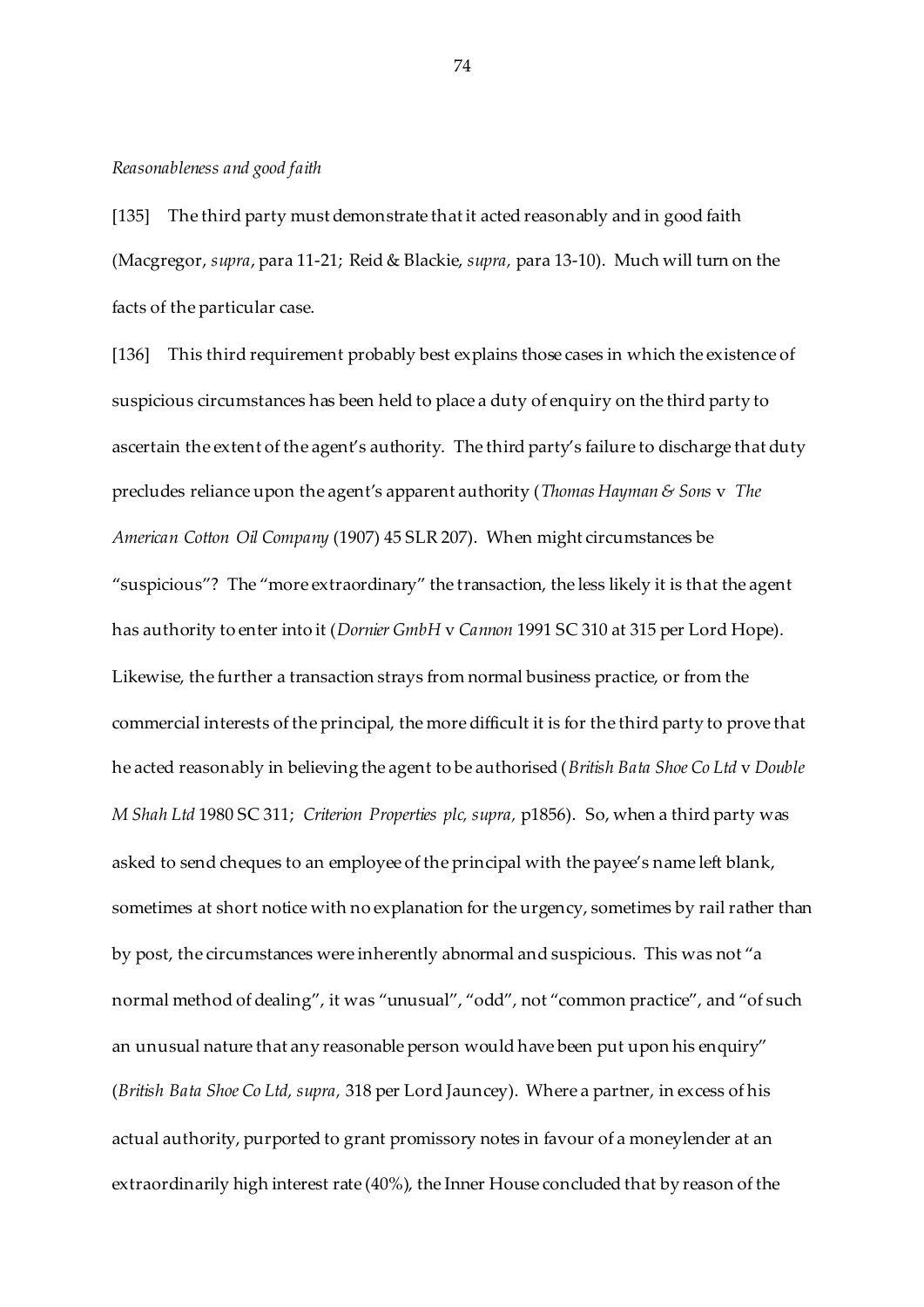*Reasonableness and good faith*

[135] The third party must demonstrate that it acted reasonably and in good faith (Macgregor, *supra*, para 11-21; Reid & Blackie, *supra,* para 13-10). Much will turn on the facts of the particular case.

[136] This third requirement probably best explains those cases in which the existence of suspicious circumstances has been held to place a duty of enquiry on the third party to ascertain the extent of the agent's authority. The third party's failure to discharge that duty precludes reliance upon the agent's apparent authority (*Thomas Hayman & Sons* v *The American Cotton Oil Company* (1907) 45 SLR 207). When might circumstances be "suspicious"? The "more extraordinary" the transaction, the less likely it is that the agent has authority to enter into it (*Dornier GmbH* v *Cannon* 1991 SC 310 at 315 per Lord Hope). Likewise, the further a transaction strays from normal business practice, or from the commercial interests of the principal, the more difficult it is for the third party to prove that he acted reasonably in believing the agent to be authorised (*British Bata Shoe Co Ltd* v *Double M Shah Ltd* 1980 SC 311; *Criterion Properties plc, supra,* p1856). So, when a third party was asked to send cheques to an employee of the principal with the payee's name left blank, sometimes at short notice with no explanation for the urgency, sometimes by rail rather than by post, the circumstances were inherently abnormal and suspicious. This was not "a normal method of dealing", it was "unusual", "odd", not "common practice", and "of such an unusual nature that any reasonable person would have been put upon his enquiry" (*British Bata Shoe Co Ltd, supra,* 318 per Lord Jauncey). Where a partner, in excess of his actual authority, purported to grant promissory notes in favour of a moneylender at an extraordinarily high interest rate (40%), the Inner House concluded that by reason of the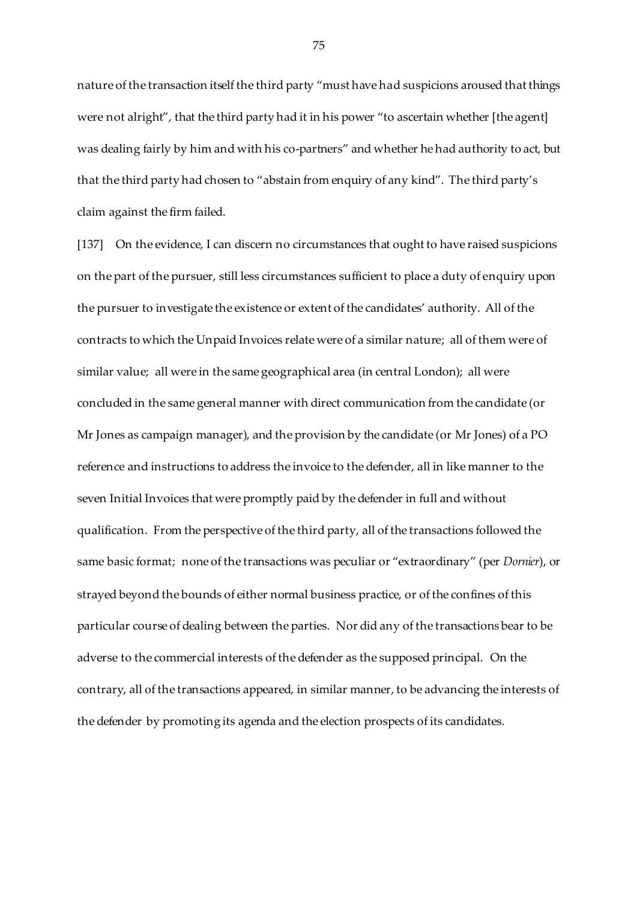nature of the transaction itself the third party "must have had suspicions aroused that things were not alright", that the third party had it in his power "to ascertain whether [the agent] was dealing fairly by him and with his co-partners" and whether he had authority to act, but that the third party had chosen to "abstain from enquiry of any kind". The third party's claim against the firm failed.

[137] On the evidence, I can discern no circumstances that ought to have raised suspicions on the part of the pursuer, still less circumstances sufficient to place a duty of enquiry upon the pursuer to investigate the existence or extent of the candidates' authority. All of the contracts to which the Unpaid Invoices relate were of a similar nature; all of them were of similar value; all were in the same geographical area (in central London); all were concluded in the same general manner with direct communication from the candidate (or Mr Jones as campaign manager), and the provision by the candidate (or Mr Jones) of a PO reference and instructions to address the invoice to the defender, all in like manner to the seven Initial Invoices that were promptly paid by the defender in full and without qualification. From the perspective of the third party, all of the transactions followed the same basic format; none of the transactions was peculiar or "extraordinary" (per *Dornier*), or strayed beyond the bounds of either normal business practice, or of the confines of this particular course of dealing between the parties. Nor did any of the transactions bear to be adverse to the commercial interests of the defender as the supposed principal. On the contrary, all of the transactions appeared, in similar manner, to be advancing the interests of the defender by promoting its agenda and the election prospects of its candidates.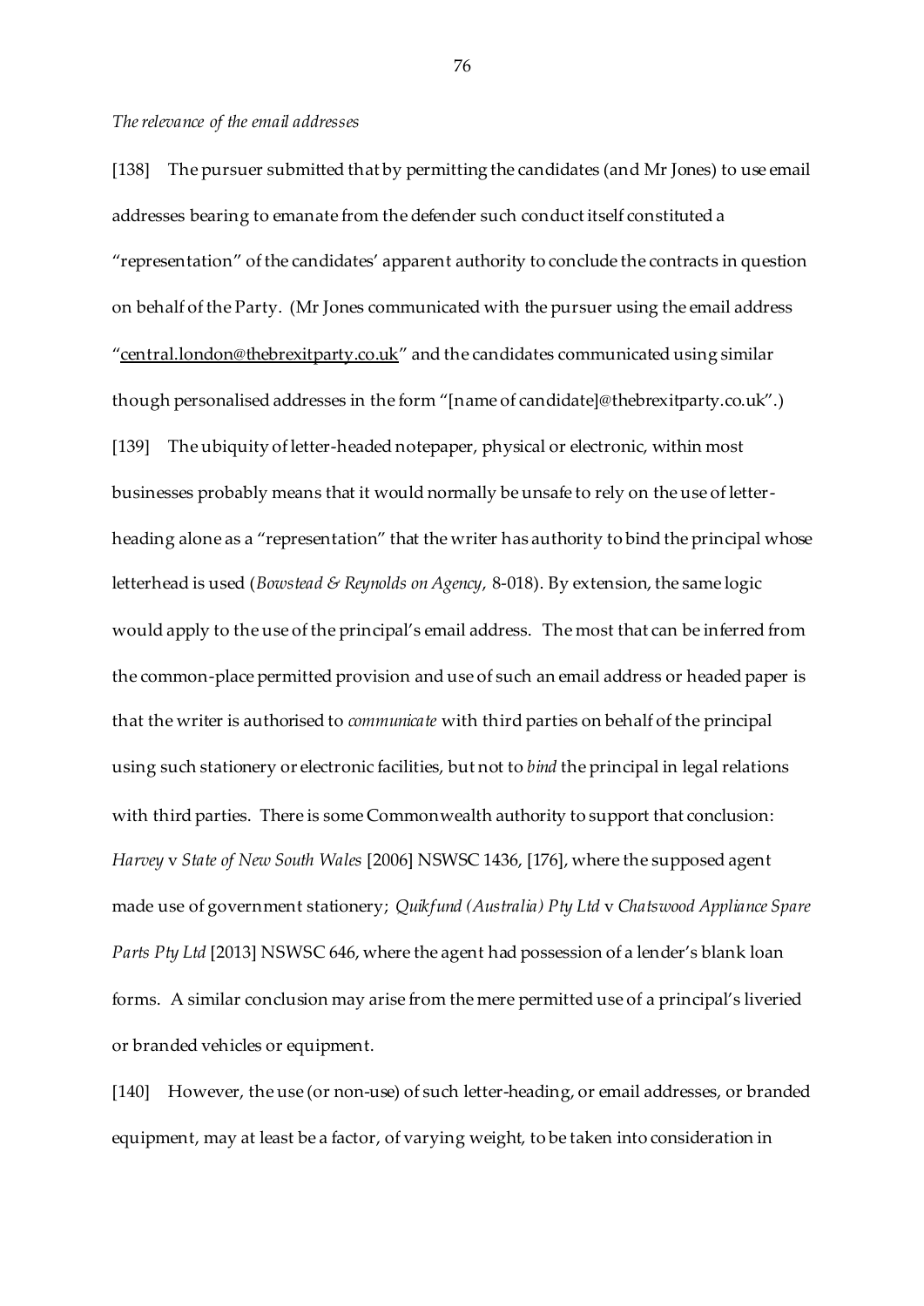*The relevance of the email addresses*

[138] The pursuer submitted that by permitting the candidates (and Mr Jones) to use email addresses bearing to emanate from the defender such conduct itself constituted a "representation" of the candidates' apparent authority to conclude the contracts in question on behalf of the Party. (Mr Jones communicated with the pursuer using the email address "central.london@thebrexitparty.co.uk" and the candidates communicated using similar though personalised addresses in the form "[name of candidate]@thebrexitparty.co.uk".)

[139] The ubiquity of letter-headed notepaper, physical or electronic, within most businesses probably means that it would normally be unsafe to rely on the use of letter-heading alone as a "representation" that the writer has authority to bind the principal whose letterhead is used (*Bowstead & Reynolds on Agency*, 8-018). By extension, the same logic would apply to the use of the principal's email address. The most that can be inferred from the common-place permitted provision and use of such an email address or headed paper is that the writer is authorised to *communicate* with third parties on behalf of the principal using such stationery or electronic facilities, but not to *bind* the principal in legal relations with third parties. There is some Commonwealth authority to support that conclusion: *Harvey* v *State of New South Wales* [2006] NSWSC 1436, [176], where the supposed agent made use of government stationery; *Quikfund (Australia) Pty Ltd* v *Chatswood Appliance Spare Parts Pty Ltd* [2013] NSWSC 646, where the agent had possession of a lender's blank loan forms. A similar conclusion may arise from the mere permitted use of a principal's liveried or branded vehicles or equipment.

[140] However, the use (or non-use) of such letter-heading, or email addresses, or branded equipment, may at least be a factor, of varying weight, to be taken into consideration in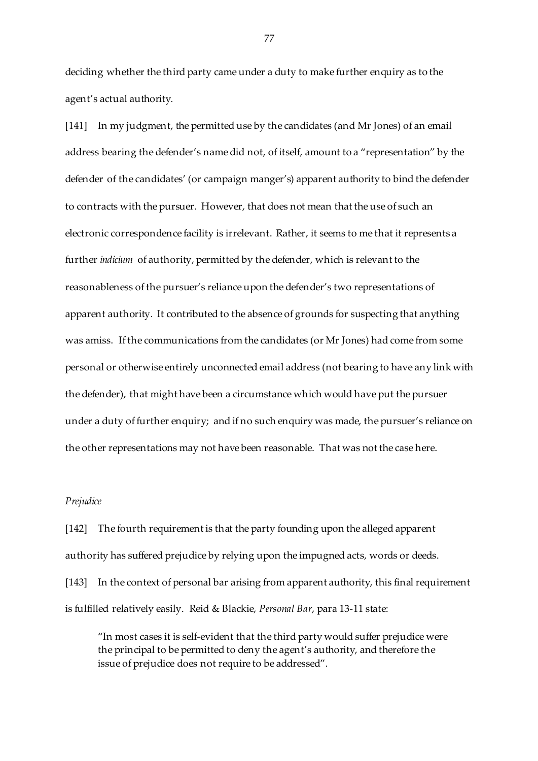deciding whether the third party came under a duty to make further enquiry as to the agent's actual authority.

[141] In my judgment, the permitted use by the candidates (and Mr Jones) of an email address bearing the defender's name did not, of itself, amount to a "representation" by the defender of the candidates' (or campaign manger's) apparent authority to bind the defender to contracts with the pursuer. However, that does not mean that the use of such an electronic correspondence facility is irrelevant. Rather, it seems to me that it represents a further *indicium* of authority, permitted by the defender, which is relevant to the reasonableness of the pursuer's reliance upon the defender's two representations of apparent authority. It contributed to the absence of grounds for suspecting that anything was amiss. If the communications from the candidates (or Mr Jones) had come from some personal or otherwise entirely unconnected email address (not bearing to have any link with the defender), that might have been a circumstance which would have put the pursuer under a duty of further enquiry; and if no such enquiry was made, the pursuer's reliance on the other representations may not have been reasonable. That was not the case here.

*Prejudice*

[142] The fourth requirement is that the party founding upon the alleged apparent authority has suffered prejudice by relying upon the impugned acts, words or deeds.

[143] In the context of personal bar arising from apparent authority, this final requirement is fulfilled relatively easily. Reid & Blackie, *Personal Bar*, para 13-11 state:

> "In most cases it is self-evident that the third party would suffer prejudice were the principal to be permitted to deny the agent's authority, and therefore the issue of prejudice does not require to be addressed".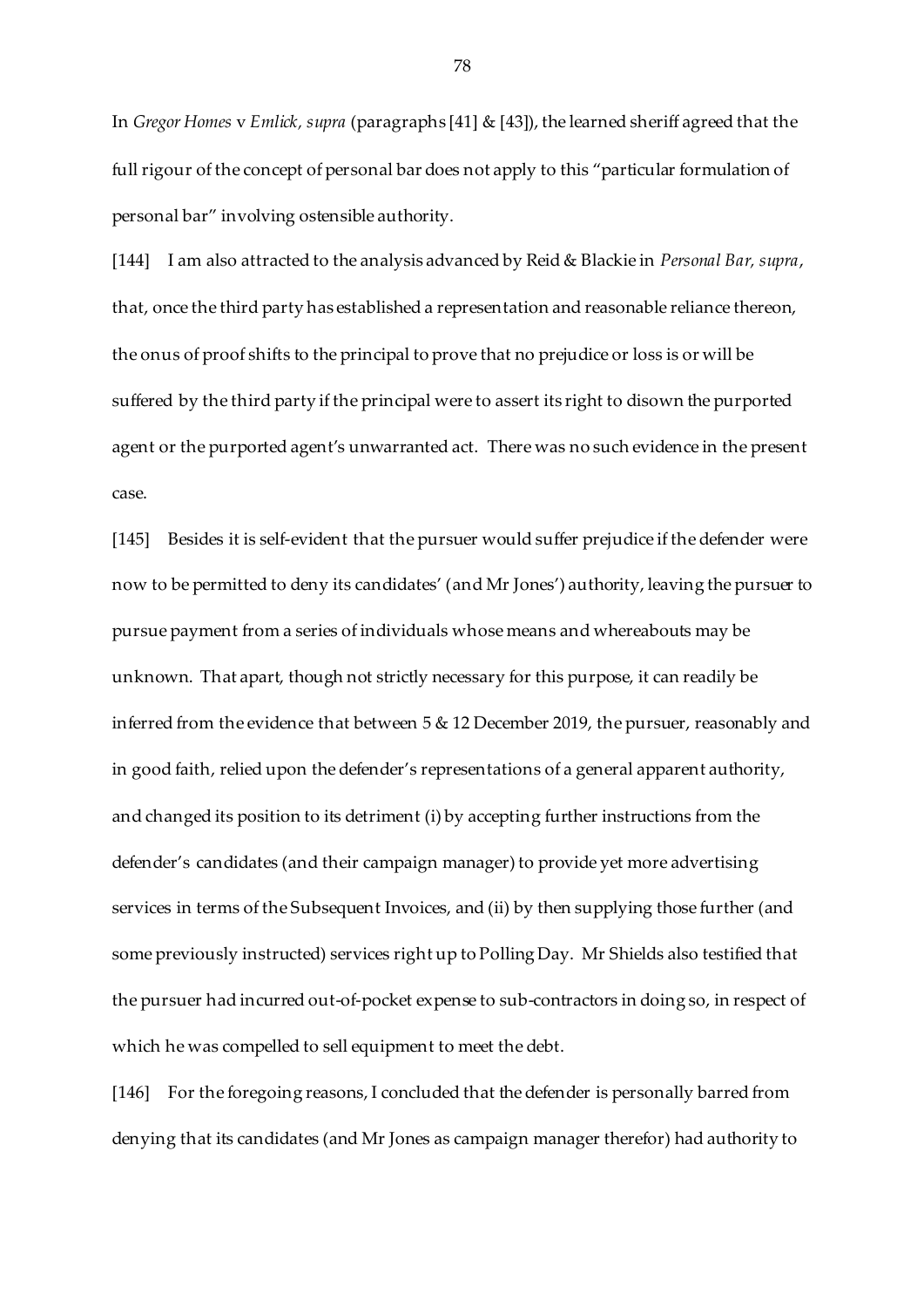In *Gregor Homes* v *Emlick, supra* (paragraphs [41] & [43]), the learned sheriff agreed that the full rigour of the concept of personal bar does not apply to this "particular formulation of personal bar" involving ostensible authority.

[144] I am also attracted to the analysis advanced by Reid & Blackie in *Personal Bar, supra*, that, once the third party has established a representation and reasonable reliance thereon, the onus of proof shifts to the principal to prove that no prejudice or loss is or will be suffered by the third party if the principal were to assert its right to disown the purported agent or the purported agent's unwarranted act. There was no such evidence in the present case.

[145] Besides it is self-evident that the pursuer would suffer prejudice if the defender were now to be permitted to deny its candidates' (and Mr Jones') authority, leaving the pursuer to pursue payment from a series of individuals whose means and whereabouts may be unknown. That apart, though not strictly necessary for this purpose, it can readily be inferred from the evidence that between 5 & 12 December 2019, the pursuer, reasonably and in good faith, relied upon the defender's representations of a general apparent authority, and changed its position to its detriment (i) by accepting further instructions from the defender's candidates (and their campaign manager) to provide yet more advertising services in terms of the Subsequent Invoices, and (ii) by then supplying those further (and some previously instructed) services right up to Polling Day. Mr Shields also testified that the pursuer had incurred out-of-pocket expense to sub-contractors in doing so, in respect of which he was compelled to sell equipment to meet the debt.

[146] For the foregoing reasons, I concluded that the defender is personally barred from denying that its candidates (and Mr Jones as campaign manager therefor) had authority to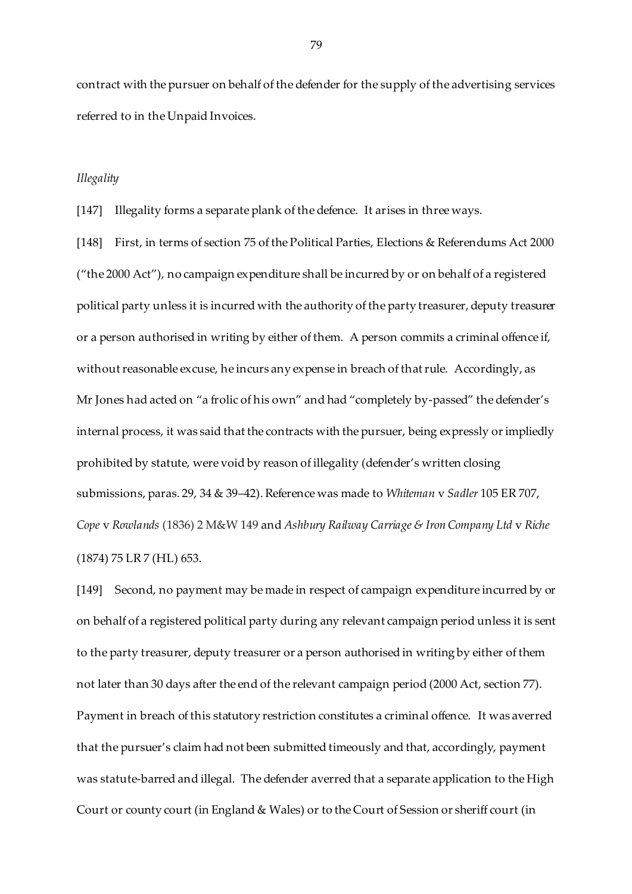contract with the pursuer on behalf of the defender for the supply of the advertising services referred to in the Unpaid Invoices.

*Illegality*

[147] Illegality forms a separate plank of the defence. It arises in three ways.

[148] First, in terms of section 75 of the Political Parties, Elections & Referendums Act 2000 ("the 2000 Act"), no campaign expenditure shall be incurred by or on behalf of a registered political party unless it is incurred with the authority of the party treasurer, deputy treasurer or a person authorised in writing by either of them. A person commits a criminal offence if, without reasonable excuse, he incurs any expense in breach of that rule. Accordingly, as Mr Jones had acted on "a frolic of his own" and had "completely by-passed" the defender's internal process, it was said that the contracts with the pursuer, being expressly or impliedly prohibited by statute, were void by reason of illegality (defender's written closing submissions, paras. 29, 34 & 39–42). Reference was made to *Whiteman* v *Sadler* 105 ER 707, *Cope* v *Rowlands* (1836) 2 M&W 149 and *Ashbury Railway Carriage & Iron Company Ltd* v *Riche* (1874) 75 LR 7 (HL) 653.

[149] Second, no payment may be made in respect of campaign expenditure incurred by or on behalf of a registered political party during any relevant campaign period unless it is sent to the party treasurer, deputy treasurer or a person authorised in writing by either of them not later than 30 days after the end of the relevant campaign period (2000 Act, section 77). Payment in breach of this statutory restriction constitutes a criminal offence. It was averred that the pursuer's claim had not been submitted timeously and that, accordingly, payment was statute-barred and illegal. The defender averred that a separate application to the High Court or county court (in England & Wales) or to the Court of Session or sheriff court (in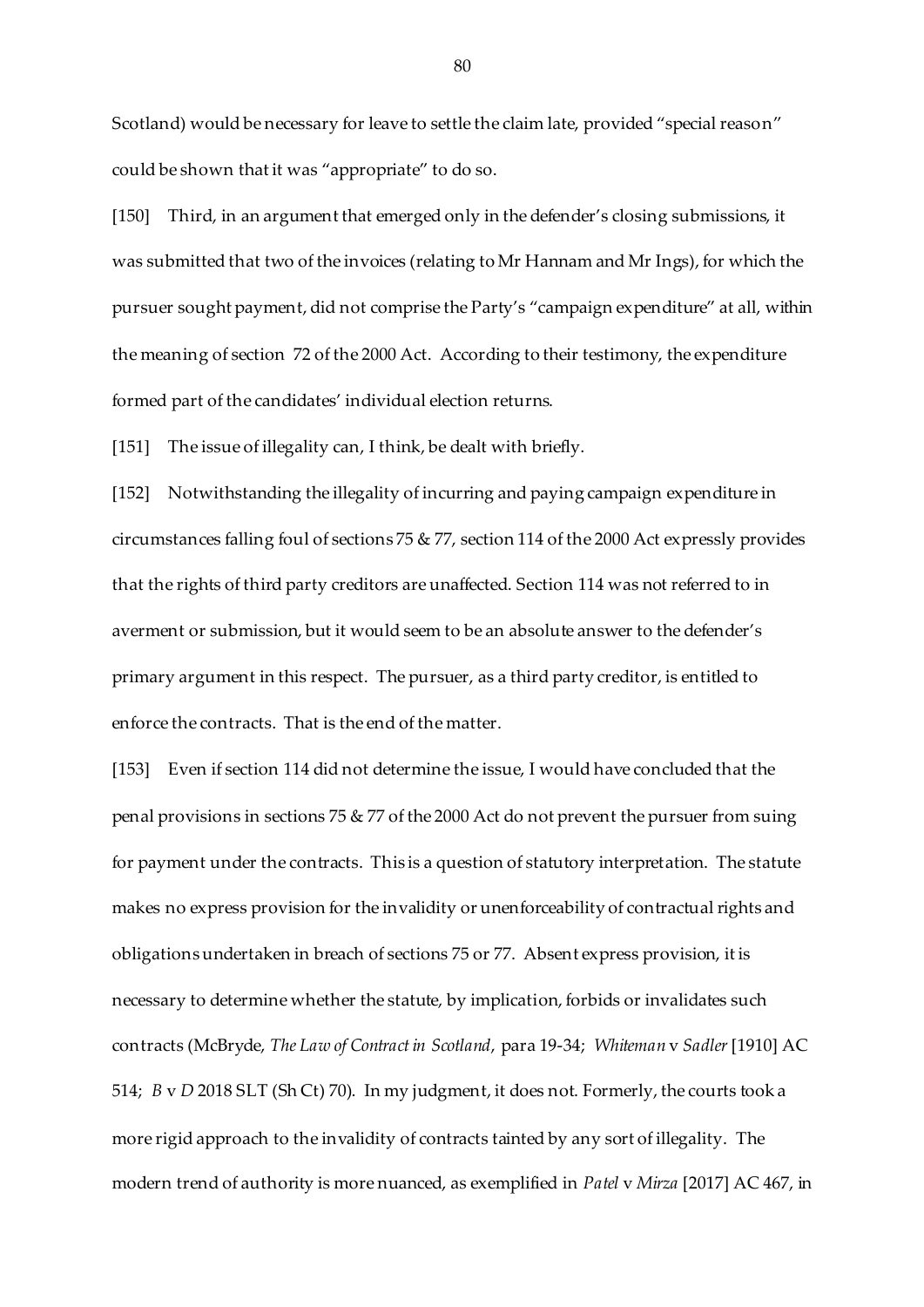Scotland) would be necessary for leave to settle the claim late, provided "special reason" could be shown that it was "appropriate" to do so.

[150] Third, in an argument that emerged only in the defender's closing submissions, it was submitted that two of the invoices (relating to Mr Hannam and Mr Ings), for which the pursuer sought payment, did not comprise the Party's "campaign expenditure" at all, within the meaning of section 72 of the 2000 Act. According to their testimony, the expenditure formed part of the candidates' individual election returns.

[151] The issue of illegality can, I think, be dealt with briefly.

[152] Notwithstanding the illegality of incurring and paying campaign expenditure in circumstances falling foul of sections 75 & 77, section 114 of the 2000 Act expressly provides that the rights of third party creditors are unaffected. Section 114 was not referred to in averment or submission, but it would seem to be an absolute answer to the defender's primary argument in this respect. The pursuer, as a third party creditor, is entitled to enforce the contracts. That is the end of the matter.

[153] Even if section 114 did not determine the issue, I would have concluded that the penal provisions in sections 75 & 77 of the 2000 Act do not prevent the pursuer from suing for payment under the contracts. This is a question of statutory interpretation. The statute makes no express provision for the invalidity or unenforceability of contractual rights and obligations undertaken in breach of sections 75 or 77. Absent express provision, it is necessary to determine whether the statute, by implication, forbids or invalidates such contracts (McBryde, *The Law of Contract in Scotland*, para 19-34; *Whiteman* v *Sadler* [1910] AC 514; *B* v *D* 2018 SLT (Sh Ct) 70). In my judgment, it does not. Formerly, the courts took a more rigid approach to the invalidity of contracts tainted by any sort of illegality. The modern trend of authority is more nuanced, as exemplified in *Patel* v *Mirza* [2017] AC 467, in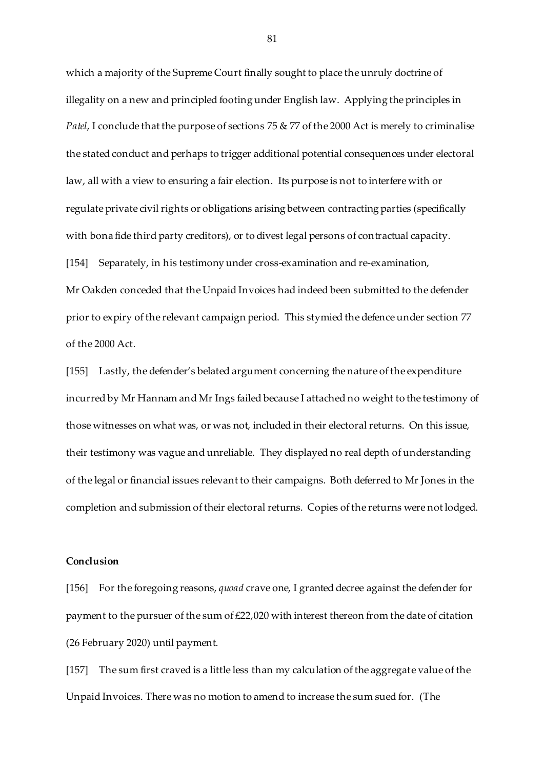which a majority of the Supreme Court finally sought to place the unruly doctrine of illegality on a new and principled footing under English law. Applying the principles in *Patel*, I conclude that the purpose of sections 75 & 77 of the 2000 Act is merely to criminalise the stated conduct and perhaps to trigger additional potential consequences under electoral law, all with a view to ensuring a fair election. Its purpose is not to interfere with or regulate private civil rights or obligations arising between contracting parties (specifically with bona fide third party creditors), or to divest legal persons of contractual capacity.

[154] Separately, in his testimony under cross-examination and re-examination, Mr Oakden conceded that the Unpaid Invoices had indeed been submitted to the defender prior to expiry of the relevant campaign period. This stymied the defence under section 77 of the 2000 Act.

[155] Lastly, the defender's belated argument concerning the nature of the expenditure incurred by Mr Hannam and Mr Ings failed because I attached no weight to the testimony of those witnesses on what was, or was not, included in their electoral returns. On this issue, their testimony was vague and unreliable. They displayed no real depth of understanding of the legal or financial issues relevant to their campaigns. Both deferred to Mr Jones in the completion and submission of their electoral returns. Copies of the returns were not lodged.

**Conclusion**

[156] For the foregoing reasons, *quoad* crave one, I granted decree against the defender for payment to the pursuer of the sum of £22,020 with interest thereon from the date of citation (26 February 2020) until payment.

[157] The sum first craved is a little less than my calculation of the aggregate value of the Unpaid Invoices. There was no motion to amend to increase the sum sued for. (The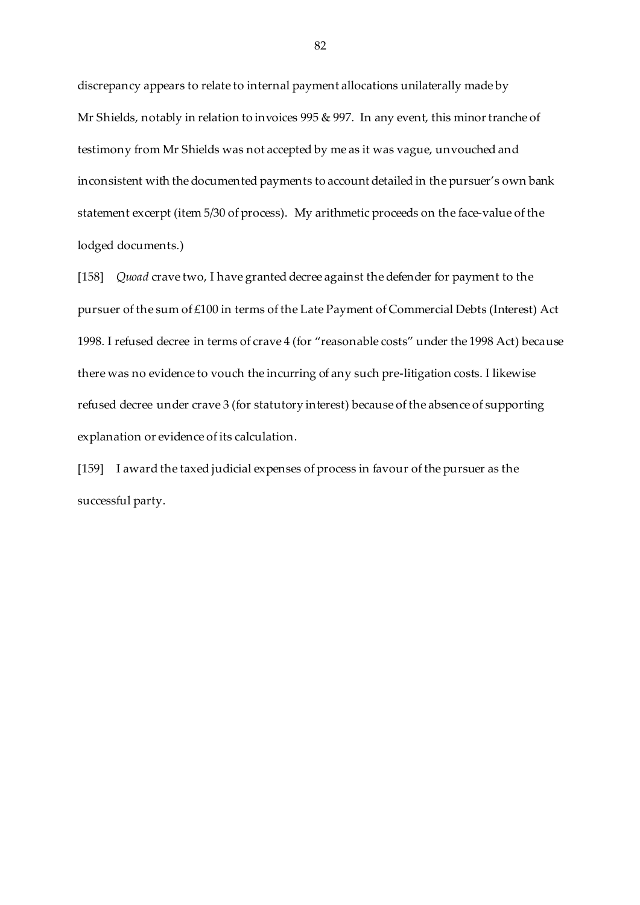discrepancy appears to relate to internal payment allocations unilaterally made by Mr Shields, notably in relation to invoices 995 & 997. In any event, this minor tranche of testimony from Mr Shields was not accepted by me as it was vague, unvouched and inconsistent with the documented payments to account detailed in the pursuer's own bank statement excerpt (item 5/30 of process). My arithmetic proceeds on the face-value of the lodged documents.)

[158] *Quoad* crave two, I have granted decree against the defender for payment to the pursuer of the sum of £100 in terms of the Late Payment of Commercial Debts (Interest) Act 1998. I refused decree in terms of crave 4 (for "reasonable costs" under the 1998 Act) because there was no evidence to vouch the incurring of any such pre-litigation costs. I likewise refused decree under crave 3 (for statutory interest) because of the absence of supporting explanation or evidence of its calculation.

[159] I award the taxed judicial expenses of process in favour of the pursuer as the successful party.